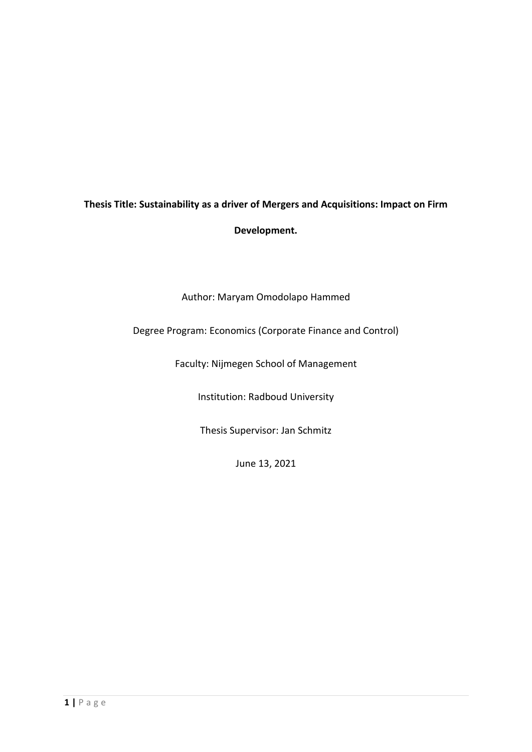**Thesis Title: Sustainability as a driver of Mergers and Acquisitions: Impact on Firm Development.**

Author: Maryam Omodolapo Hammed

Degree Program: Economics (Corporate Finance and Control)

Faculty: Nijmegen School of Management

Institution: Radboud University

Thesis Supervisor: Jan Schmitz

June 13, 2021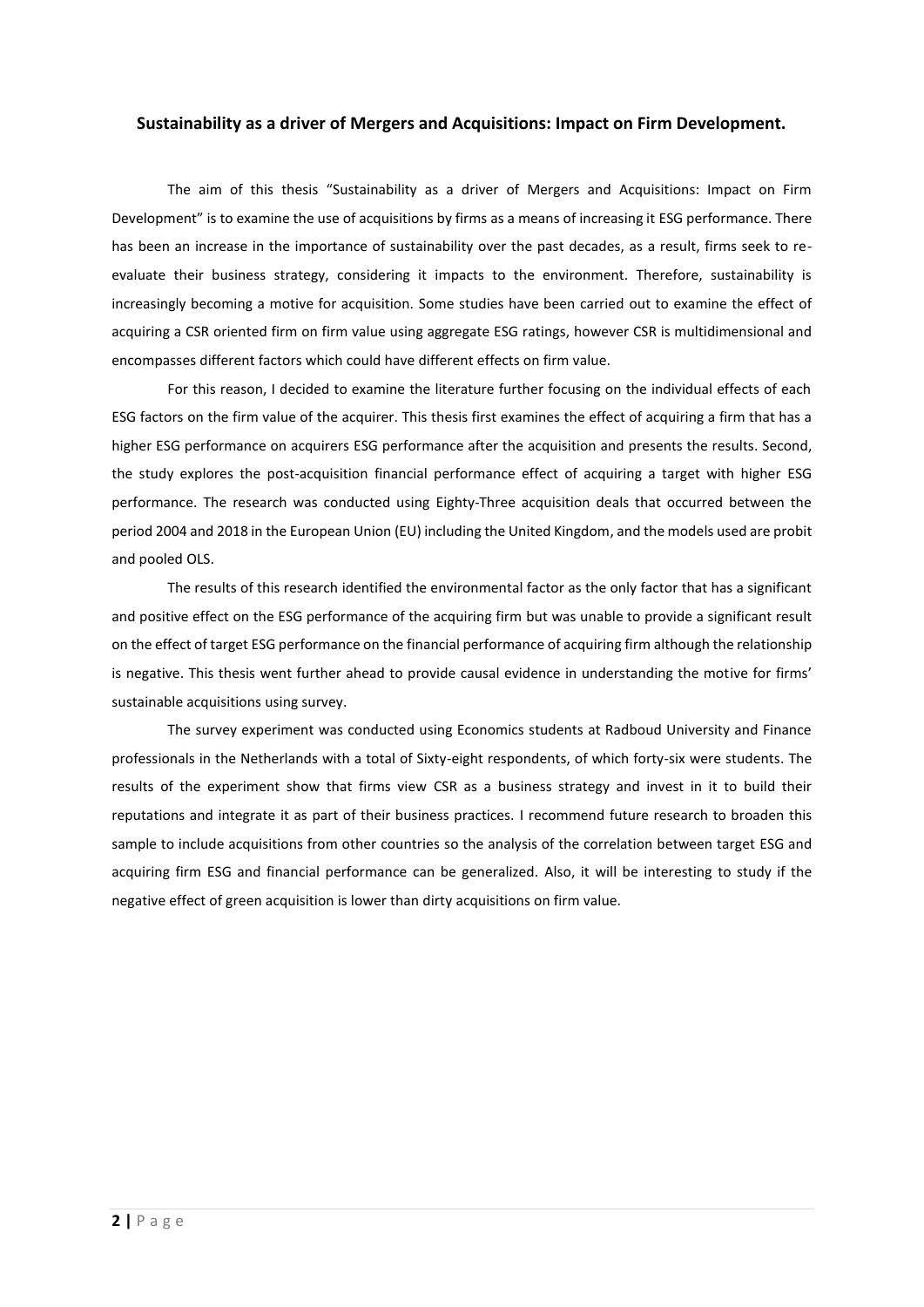**Sustainability as a driver of Mergers and Acquisitions: Impact on Firm Development.**

The aim of this thesis "Sustainability as a driver of Mergers and Acquisitions: Impact on Firm Development" is to examine the use of acquisitions by firms as a means of increasing it ESG performance. There has been an increase in the importance of sustainability over the past decades, as a result, firms seek to re-evaluate their business strategy, considering it impacts to the environment. Therefore, sustainability is increasingly becoming a motive for acquisition. Some studies have been carried out to examine the effect of acquiring a CSR oriented firm on firm value using aggregate ESG ratings, however CSR is multidimensional and encompasses different factors which could have different effects on firm value.

For this reason, I decided to examine the literature further focusing on the individual effects of each ESG factors on the firm value of the acquirer. This thesis first examines the effect of acquiring a firm that has a higher ESG performance on acquirers ESG performance after the acquisition and presents the results. Second, the study explores the post-acquisition financial performance effect of acquiring a target with higher ESG performance. The research was conducted using Eighty-Three acquisition deals that occurred between the period 2004 and 2018 in the European Union (EU) including the United Kingdom, and the models used are probit and pooled OLS.

The results of this research identified the environmental factor as the only factor that has a significant and positive effect on the ESG performance of the acquiring firm but was unable to provide a significant result on the effect of target ESG performance on the financial performance of acquiring firm although the relationship is negative. This thesis went further ahead to provide causal evidence in understanding the motive for firms' sustainable acquisitions using survey.

The survey experiment was conducted using Economics students at Radboud University and Finance professionals in the Netherlands with a total of Sixty-eight respondents, of which forty-six were students. The results of the experiment show that firms view CSR as a business strategy and invest in it to build their reputations and integrate it as part of their business practices. I recommend future research to broaden this sample to include acquisitions from other countries so the analysis of the correlation between target ESG and acquiring firm ESG and financial performance can be generalized. Also, it will be interesting to study if the negative effect of green acquisition is lower than dirty acquisitions on firm value.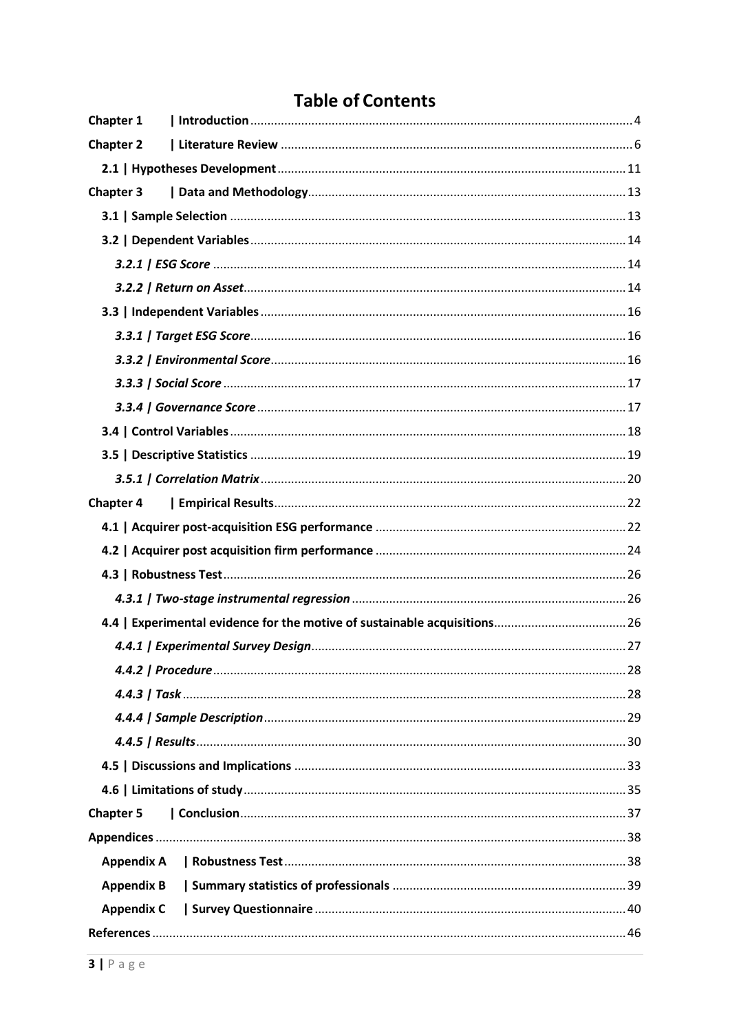# Table of Contents

**Chapter 1 | Introduction** .......... 4

**Chapter 2 | Literature Review** .......... 6

**2.1 | Hypotheses Development** .......... 11

**Chapter 3 | Data and Methodology** .......... 13

**3.1 | Sample Selection** .......... 13

**3.2 | Dependent Variables** .......... 14

***3.2.1 | ESG Score*** .......... 14

***3.2.2 | Return on Asset*** .......... 14

**3.3 | Independent Variables** .......... 16

***3.3.1 | Target ESG Score*** .......... 16

***3.3.2 | Environmental Score*** .......... 16

***3.3.3 | Social Score*** .......... 17

***3.3.4 | Governance Score*** .......... 17

**3.4 | Control Variables** .......... 18

**3.5 | Descriptive Statistics** .......... 19

***3.5.1 | Correlation Matrix*** .......... 20

**Chapter 4 | Empirical Results** .......... 22

**4.1 | Acquirer post-acquisition ESG performance** .......... 22

**4.2 | Acquirer post acquisition firm performance** .......... 24

**4.3 | Robustness Test** .......... 26

***4.3.1 | Two-stage instrumental regression*** .......... 26

**4.4 | Experimental evidence for the motive of sustainable acquisitions** .......... 26

***4.4.1 | Experimental Survey Design*** .......... 27

***4.4.2 | Procedure*** .......... 28

***4.4.3 | Task*** .......... 28

***4.4.4 | Sample Description*** .......... 29

***4.4.5 | Results*** .......... 30

**4.5 | Discussions and Implications** .......... 33

**4.6 | Limitations of study** .......... 35

**Chapter 5 | Conclusion** .......... 37

**Appendices** .......... 38

**Appendix A | Robustness Test** .......... 38

**Appendix B | Summary statistics of professionals** .......... 39

**Appendix C | Survey Questionnaire** .......... 40

**References** .......... 46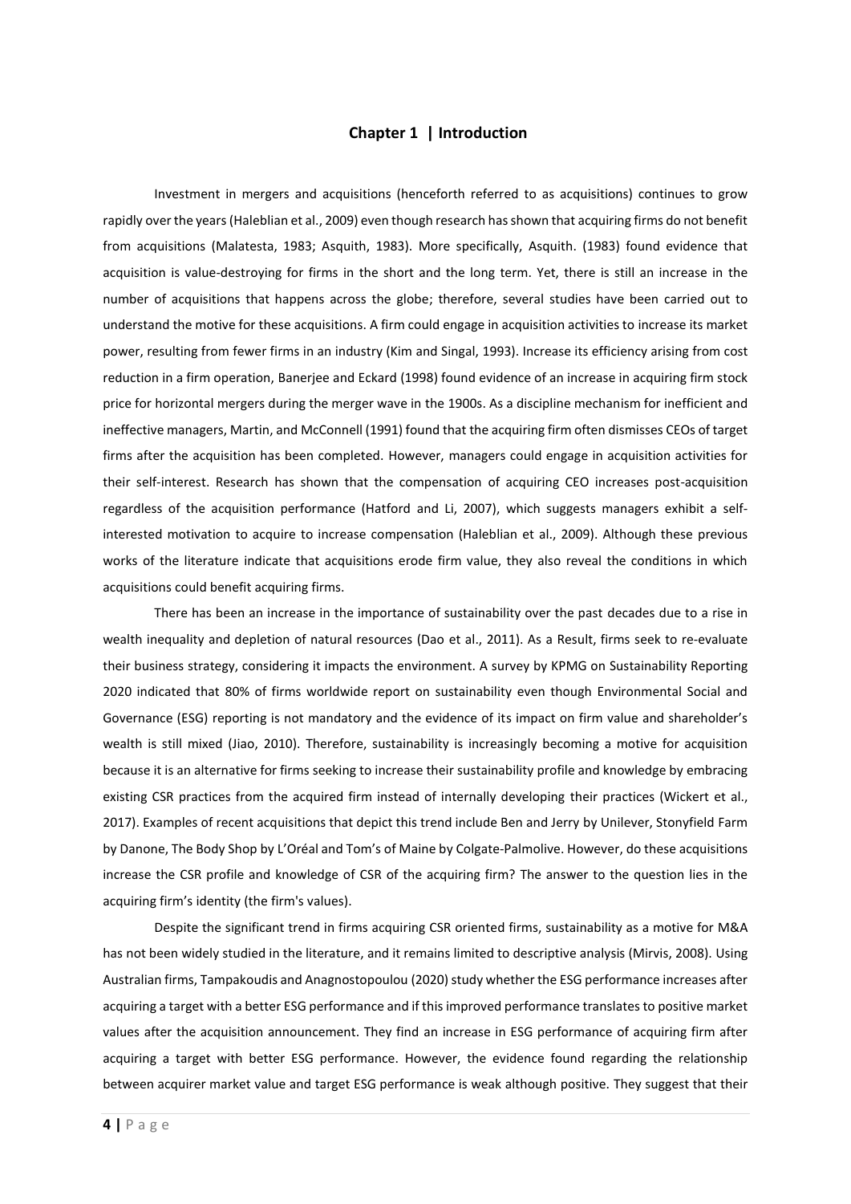# Chapter 1 | Introduction

Investment in mergers and acquisitions (henceforth referred to as acquisitions) continues to grow rapidly over the years (Haleblian et al., 2009) even though research has shown that acquiring firms do not benefit from acquisitions (Malatesta, 1983; Asquith, 1983). More specifically, Asquith. (1983) found evidence that acquisition is value-destroying for firms in the short and the long term. Yet, there is still an increase in the number of acquisitions that happens across the globe; therefore, several studies have been carried out to understand the motive for these acquisitions. A firm could engage in acquisition activities to increase its market power, resulting from fewer firms in an industry (Kim and Singal, 1993). Increase its efficiency arising from cost reduction in a firm operation, Banerjee and Eckard (1998) found evidence of an increase in acquiring firm stock price for horizontal mergers during the merger wave in the 1900s. As a discipline mechanism for inefficient and ineffective managers, Martin, and McConnell (1991) found that the acquiring firm often dismisses CEOs of target firms after the acquisition has been completed. However, managers could engage in acquisition activities for their self-interest. Research has shown that the compensation of acquiring CEO increases post-acquisition regardless of the acquisition performance (Hatford and Li, 2007), which suggests managers exhibit a self-interested motivation to acquire to increase compensation (Haleblian et al., 2009). Although these previous works of the literature indicate that acquisitions erode firm value, they also reveal the conditions in which acquisitions could benefit acquiring firms.

There has been an increase in the importance of sustainability over the past decades due to a rise in wealth inequality and depletion of natural resources (Dao et al., 2011). As a Result, firms seek to re-evaluate their business strategy, considering it impacts the environment. A survey by KPMG on Sustainability Reporting 2020 indicated that 80% of firms worldwide report on sustainability even though Environmental Social and Governance (ESG) reporting is not mandatory and the evidence of its impact on firm value and shareholder's wealth is still mixed (Jiao, 2010). Therefore, sustainability is increasingly becoming a motive for acquisition because it is an alternative for firms seeking to increase their sustainability profile and knowledge by embracing existing CSR practices from the acquired firm instead of internally developing their practices (Wickert et al., 2017). Examples of recent acquisitions that depict this trend include Ben and Jerry by Unilever, Stonyfield Farm by Danone, The Body Shop by L'Oréal and Tom's of Maine by Colgate-Palmolive. However, do these acquisitions increase the CSR profile and knowledge of CSR of the acquiring firm? The answer to the question lies in the acquiring firm's identity (the firm's values).

Despite the significant trend in firms acquiring CSR oriented firms, sustainability as a motive for M&A has not been widely studied in the literature, and it remains limited to descriptive analysis (Mirvis, 2008). Using Australian firms, Tampakoudis and Anagnostopoulou (2020) study whether the ESG performance increases after acquiring a target with a better ESG performance and if this improved performance translates to positive market values after the acquisition announcement. They find an increase in ESG performance of acquiring firm after acquiring a target with better ESG performance. However, the evidence found regarding the relationship between acquirer market value and target ESG performance is weak although positive. They suggest that their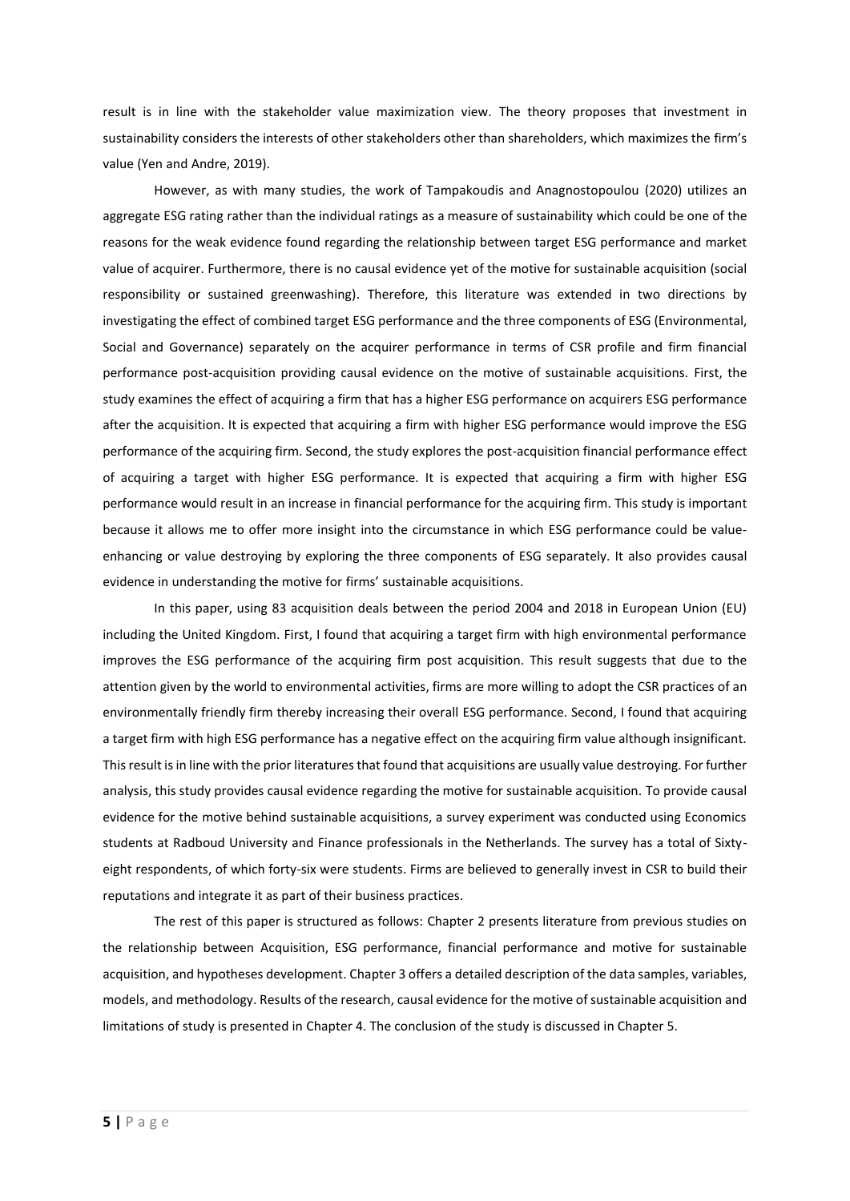result is in line with the stakeholder value maximization view. The theory proposes that investment in sustainability considers the interests of other stakeholders other than shareholders, which maximizes the firm's value (Yen and Andre, 2019).

However, as with many studies, the work of Tampakoudis and Anagnostopoulou (2020) utilizes an aggregate ESG rating rather than the individual ratings as a measure of sustainability which could be one of the reasons for the weak evidence found regarding the relationship between target ESG performance and market value of acquirer. Furthermore, there is no causal evidence yet of the motive for sustainable acquisition (social responsibility or sustained greenwashing). Therefore, this literature was extended in two directions by investigating the effect of combined target ESG performance and the three components of ESG (Environmental, Social and Governance) separately on the acquirer performance in terms of CSR profile and firm financial performance post-acquisition providing causal evidence on the motive of sustainable acquisitions. First, the study examines the effect of acquiring a firm that has a higher ESG performance on acquirers ESG performance after the acquisition. It is expected that acquiring a firm with higher ESG performance would improve the ESG performance of the acquiring firm. Second, the study explores the post-acquisition financial performance effect of acquiring a target with higher ESG performance. It is expected that acquiring a firm with higher ESG performance would result in an increase in financial performance for the acquiring firm. This study is important because it allows me to offer more insight into the circumstance in which ESG performance could be value-enhancing or value destroying by exploring the three components of ESG separately. It also provides causal evidence in understanding the motive for firms' sustainable acquisitions.

In this paper, using 83 acquisition deals between the period 2004 and 2018 in European Union (EU) including the United Kingdom. First, I found that acquiring a target firm with high environmental performance improves the ESG performance of the acquiring firm post acquisition. This result suggests that due to the attention given by the world to environmental activities, firms are more willing to adopt the CSR practices of an environmentally friendly firm thereby increasing their overall ESG performance. Second, I found that acquiring a target firm with high ESG performance has a negative effect on the acquiring firm value although insignificant. This result is in line with the prior literatures that found that acquisitions are usually value destroying. For further analysis, this study provides causal evidence regarding the motive for sustainable acquisition. To provide causal evidence for the motive behind sustainable acquisitions, a survey experiment was conducted using Economics students at Radboud University and Finance professionals in the Netherlands. The survey has a total of Sixty-eight respondents, of which forty-six were students. Firms are believed to generally invest in CSR to build their reputations and integrate it as part of their business practices.

The rest of this paper is structured as follows: Chapter 2 presents literature from previous studies on the relationship between Acquisition, ESG performance, financial performance and motive for sustainable acquisition, and hypotheses development. Chapter 3 offers a detailed description of the data samples, variables, models, and methodology. Results of the research, causal evidence for the motive of sustainable acquisition and limitations of study is presented in Chapter 4. The conclusion of the study is discussed in Chapter 5.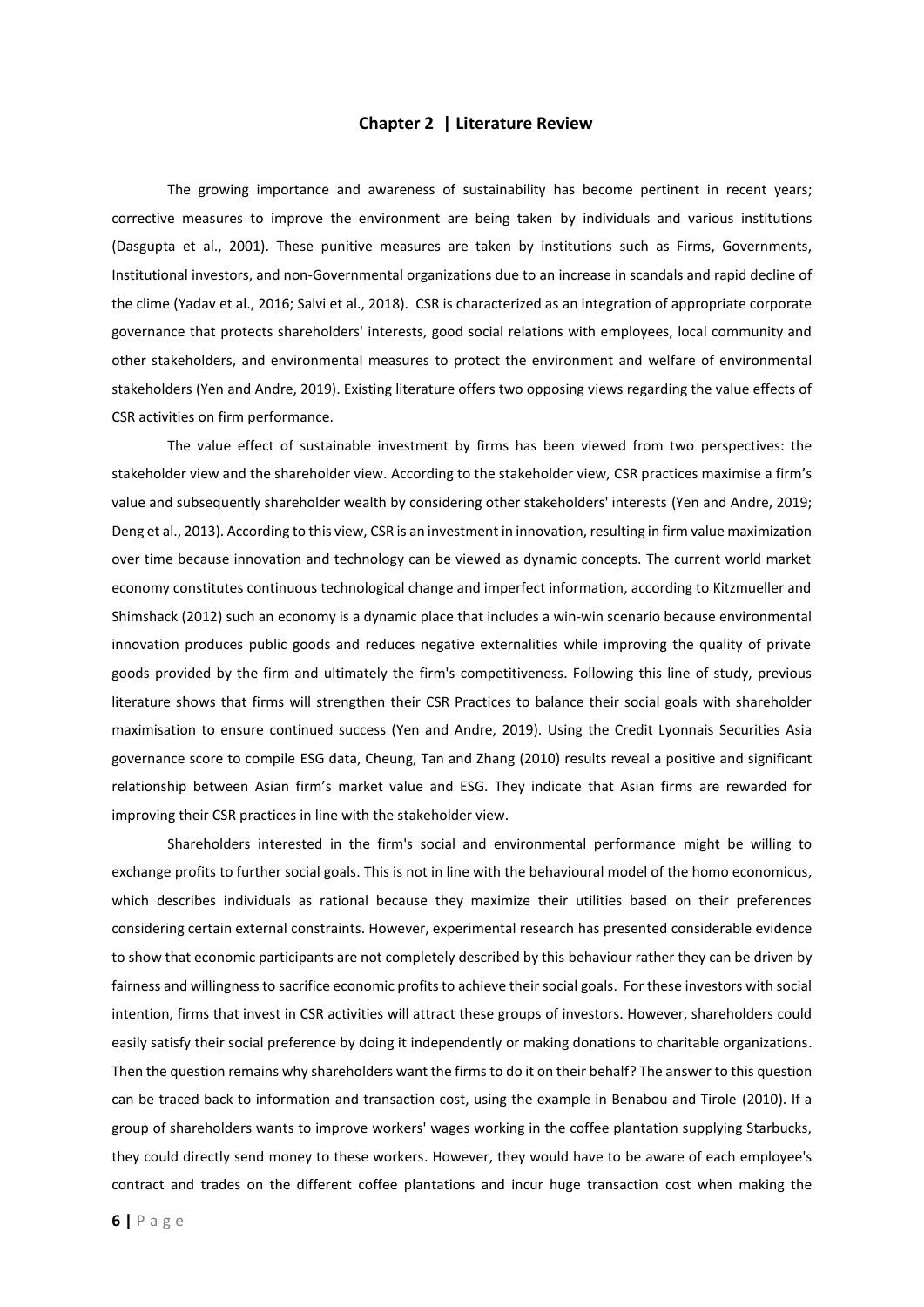## Chapter 2 | Literature Review

The growing importance and awareness of sustainability has become pertinent in recent years; corrective measures to improve the environment are being taken by individuals and various institutions (Dasgupta et al., 2001). These punitive measures are taken by institutions such as Firms, Governments, Institutional investors, and non-Governmental organizations due to an increase in scandals and rapid decline of the clime (Yadav et al., 2016; Salvi et al., 2018). CSR is characterized as an integration of appropriate corporate governance that protects shareholders' interests, good social relations with employees, local community and other stakeholders, and environmental measures to protect the environment and welfare of environmental stakeholders (Yen and Andre, 2019). Existing literature offers two opposing views regarding the value effects of CSR activities on firm performance.

The value effect of sustainable investment by firms has been viewed from two perspectives: the stakeholder view and the shareholder view. According to the stakeholder view, CSR practices maximise a firm's value and subsequently shareholder wealth by considering other stakeholders' interests (Yen and Andre, 2019; Deng et al., 2013). According to this view, CSR is an investment in innovation, resulting in firm value maximization over time because innovation and technology can be viewed as dynamic concepts. The current world market economy constitutes continuous technological change and imperfect information, according to Kitzmueller and Shimshack (2012) such an economy is a dynamic place that includes a win-win scenario because environmental innovation produces public goods and reduces negative externalities while improving the quality of private goods provided by the firm and ultimately the firm's competitiveness. Following this line of study, previous literature shows that firms will strengthen their CSR Practices to balance their social goals with shareholder maximisation to ensure continued success (Yen and Andre, 2019). Using the Credit Lyonnais Securities Asia governance score to compile ESG data, Cheung, Tan and Zhang (2010) results reveal a positive and significant relationship between Asian firm's market value and ESG. They indicate that Asian firms are rewarded for improving their CSR practices in line with the stakeholder view.

Shareholders interested in the firm's social and environmental performance might be willing to exchange profits to further social goals. This is not in line with the behavioural model of the homo economicus, which describes individuals as rational because they maximize their utilities based on their preferences considering certain external constraints. However, experimental research has presented considerable evidence to show that economic participants are not completely described by this behaviour rather they can be driven by fairness and willingness to sacrifice economic profits to achieve their social goals. For these investors with social intention, firms that invest in CSR activities will attract these groups of investors. However, shareholders could easily satisfy their social preference by doing it independently or making donations to charitable organizations. Then the question remains why shareholders want the firms to do it on their behalf? The answer to this question can be traced back to information and transaction cost, using the example in Benabou and Tirole (2010). If a group of shareholders wants to improve workers' wages working in the coffee plantation supplying Starbucks, they could directly send money to these workers. However, they would have to be aware of each employee's contract and trades on the different coffee plantations and incur huge transaction cost when making the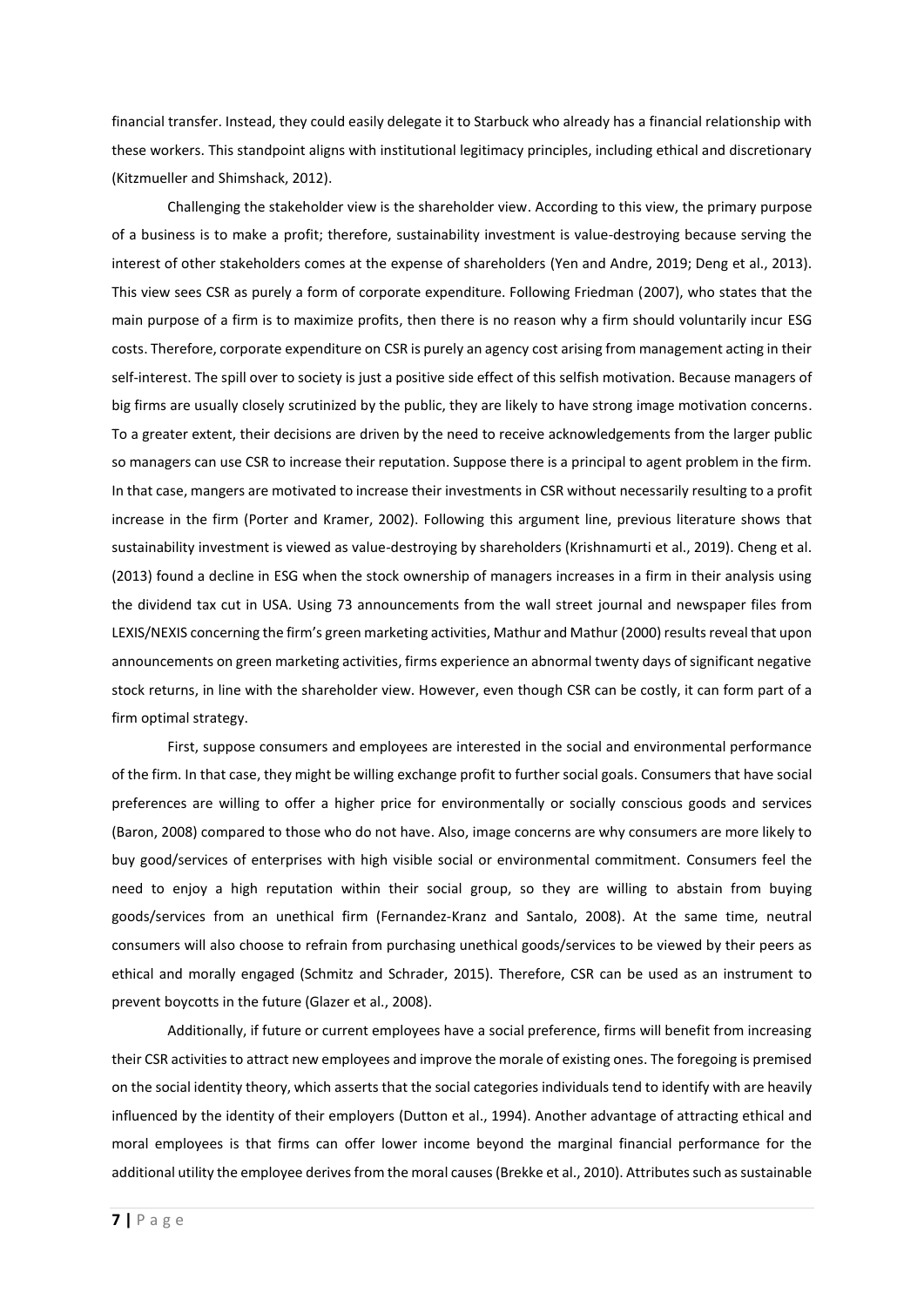financial transfer. Instead, they could easily delegate it to Starbuck who already has a financial relationship with these workers. This standpoint aligns with institutional legitimacy principles, including ethical and discretionary (Kitzmueller and Shimshack, 2012).

Challenging the stakeholder view is the shareholder view. According to this view, the primary purpose of a business is to make a profit; therefore, sustainability investment is value-destroying because serving the interest of other stakeholders comes at the expense of shareholders (Yen and Andre, 2019; Deng et al., 2013). This view sees CSR as purely a form of corporate expenditure. Following Friedman (2007), who states that the main purpose of a firm is to maximize profits, then there is no reason why a firm should voluntarily incur ESG costs. Therefore, corporate expenditure on CSR is purely an agency cost arising from management acting in their self-interest. The spill over to society is just a positive side effect of this selfish motivation. Because managers of big firms are usually closely scrutinized by the public, they are likely to have strong image motivation concerns. To a greater extent, their decisions are driven by the need to receive acknowledgements from the larger public so managers can use CSR to increase their reputation. Suppose there is a principal to agent problem in the firm. In that case, mangers are motivated to increase their investments in CSR without necessarily resulting to a profit increase in the firm (Porter and Kramer, 2002). Following this argument line, previous literature shows that sustainability investment is viewed as value-destroying by shareholders (Krishnamurti et al., 2019). Cheng et al. (2013) found a decline in ESG when the stock ownership of managers increases in a firm in their analysis using the dividend tax cut in USA. Using 73 announcements from the wall street journal and newspaper files from LEXIS/NEXIS concerning the firm's green marketing activities, Mathur and Mathur (2000) results reveal that upon announcements on green marketing activities, firms experience an abnormal twenty days of significant negative stock returns, in line with the shareholder view. However, even though CSR can be costly, it can form part of a firm optimal strategy.

First, suppose consumers and employees are interested in the social and environmental performance of the firm. In that case, they might be willing exchange profit to further social goals. Consumers that have social preferences are willing to offer a higher price for environmentally or socially conscious goods and services (Baron, 2008) compared to those who do not have. Also, image concerns are why consumers are more likely to buy good/services of enterprises with high visible social or environmental commitment. Consumers feel the need to enjoy a high reputation within their social group, so they are willing to abstain from buying goods/services from an unethical firm (Fernandez-Kranz and Santalo, 2008). At the same time, neutral consumers will also choose to refrain from purchasing unethical goods/services to be viewed by their peers as ethical and morally engaged (Schmitz and Schrader, 2015). Therefore, CSR can be used as an instrument to prevent boycotts in the future (Glazer et al., 2008).

Additionally, if future or current employees have a social preference, firms will benefit from increasing their CSR activities to attract new employees and improve the morale of existing ones. The foregoing is premised on the social identity theory, which asserts that the social categories individuals tend to identify with are heavily influenced by the identity of their employers (Dutton et al., 1994). Another advantage of attracting ethical and moral employees is that firms can offer lower income beyond the marginal financial performance for the additional utility the employee derives from the moral causes (Brekke et al., 2010). Attributes such as sustainable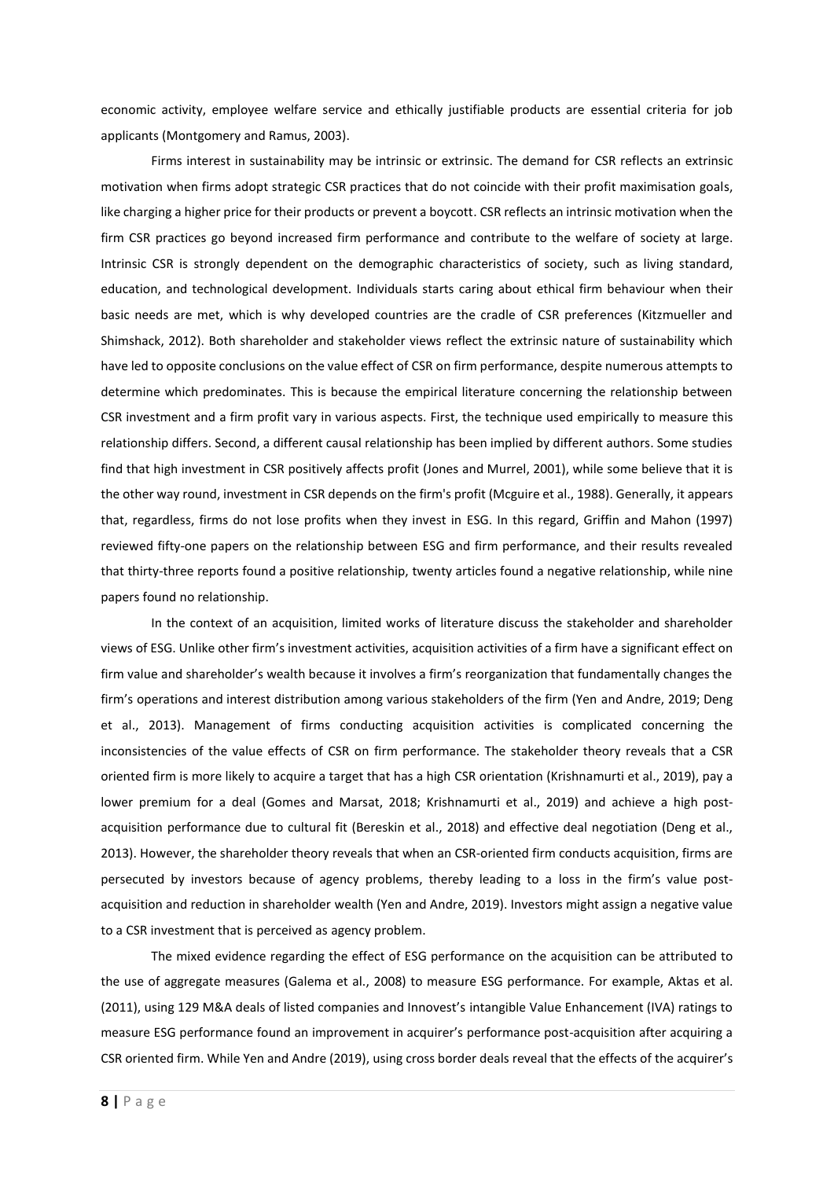economic activity, employee welfare service and ethically justifiable products are essential criteria for job applicants (Montgomery and Ramus, 2003).

Firms interest in sustainability may be intrinsic or extrinsic. The demand for CSR reflects an extrinsic motivation when firms adopt strategic CSR practices that do not coincide with their profit maximisation goals, like charging a higher price for their products or prevent a boycott. CSR reflects an intrinsic motivation when the firm CSR practices go beyond increased firm performance and contribute to the welfare of society at large. Intrinsic CSR is strongly dependent on the demographic characteristics of society, such as living standard, education, and technological development. Individuals starts caring about ethical firm behaviour when their basic needs are met, which is why developed countries are the cradle of CSR preferences (Kitzmueller and Shimshack, 2012). Both shareholder and stakeholder views reflect the extrinsic nature of sustainability which have led to opposite conclusions on the value effect of CSR on firm performance, despite numerous attempts to determine which predominates. This is because the empirical literature concerning the relationship between CSR investment and a firm profit vary in various aspects. First, the technique used empirically to measure this relationship differs. Second, a different causal relationship has been implied by different authors. Some studies find that high investment in CSR positively affects profit (Jones and Murrel, 2001), while some believe that it is the other way round, investment in CSR depends on the firm's profit (Mcguire et al., 1988). Generally, it appears that, regardless, firms do not lose profits when they invest in ESG. In this regard, Griffin and Mahon (1997) reviewed fifty-one papers on the relationship between ESG and firm performance, and their results revealed that thirty-three reports found a positive relationship, twenty articles found a negative relationship, while nine papers found no relationship.

In the context of an acquisition, limited works of literature discuss the stakeholder and shareholder views of ESG. Unlike other firm's investment activities, acquisition activities of a firm have a significant effect on firm value and shareholder's wealth because it involves a firm's reorganization that fundamentally changes the firm's operations and interest distribution among various stakeholders of the firm (Yen and Andre, 2019; Deng et al., 2013). Management of firms conducting acquisition activities is complicated concerning the inconsistencies of the value effects of CSR on firm performance. The stakeholder theory reveals that a CSR oriented firm is more likely to acquire a target that has a high CSR orientation (Krishnamurti et al., 2019), pay a lower premium for a deal (Gomes and Marsat, 2018; Krishnamurti et al., 2019) and achieve a high post-acquisition performance due to cultural fit (Bereskin et al., 2018) and effective deal negotiation (Deng et al., 2013). However, the shareholder theory reveals that when an CSR-oriented firm conducts acquisition, firms are persecuted by investors because of agency problems, thereby leading to a loss in the firm's value post-acquisition and reduction in shareholder wealth (Yen and Andre, 2019). Investors might assign a negative value to a CSR investment that is perceived as agency problem.

The mixed evidence regarding the effect of ESG performance on the acquisition can be attributed to the use of aggregate measures (Galema et al., 2008) to measure ESG performance. For example, Aktas et al. (2011), using 129 M&A deals of listed companies and Innovest's intangible Value Enhancement (IVA) ratings to measure ESG performance found an improvement in acquirer's performance post-acquisition after acquiring a CSR oriented firm. While Yen and Andre (2019), using cross border deals reveal that the effects of the acquirer's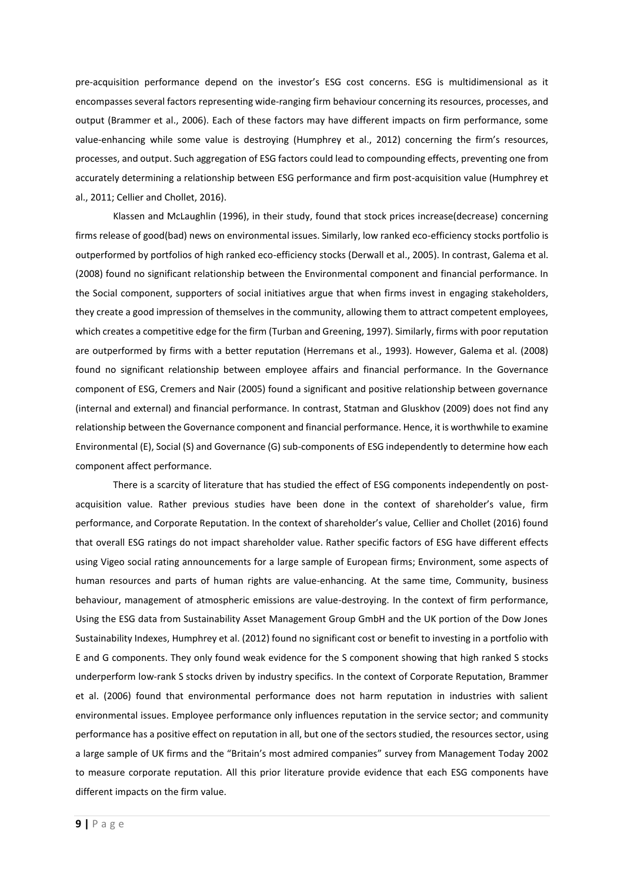pre-acquisition performance depend on the investor's ESG cost concerns. ESG is multidimensional as it encompasses several factors representing wide-ranging firm behaviour concerning its resources, processes, and output (Brammer et al., 2006). Each of these factors may have different impacts on firm performance, some value-enhancing while some value is destroying (Humphrey et al., 2012) concerning the firm's resources, processes, and output. Such aggregation of ESG factors could lead to compounding effects, preventing one from accurately determining a relationship between ESG performance and firm post-acquisition value (Humphrey et al., 2011; Cellier and Chollet, 2016).

Klassen and McLaughlin (1996), in their study, found that stock prices increase(decrease) concerning firms release of good(bad) news on environmental issues. Similarly, low ranked eco-efficiency stocks portfolio is outperformed by portfolios of high ranked eco-efficiency stocks (Derwall et al., 2005). In contrast, Galema et al. (2008) found no significant relationship between the Environmental component and financial performance. In the Social component, supporters of social initiatives argue that when firms invest in engaging stakeholders, they create a good impression of themselves in the community, allowing them to attract competent employees, which creates a competitive edge for the firm (Turban and Greening, 1997). Similarly, firms with poor reputation are outperformed by firms with a better reputation (Herremans et al., 1993). However, Galema et al. (2008) found no significant relationship between employee affairs and financial performance. In the Governance component of ESG, Cremers and Nair (2005) found a significant and positive relationship between governance (internal and external) and financial performance. In contrast, Statman and Gluskhov (2009) does not find any relationship between the Governance component and financial performance. Hence, it is worthwhile to examine Environmental (E), Social (S) and Governance (G) sub-components of ESG independently to determine how each component affect performance.

There is a scarcity of literature that has studied the effect of ESG components independently on post-acquisition value. Rather previous studies have been done in the context of shareholder's value, firm performance, and Corporate Reputation. In the context of shareholder's value, Cellier and Chollet (2016) found that overall ESG ratings do not impact shareholder value. Rather specific factors of ESG have different effects using Vigeo social rating announcements for a large sample of European firms; Environment, some aspects of human resources and parts of human rights are value-enhancing. At the same time, Community, business behaviour, management of atmospheric emissions are value-destroying. In the context of firm performance, Using the ESG data from Sustainability Asset Management Group GmbH and the UK portion of the Dow Jones Sustainability Indexes, Humphrey et al. (2012) found no significant cost or benefit to investing in a portfolio with E and G components. They only found weak evidence for the S component showing that high ranked S stocks underperform low-rank S stocks driven by industry specifics. In the context of Corporate Reputation, Brammer et al. (2006) found that environmental performance does not harm reputation in industries with salient environmental issues. Employee performance only influences reputation in the service sector; and community performance has a positive effect on reputation in all, but one of the sectors studied, the resources sector, using a large sample of UK firms and the "Britain's most admired companies" survey from Management Today 2002 to measure corporate reputation. All this prior literature provide evidence that each ESG components have different impacts on the firm value.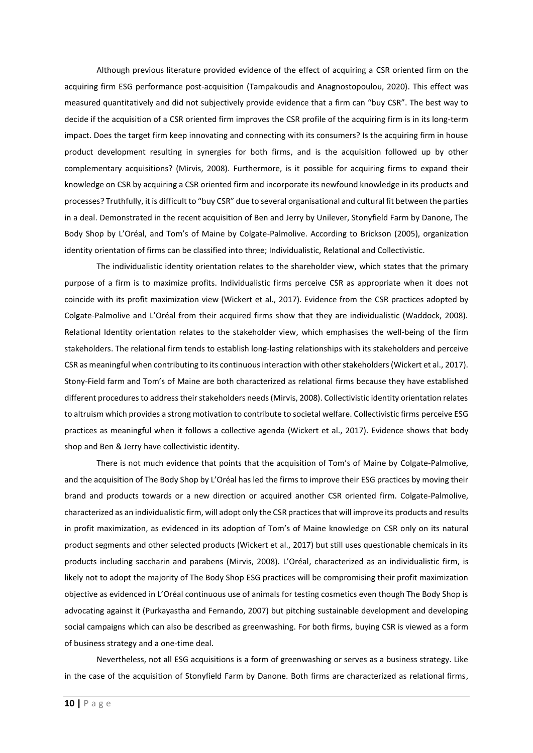Although previous literature provided evidence of the effect of acquiring a CSR oriented firm on the acquiring firm ESG performance post-acquisition (Tampakoudis and Anagnostopoulou, 2020). This effect was measured quantitatively and did not subjectively provide evidence that a firm can "buy CSR". The best way to decide if the acquisition of a CSR oriented firm improves the CSR profile of the acquiring firm is in its long-term impact. Does the target firm keep innovating and connecting with its consumers? Is the acquiring firm in house product development resulting in synergies for both firms, and is the acquisition followed up by other complementary acquisitions? (Mirvis, 2008). Furthermore, is it possible for acquiring firms to expand their knowledge on CSR by acquiring a CSR oriented firm and incorporate its newfound knowledge in its products and processes? Truthfully, it is difficult to "buy CSR" due to several organisational and cultural fit between the parties in a deal. Demonstrated in the recent acquisition of Ben and Jerry by Unilever, Stonyfield Farm by Danone, The Body Shop by L'Oréal, and Tom's of Maine by Colgate-Palmolive. According to Brickson (2005), organization identity orientation of firms can be classified into three; Individualistic, Relational and Collectivistic.

The individualistic identity orientation relates to the shareholder view, which states that the primary purpose of a firm is to maximize profits. Individualistic firms perceive CSR as appropriate when it does not coincide with its profit maximization view (Wickert et al., 2017). Evidence from the CSR practices adopted by Colgate-Palmolive and L'Oréal from their acquired firms show that they are individualistic (Waddock, 2008). Relational Identity orientation relates to the stakeholder view, which emphasises the well-being of the firm stakeholders. The relational firm tends to establish long-lasting relationships with its stakeholders and perceive CSR as meaningful when contributing to its continuous interaction with other stakeholders (Wickert et al., 2017). Stony-Field farm and Tom's of Maine are both characterized as relational firms because they have established different procedures to address their stakeholders needs (Mirvis, 2008). Collectivistic identity orientation relates to altruism which provides a strong motivation to contribute to societal welfare. Collectivistic firms perceive ESG practices as meaningful when it follows a collective agenda (Wickert et al., 2017). Evidence shows that body shop and Ben & Jerry have collectivistic identity.

There is not much evidence that points that the acquisition of Tom's of Maine by Colgate-Palmolive, and the acquisition of The Body Shop by L'Oréal has led the firms to improve their ESG practices by moving their brand and products towards or a new direction or acquired another CSR oriented firm. Colgate-Palmolive, characterized as an individualistic firm, will adopt only the CSR practices that will improve its products and results in profit maximization, as evidenced in its adoption of Tom's of Maine knowledge on CSR only on its natural product segments and other selected products (Wickert et al., 2017) but still uses questionable chemicals in its products including saccharin and parabens (Mirvis, 2008). L'Oréal, characterized as an individualistic firm, is likely not to adopt the majority of The Body Shop ESG practices will be compromising their profit maximization objective as evidenced in L'Oréal continuous use of animals for testing cosmetics even though The Body Shop is advocating against it (Purkayastha and Fernando, 2007) but pitching sustainable development and developing social campaigns which can also be described as greenwashing. For both firms, buying CSR is viewed as a form of business strategy and a one-time deal.

Nevertheless, not all ESG acquisitions is a form of greenwashing or serves as a business strategy. Like in the case of the acquisition of Stonyfield Farm by Danone. Both firms are characterized as relational firms,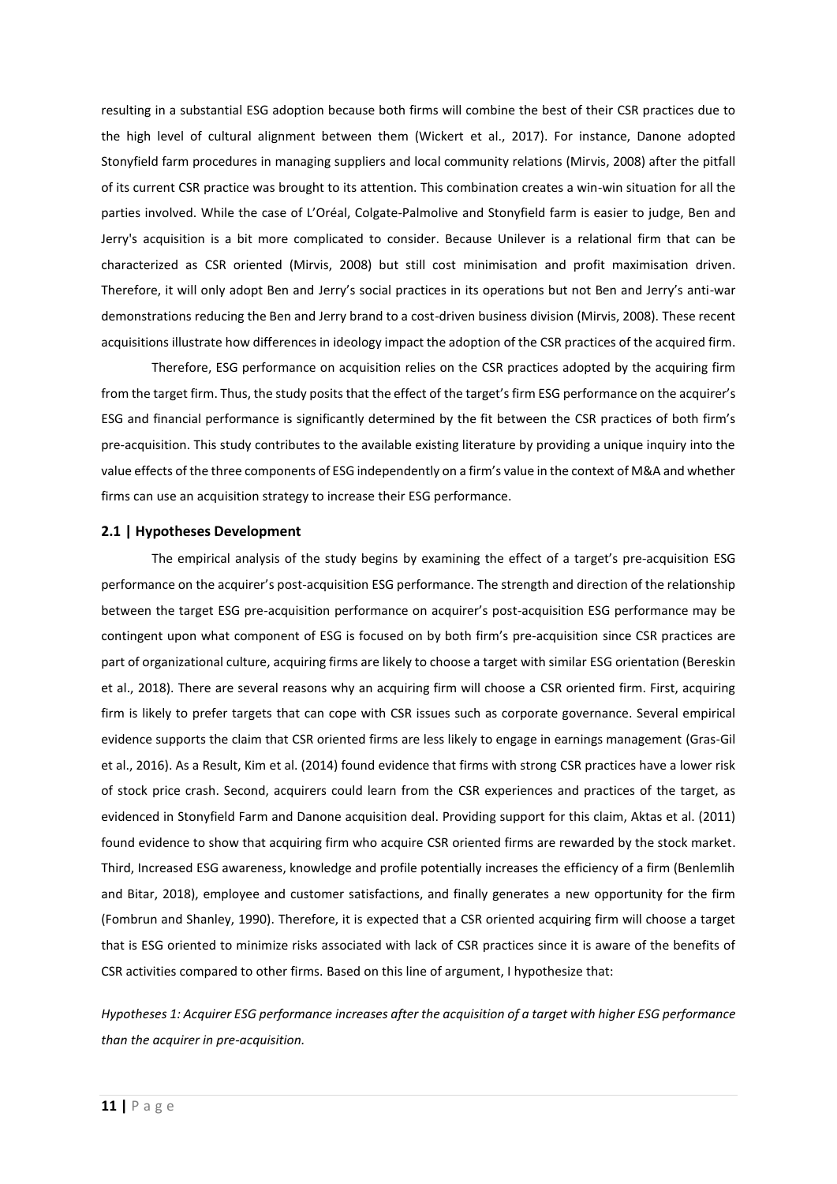resulting in a substantial ESG adoption because both firms will combine the best of their CSR practices due to the high level of cultural alignment between them (Wickert et al., 2017). For instance, Danone adopted Stonyfield farm procedures in managing suppliers and local community relations (Mirvis, 2008) after the pitfall of its current CSR practice was brought to its attention. This combination creates a win-win situation for all the parties involved. While the case of L'Oréal, Colgate-Palmolive and Stonyfield farm is easier to judge, Ben and Jerry's acquisition is a bit more complicated to consider. Because Unilever is a relational firm that can be characterized as CSR oriented (Mirvis, 2008) but still cost minimisation and profit maximisation driven. Therefore, it will only adopt Ben and Jerry's social practices in its operations but not Ben and Jerry's anti-war demonstrations reducing the Ben and Jerry brand to a cost-driven business division (Mirvis, 2008). These recent acquisitions illustrate how differences in ideology impact the adoption of the CSR practices of the acquired firm.

Therefore, ESG performance on acquisition relies on the CSR practices adopted by the acquiring firm from the target firm. Thus, the study posits that the effect of the target's firm ESG performance on the acquirer's ESG and financial performance is significantly determined by the fit between the CSR practices of both firm's pre-acquisition. This study contributes to the available existing literature by providing a unique inquiry into the value effects of the three components of ESG independently on a firm's value in the context of M&A and whether firms can use an acquisition strategy to increase their ESG performance.

## 2.1 | Hypotheses Development

The empirical analysis of the study begins by examining the effect of a target's pre-acquisition ESG performance on the acquirer's post-acquisition ESG performance. The strength and direction of the relationship between the target ESG pre-acquisition performance on acquirer's post-acquisition ESG performance may be contingent upon what component of ESG is focused on by both firm's pre-acquisition since CSR practices are part of organizational culture, acquiring firms are likely to choose a target with similar ESG orientation (Bereskin et al., 2018). There are several reasons why an acquiring firm will choose a CSR oriented firm. First, acquiring firm is likely to prefer targets that can cope with CSR issues such as corporate governance. Several empirical evidence supports the claim that CSR oriented firms are less likely to engage in earnings management (Gras-Gil et al., 2016). As a Result, Kim et al. (2014) found evidence that firms with strong CSR practices have a lower risk of stock price crash. Second, acquirers could learn from the CSR experiences and practices of the target, as evidenced in Stonyfield Farm and Danone acquisition deal. Providing support for this claim, Aktas et al. (2011) found evidence to show that acquiring firm who acquire CSR oriented firms are rewarded by the stock market. Third, Increased ESG awareness, knowledge and profile potentially increases the efficiency of a firm (Benlemlih and Bitar, 2018), employee and customer satisfactions, and finally generates a new opportunity for the firm (Fombrun and Shanley, 1990). Therefore, it is expected that a CSR oriented acquiring firm will choose a target that is ESG oriented to minimize risks associated with lack of CSR practices since it is aware of the benefits of CSR activities compared to other firms. Based on this line of argument, I hypothesize that:

*Hypotheses 1: Acquirer ESG performance increases after the acquisition of a target with higher ESG performance than the acquirer in pre-acquisition.*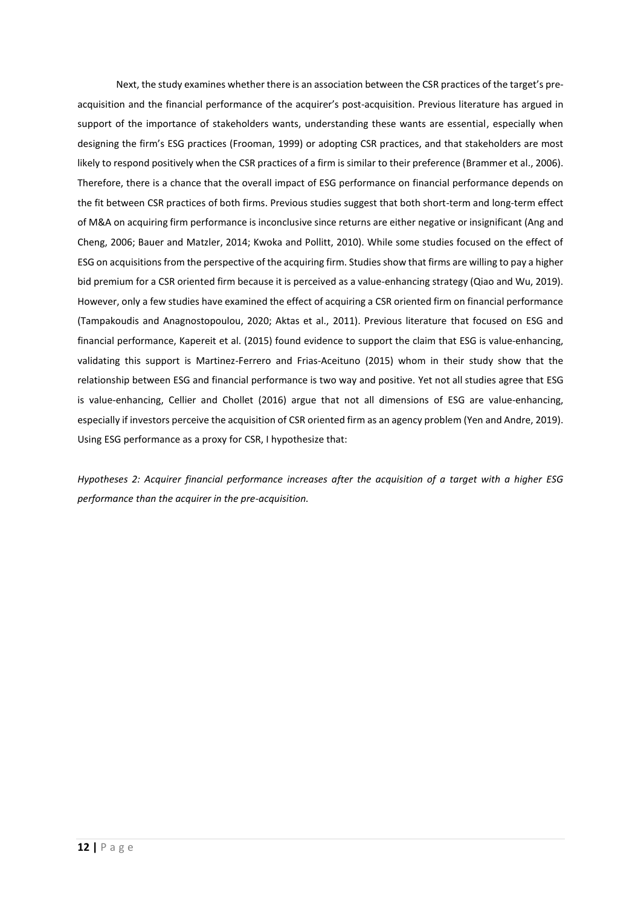Next, the study examines whether there is an association between the CSR practices of the target's pre-acquisition and the financial performance of the acquirer's post-acquisition. Previous literature has argued in support of the importance of stakeholders wants, understanding these wants are essential, especially when designing the firm's ESG practices (Frooman, 1999) or adopting CSR practices, and that stakeholders are most likely to respond positively when the CSR practices of a firm is similar to their preference (Brammer et al., 2006). Therefore, there is a chance that the overall impact of ESG performance on financial performance depends on the fit between CSR practices of both firms. Previous studies suggest that both short-term and long-term effect of M&A on acquiring firm performance is inconclusive since returns are either negative or insignificant (Ang and Cheng, 2006; Bauer and Matzler, 2014; Kwoka and Pollitt, 2010). While some studies focused on the effect of ESG on acquisitions from the perspective of the acquiring firm. Studies show that firms are willing to pay a higher bid premium for a CSR oriented firm because it is perceived as a value-enhancing strategy (Qiao and Wu, 2019). However, only a few studies have examined the effect of acquiring a CSR oriented firm on financial performance (Tampakoudis and Anagnostopoulou, 2020; Aktas et al., 2011). Previous literature that focused on ESG and financial performance, Kapereit et al. (2015) found evidence to support the claim that ESG is value-enhancing, validating this support is Martinez-Ferrero and Frias-Aceituno (2015) whom in their study show that the relationship between ESG and financial performance is two way and positive. Yet not all studies agree that ESG is value-enhancing, Cellier and Chollet (2016) argue that not all dimensions of ESG are value-enhancing, especially if investors perceive the acquisition of CSR oriented firm as an agency problem (Yen and Andre, 2019). Using ESG performance as a proxy for CSR, I hypothesize that:

*Hypotheses 2: Acquirer financial performance increases after the acquisition of a target with a higher ESG performance than the acquirer in the pre-acquisition.*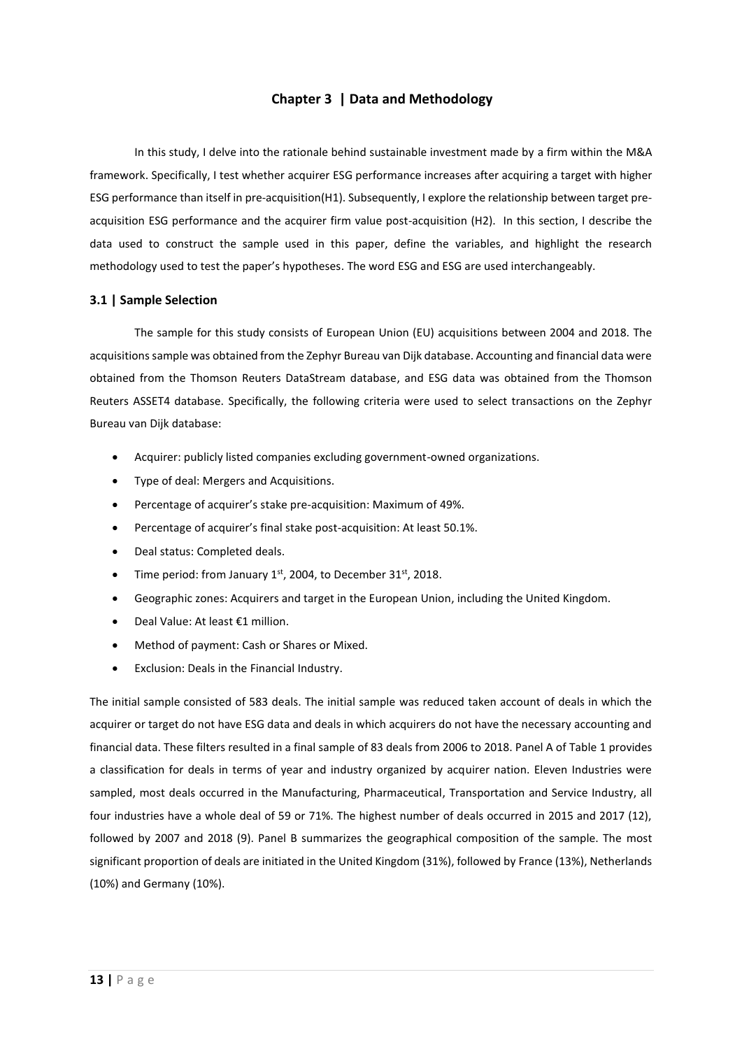# Chapter 3 | Data and Methodology

In this study, I delve into the rationale behind sustainable investment made by a firm within the M&A framework. Specifically, I test whether acquirer ESG performance increases after acquiring a target with higher ESG performance than itself in pre-acquisition(H1). Subsequently, I explore the relationship between target pre-acquisition ESG performance and the acquirer firm value post-acquisition (H2). In this section, I describe the data used to construct the sample used in this paper, define the variables, and highlight the research methodology used to test the paper's hypotheses. The word ESG and ESG are used interchangeably.

## 3.1 | Sample Selection

The sample for this study consists of European Union (EU) acquisitions between 2004 and 2018. The acquisitions sample was obtained from the Zephyr Bureau van Dijk database. Accounting and financial data were obtained from the Thomson Reuters DataStream database, and ESG data was obtained from the Thomson Reuters ASSET4 database. Specifically, the following criteria were used to select transactions on the Zephyr Bureau van Dijk database:

- Acquirer: publicly listed companies excluding government-owned organizations.
- Type of deal: Mergers and Acquisitions.
- Percentage of acquirer's stake pre-acquisition: Maximum of 49%.
- Percentage of acquirer's final stake post-acquisition: At least 50.1%.
- Deal status: Completed deals.
- Time period: from January 1st, 2004, to December 31st, 2018.
- Geographic zones: Acquirers and target in the European Union, including the United Kingdom.
- Deal Value: At least €1 million.
- Method of payment: Cash or Shares or Mixed.
- Exclusion: Deals in the Financial Industry.

The initial sample consisted of 583 deals. The initial sample was reduced taken account of deals in which the acquirer or target do not have ESG data and deals in which acquirers do not have the necessary accounting and financial data. These filters resulted in a final sample of 83 deals from 2006 to 2018. Panel A of Table 1 provides a classification for deals in terms of year and industry organized by acquirer nation. Eleven Industries were sampled, most deals occurred in the Manufacturing, Pharmaceutical, Transportation and Service Industry, all four industries have a whole deal of 59 or 71%. The highest number of deals occurred in 2015 and 2017 (12), followed by 2007 and 2018 (9). Panel B summarizes the geographical composition of the sample. The most significant proportion of deals are initiated in the United Kingdom (31%), followed by France (13%), Netherlands (10%) and Germany (10%).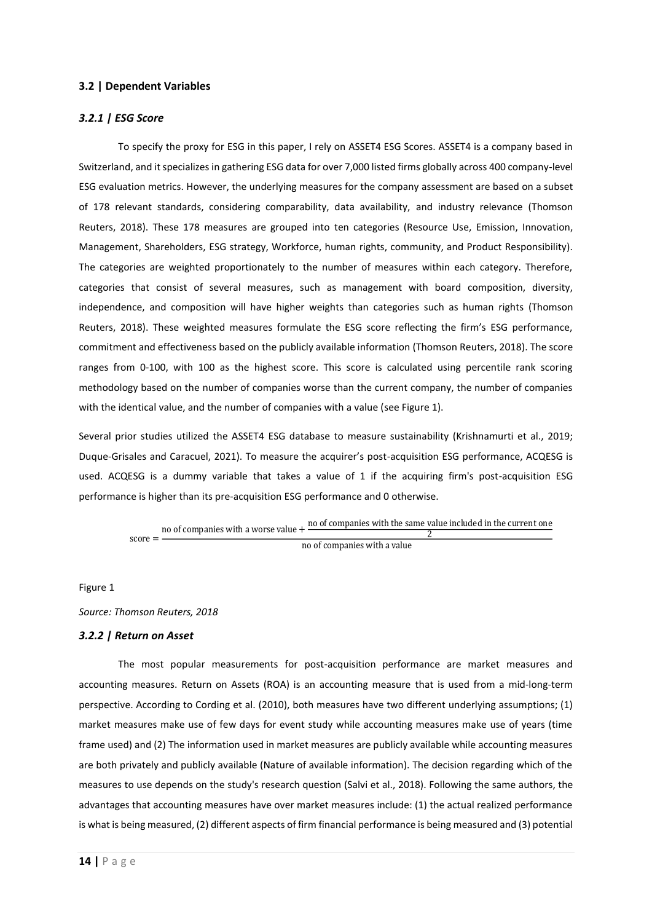### 3.2 | Dependent Variables

#### *3.2.1 | ESG Score*

To specify the proxy for ESG in this paper, I rely on ASSET4 ESG Scores. ASSET4 is a company based in Switzerland, and it specializes in gathering ESG data for over 7,000 listed firms globally across 400 company-level ESG evaluation metrics. However, the underlying measures for the company assessment are based on a subset of 178 relevant standards, considering comparability, data availability, and industry relevance (Thomson Reuters, 2018). These 178 measures are grouped into ten categories (Resource Use, Emission, Innovation, Management, Shareholders, ESG strategy, Workforce, human rights, community, and Product Responsibility). The categories are weighted proportionately to the number of measures within each category. Therefore, categories that consist of several measures, such as management with board composition, diversity, independence, and composition will have higher weights than categories such as human rights (Thomson Reuters, 2018). These weighted measures formulate the ESG score reflecting the firm's ESG performance, commitment and effectiveness based on the publicly available information (Thomson Reuters, 2018). The score ranges from 0-100, with 100 as the highest score. This score is calculated using percentile rank scoring methodology based on the number of companies worse than the current company, the number of companies with the identical value, and the number of companies with a value (see Figure 1).

Several prior studies utilized the ASSET4 ESG database to measure sustainability (Krishnamurti et al., 2019; Duque-Grisales and Caracuel, 2021). To measure the acquirer's post-acquisition ESG performance, ACQESG is used. ACQESG is a dummy variable that takes a value of 1 if the acquiring firm's post-acquisition ESG performance is higher than its pre-acquisition ESG performance and 0 otherwise.

$$\text{score} = \frac{\text{no of companies with a worse value} + \frac{\text{no of companies with the same value included in the current one}}{2}}{\text{no of companies with a value}}$$

Figure 1

*Source: Thomson Reuters, 2018*

#### *3.2.2 | Return on Asset*

The most popular measurements for post-acquisition performance are market measures and accounting measures. Return on Assets (ROA) is an accounting measure that is used from a mid-long-term perspective. According to Cording et al. (2010), both measures have two different underlying assumptions; (1) market measures make use of few days for event study while accounting measures make use of years (time frame used) and (2) The information used in market measures are publicly available while accounting measures are both privately and publicly available (Nature of available information). The decision regarding which of the measures to use depends on the study's research question (Salvi et al., 2018). Following the same authors, the advantages that accounting measures have over market measures include: (1) the actual realized performance is what is being measured, (2) different aspects of firm financial performance is being measured and (3) potential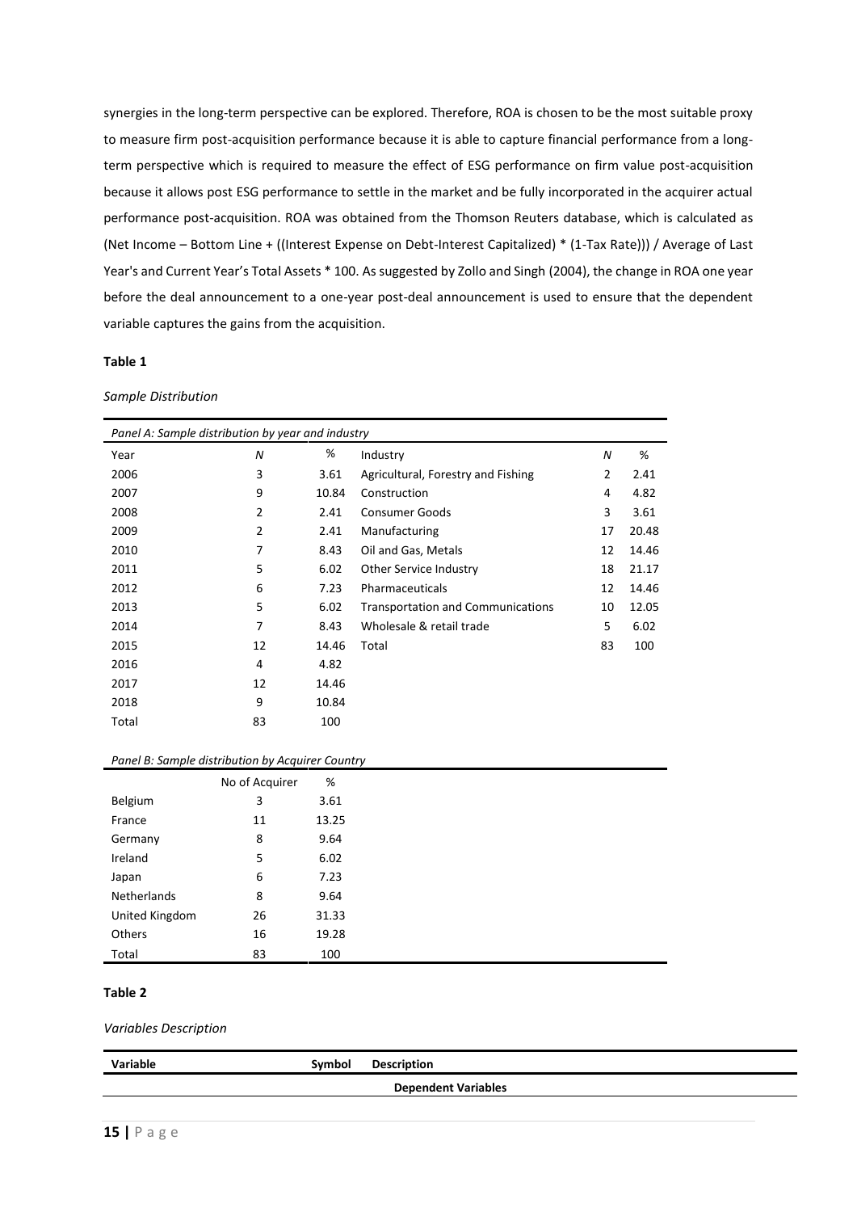synergies in the long-term perspective can be explored. Therefore, ROA is chosen to be the most suitable proxy to measure firm post-acquisition performance because it is able to capture financial performance from a long-term perspective which is required to measure the effect of ESG performance on firm value post-acquisition because it allows post ESG performance to settle in the market and be fully incorporated in the acquirer actual performance post-acquisition. ROA was obtained from the Thomson Reuters database, which is calculated as (Net Income – Bottom Line + ((Interest Expense on Debt-Interest Capitalized) * (1-Tax Rate))) / Average of Last Year's and Current Year's Total Assets * 100. As suggested by Zollo and Singh (2004), the change in ROA one year before the deal announcement to a one-year post-deal announcement is used to ensure that the dependent variable captures the gains from the acquisition.

**Table 1**

*Sample Distribution*

*Panel A: Sample distribution by year and industry*

| Year | *N* | % | Industry | *N* | % |
|---|---|---|---|---|---|
| 2006 | 3 | 3.61 | Agricultural, Forestry and Fishing | 2 | 2.41 |
| 2007 | 9 | 10.84 | Construction | 4 | 4.82 |
| 2008 | 2 | 2.41 | Consumer Goods | 3 | 3.61 |
| 2009 | 2 | 2.41 | Manufacturing | 17 | 20.48 |
| 2010 | 7 | 8.43 | Oil and Gas, Metals | 12 | 14.46 |
| 2011 | 5 | 6.02 | Other Service Industry | 18 | 21.17 |
| 2012 | 6 | 7.23 | Pharmaceuticals | 12 | 14.46 |
| 2013 | 5 | 6.02 | Transportation and Communications | 10 | 12.05 |
| 2014 | 7 | 8.43 | Wholesale & retail trade | 5 | 6.02 |
| 2015 | 12 | 14.46 | Total | 83 | 100 |
| 2016 | 4 | 4.82 | | | |
| 2017 | 12 | 14.46 | | | |
| 2018 | 9 | 10.84 | | | |
| Total | 83 | 100 | | | |

*Panel B: Sample distribution by Acquirer Country*

| | No of Acquirer | % |
|---|---|---|
| Belgium | 3 | 3.61 |
| France | 11 | 13.25 |
| Germany | 8 | 9.64 |
| Ireland | 5 | 6.02 |
| Japan | 6 | 7.23 |
| Netherlands | 8 | 9.64 |
| United Kingdom | 26 | 31.33 |
| Others | 16 | 19.28 |
| Total | 83 | 100 |

**Table 2**

*Variables Description*

| Variable | Symbol | Description |
|---|---|---|
| | | **Dependent Variables** |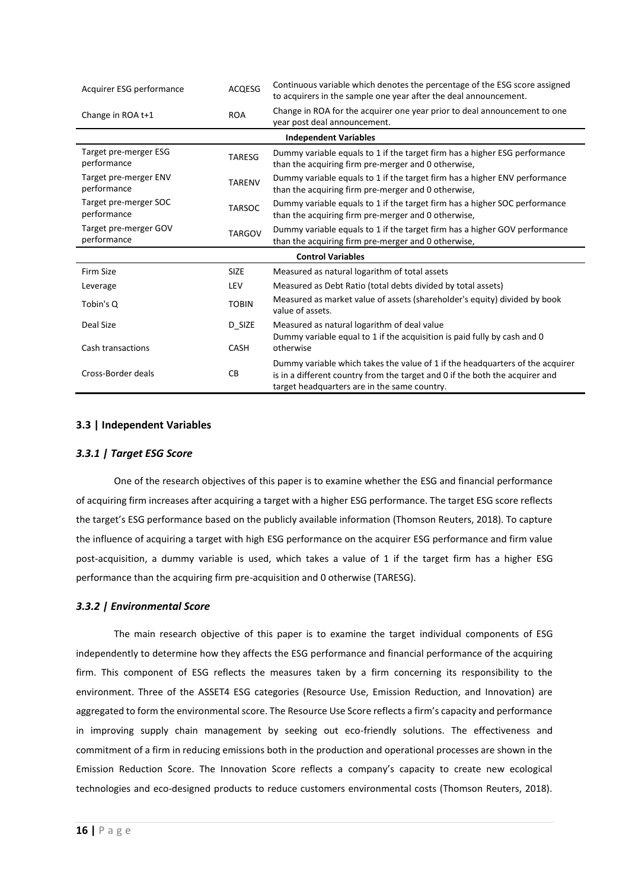| | | |
|---|---|---|
| Acquirer ESG performance | ACQESG | Continuous variable which denotes the percentage of the ESG score assigned to acquirers in the sample one year after the deal announcement. |
| Change in ROA t+1 | ROA | Change in ROA for the acquirer one year prior to deal announcement to one year post deal announcement. |
| **Independent Variables** | | |
| Target pre-merger ESG performance | TARESG | Dummy variable equals to 1 if the target firm has a higher ESG performance than the acquiring firm pre-merger and 0 otherwise, |
| Target pre-merger ENV performance | TARENV | Dummy variable equals to 1 if the target firm has a higher ENV performance than the acquiring firm pre-merger and 0 otherwise, |
| Target pre-merger SOC performance | TARSOC | Dummy variable equals to 1 if the target firm has a higher SOC performance than the acquiring firm pre-merger and 0 otherwise, |
| Target pre-merger GOV performance | TARGOV | Dummy variable equals to 1 if the target firm has a higher GOV performance than the acquiring firm pre-merger and 0 otherwise, |
| **Control Variables** | | |
| Firm Size | SIZE | Measured as natural logarithm of total assets |
| Leverage | LEV | Measured as Debt Ratio (total debts divided by total assets) |
| Tobin's Q | TOBIN | Measured as market value of assets (shareholder's equity) divided by book value of assets. |
| Deal Size | D_SIZE | Measured as natural logarithm of deal value |
| Cash transactions | CASH | Dummy variable equal to 1 if the acquisition is paid fully by cash and 0 otherwise |
| Cross-Border deals | CB | Dummy variable which takes the value of 1 if the headquarters of the acquirer is in a different country from the target and 0 if the both the acquirer and target headquarters are in the same country. |

## 3.3 | Independent Variables

### *3.3.1 | Target ESG Score*

One of the research objectives of this paper is to examine whether the ESG and financial performance of acquiring firm increases after acquiring a target with a higher ESG performance. The target ESG score reflects the target's ESG performance based on the publicly available information (Thomson Reuters, 2018). To capture the influence of acquiring a target with high ESG performance on the acquirer ESG performance and firm value post-acquisition, a dummy variable is used, which takes a value of 1 if the target firm has a higher ESG performance than the acquiring firm pre-acquisition and 0 otherwise (TARESG).

### *3.3.2 | Environmental Score*

The main research objective of this paper is to examine the target individual components of ESG independently to determine how they affects the ESG performance and financial performance of the acquiring firm. This component of ESG reflects the measures taken by a firm concerning its responsibility to the environment. Three of the ASSET4 ESG categories (Resource Use, Emission Reduction, and Innovation) are aggregated to form the environmental score. The Resource Use Score reflects a firm's capacity and performance in improving supply chain management by seeking out eco-friendly solutions. The effectiveness and commitment of a firm in reducing emissions both in the production and operational processes are shown in the Emission Reduction Score. The Innovation Score reflects a company's capacity to create new ecological technologies and eco-designed products to reduce customers environmental costs (Thomson Reuters, 2018).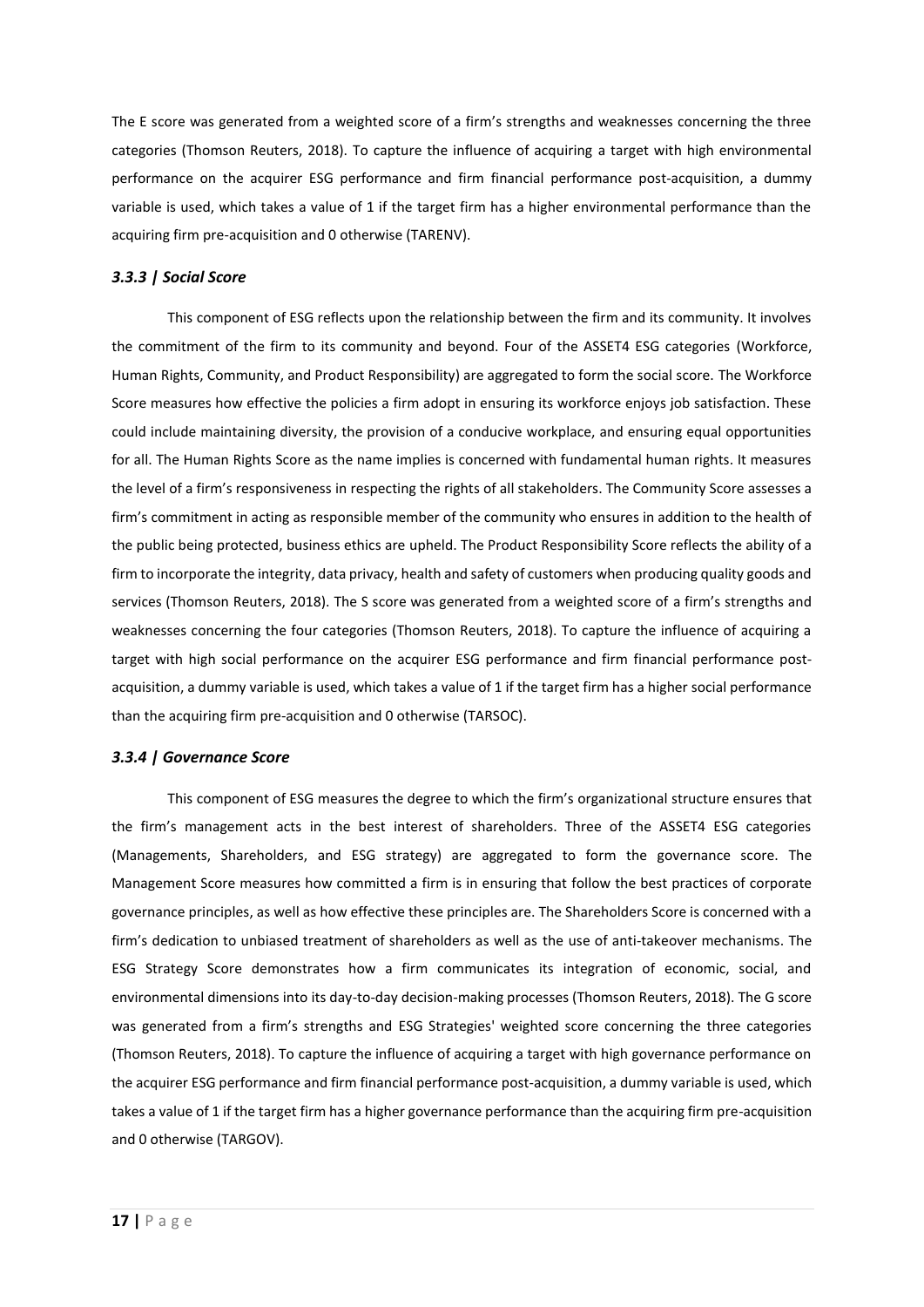The E score was generated from a weighted score of a firm's strengths and weaknesses concerning the three categories (Thomson Reuters, 2018). To capture the influence of acquiring a target with high environmental performance on the acquirer ESG performance and firm financial performance post-acquisition, a dummy variable is used, which takes a value of 1 if the target firm has a higher environmental performance than the acquiring firm pre-acquisition and 0 otherwise (TARENV).

### *3.3.3 | Social Score*

This component of ESG reflects upon the relationship between the firm and its community. It involves the commitment of the firm to its community and beyond. Four of the ASSET4 ESG categories (Workforce, Human Rights, Community, and Product Responsibility) are aggregated to form the social score. The Workforce Score measures how effective the policies a firm adopt in ensuring its workforce enjoys job satisfaction. These could include maintaining diversity, the provision of a conducive workplace, and ensuring equal opportunities for all. The Human Rights Score as the name implies is concerned with fundamental human rights. It measures the level of a firm's responsiveness in respecting the rights of all stakeholders. The Community Score assesses a firm's commitment in acting as responsible member of the community who ensures in addition to the health of the public being protected, business ethics are upheld. The Product Responsibility Score reflects the ability of a firm to incorporate the integrity, data privacy, health and safety of customers when producing quality goods and services (Thomson Reuters, 2018). The S score was generated from a weighted score of a firm's strengths and weaknesses concerning the four categories (Thomson Reuters, 2018). To capture the influence of acquiring a target with high social performance on the acquirer ESG performance and firm financial performance post-acquisition, a dummy variable is used, which takes a value of 1 if the target firm has a higher social performance than the acquiring firm pre-acquisition and 0 otherwise (TARSOC).

### *3.3.4 | Governance Score*

This component of ESG measures the degree to which the firm's organizational structure ensures that the firm's management acts in the best interest of shareholders. Three of the ASSET4 ESG categories (Managements, Shareholders, and ESG strategy) are aggregated to form the governance score. The Management Score measures how committed a firm is in ensuring that follow the best practices of corporate governance principles, as well as how effective these principles are. The Shareholders Score is concerned with a firm's dedication to unbiased treatment of shareholders as well as the use of anti-takeover mechanisms. The ESG Strategy Score demonstrates how a firm communicates its integration of economic, social, and environmental dimensions into its day-to-day decision-making processes (Thomson Reuters, 2018). The G score was generated from a firm's strengths and ESG Strategies' weighted score concerning the three categories (Thomson Reuters, 2018). To capture the influence of acquiring a target with high governance performance on the acquirer ESG performance and firm financial performance post-acquisition, a dummy variable is used, which takes a value of 1 if the target firm has a higher governance performance than the acquiring firm pre-acquisition and 0 otherwise (TARGOV).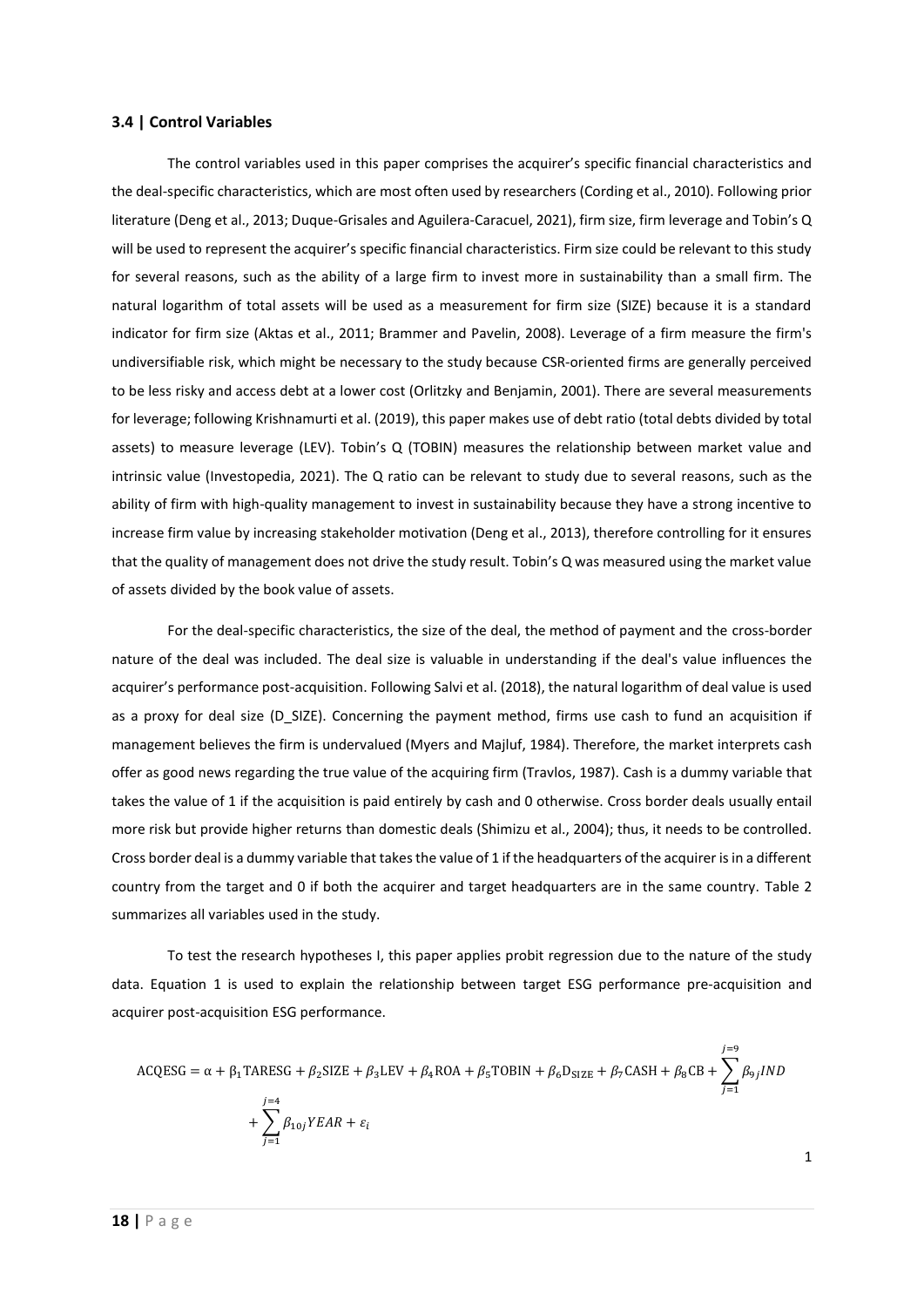### 3.4 | Control Variables

The control variables used in this paper comprises the acquirer's specific financial characteristics and the deal-specific characteristics, which are most often used by researchers (Cording et al., 2010). Following prior literature (Deng et al., 2013; Duque-Grisales and Aguilera-Caracuel, 2021), firm size, firm leverage and Tobin's Q will be used to represent the acquirer's specific financial characteristics. Firm size could be relevant to this study for several reasons, such as the ability of a large firm to invest more in sustainability than a small firm. The natural logarithm of total assets will be used as a measurement for firm size (SIZE) because it is a standard indicator for firm size (Aktas et al., 2011; Brammer and Pavelin, 2008). Leverage of a firm measure the firm's undiversifiable risk, which might be necessary to the study because CSR-oriented firms are generally perceived to be less risky and access debt at a lower cost (Orlitzky and Benjamin, 2001). There are several measurements for leverage; following Krishnamurti et al. (2019), this paper makes use of debt ratio (total debts divided by total assets) to measure leverage (LEV). Tobin's Q (TOBIN) measures the relationship between market value and intrinsic value (Investopedia, 2021). The Q ratio can be relevant to study due to several reasons, such as the ability of firm with high-quality management to invest in sustainability because they have a strong incentive to increase firm value by increasing stakeholder motivation (Deng et al., 2013), therefore controlling for it ensures that the quality of management does not drive the study result. Tobin's Q was measured using the market value of assets divided by the book value of assets.

For the deal-specific characteristics, the size of the deal, the method of payment and the cross-border nature of the deal was included. The deal size is valuable in understanding if the deal's value influences the acquirer's performance post-acquisition. Following Salvi et al. (2018), the natural logarithm of deal value is used as a proxy for deal size (D_SIZE). Concerning the payment method, firms use cash to fund an acquisition if management believes the firm is undervalued (Myers and Majluf, 1984). Therefore, the market interprets cash offer as good news regarding the true value of the acquiring firm (Travlos, 1987). Cash is a dummy variable that takes the value of 1 if the acquisition is paid entirely by cash and 0 otherwise. Cross border deals usually entail more risk but provide higher returns than domestic deals (Shimizu et al., 2004); thus, it needs to be controlled. Cross border deal is a dummy variable that takes the value of 1 if the headquarters of the acquirer is in a different country from the target and 0 if both the acquirer and target headquarters are in the same country. Table 2 summarizes all variables used in the study.

To test the research hypotheses I, this paper applies probit regression due to the nature of the study data. Equation 1 is used to explain the relationship between target ESG performance pre-acquisition and acquirer post-acquisition ESG performance.

$$\text{ACQESG} = \alpha + \beta_1 \text{TARESG} + \beta_2 \text{SIZE} + \beta_3 \text{LEV} + \beta_4 \text{ROA} + \beta_5 \text{TOBIN} + \beta_6 \text{D}_{\text{SIZE}} + \beta_7 \text{CASH} + \beta_8 \text{CB} + \sum_{j=1}^{j=9} \beta_{9j} IND + \sum_{j=1}^{j=4} \beta_{10j} YEAR + \varepsilon_i \qquad (1)$$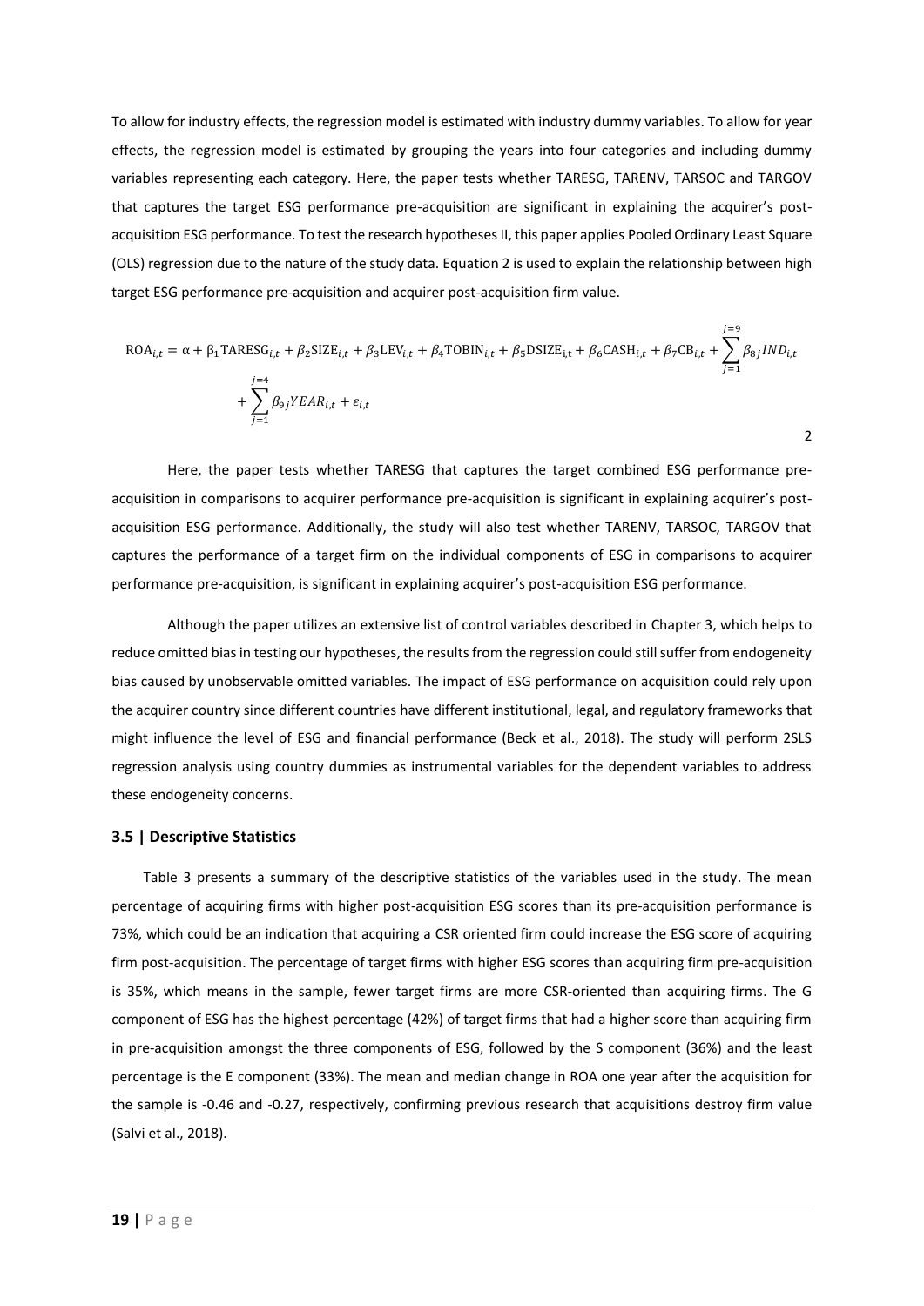To allow for industry effects, the regression model is estimated with industry dummy variables. To allow for year effects, the regression model is estimated by grouping the years into four categories and including dummy variables representing each category. Here, the paper tests whether TARESG, TARENV, TARSOC and TARGOV that captures the target ESG performance pre-acquisition are significant in explaining the acquirer's post-acquisition ESG performance. To test the research hypotheses II, this paper applies Pooled Ordinary Least Square (OLS) regression due to the nature of the study data. Equation 2 is used to explain the relationship between high target ESG performance pre-acquisition and acquirer post-acquisition firm value.

$$\mathrm{ROA}_{i,t} = \alpha + \beta_1 \mathrm{TARESG}_{i,t} + \beta_2 \mathrm{SIZE}_{i,t} + \beta_3 \mathrm{LEV}_{i,t} + \beta_4 \mathrm{TOBIN}_{i,t} + \beta_5 \mathrm{DSIZE}_{\mathrm{i,t}} + \beta_6 \mathrm{CASH}_{i,t} + \beta_7 \mathrm{CB}_{i,t} + \sum_{j=1}^{j=9} \beta_{8j} IND_{i,t} + \sum_{j=1}^{j=4} \beta_{9j} YEAR_{i,t} + \varepsilon_{i,t} \quad (2)$$

Here, the paper tests whether TARESG that captures the target combined ESG performance pre-acquisition in comparisons to acquirer performance pre-acquisition is significant in explaining acquirer's post-acquisition ESG performance. Additionally, the study will also test whether TARENV, TARSOC, TARGOV that captures the performance of a target firm on the individual components of ESG in comparisons to acquirer performance pre-acquisition, is significant in explaining acquirer's post-acquisition ESG performance.

Although the paper utilizes an extensive list of control variables described in Chapter 3, which helps to reduce omitted bias in testing our hypotheses, the results from the regression could still suffer from endogeneity bias caused by unobservable omitted variables. The impact of ESG performance on acquisition could rely upon the acquirer country since different countries have different institutional, legal, and regulatory frameworks that might influence the level of ESG and financial performance (Beck et al., 2018). The study will perform 2SLS regression analysis using country dummies as instrumental variables for the dependent variables to address these endogeneity concerns.

### 3.5 | Descriptive Statistics

Table 3 presents a summary of the descriptive statistics of the variables used in the study. The mean percentage of acquiring firms with higher post-acquisition ESG scores than its pre-acquisition performance is 73%, which could be an indication that acquiring a CSR oriented firm could increase the ESG score of acquiring firm post-acquisition. The percentage of target firms with higher ESG scores than acquiring firm pre-acquisition is 35%, which means in the sample, fewer target firms are more CSR-oriented than acquiring firms. The G component of ESG has the highest percentage (42%) of target firms that had a higher score than acquiring firm in pre-acquisition amongst the three components of ESG, followed by the S component (36%) and the least percentage is the E component (33%). The mean and median change in ROA one year after the acquisition for the sample is -0.46 and -0.27, respectively, confirming previous research that acquisitions destroy firm value (Salvi et al., 2018).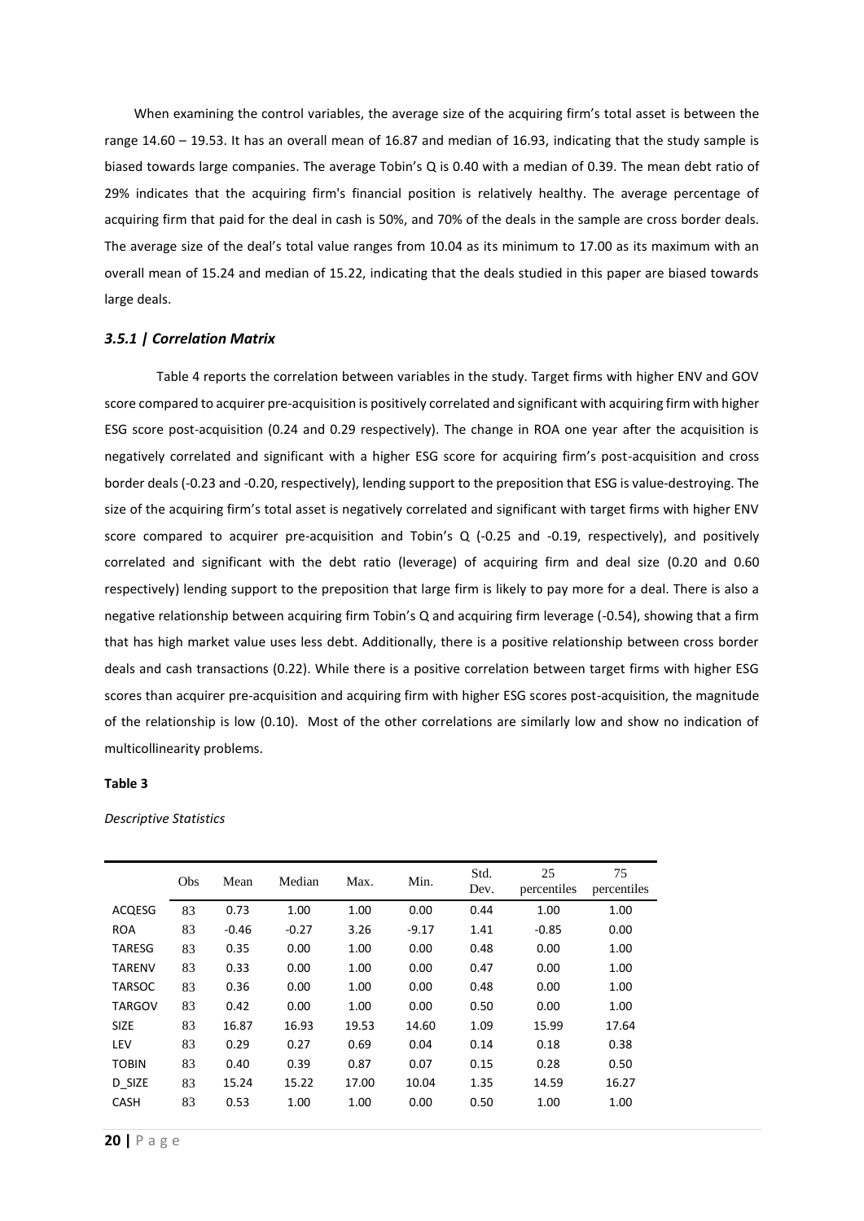When examining the control variables, the average size of the acquiring firm's total asset is between the range 14.60 – 19.53. It has an overall mean of 16.87 and median of 16.93, indicating that the study sample is biased towards large companies. The average Tobin's Q is 0.40 with a median of 0.39. The mean debt ratio of 29% indicates that the acquiring firm's financial position is relatively healthy. The average percentage of acquiring firm that paid for the deal in cash is 50%, and 70% of the deals in the sample are cross border deals. The average size of the deal's total value ranges from 10.04 as its minimum to 17.00 as its maximum with an overall mean of 15.24 and median of 15.22, indicating that the deals studied in this paper are biased towards large deals.

### *3.5.1 | Correlation Matrix*

Table 4 reports the correlation between variables in the study. Target firms with higher ENV and GOV score compared to acquirer pre-acquisition is positively correlated and significant with acquiring firm with higher ESG score post-acquisition (0.24 and 0.29 respectively). The change in ROA one year after the acquisition is negatively correlated and significant with a higher ESG score for acquiring firm's post-acquisition and cross border deals (-0.23 and -0.20, respectively), lending support to the preposition that ESG is value-destroying. The size of the acquiring firm's total asset is negatively correlated and significant with target firms with higher ENV score compared to acquirer pre-acquisition and Tobin's Q (-0.25 and -0.19, respectively), and positively correlated and significant with the debt ratio (leverage) of acquiring firm and deal size (0.20 and 0.60 respectively) lending support to the preposition that large firm is likely to pay more for a deal. There is also a negative relationship between acquiring firm Tobin's Q and acquiring firm leverage (-0.54), showing that a firm that has high market value uses less debt. Additionally, there is a positive relationship between cross border deals and cash transactions (0.22). While there is a positive correlation between target firms with higher ESG scores than acquirer pre-acquisition and acquiring firm with higher ESG scores post-acquisition, the magnitude of the relationship is low (0.10). Most of the other correlations are similarly low and show no indication of multicollinearity problems.

**Table 3**

*Descriptive Statistics*

| | Obs | Mean | Median | Max. | Min. | Std. Dev. | 25 percentiles | 75 percentiles |
|---|---|---|---|---|---|---|---|---|
| ACQESG | 83 | 0.73 | 1.00 | 1.00 | 0.00 | 0.44 | 1.00 | 1.00 |
| ROA | 83 | -0.46 | -0.27 | 3.26 | -9.17 | 1.41 | -0.85 | 0.00 |
| TARESG | 83 | 0.35 | 0.00 | 1.00 | 0.00 | 0.48 | 0.00 | 1.00 |
| TARENV | 83 | 0.33 | 0.00 | 1.00 | 0.00 | 0.47 | 0.00 | 1.00 |
| TARSOC | 83 | 0.36 | 0.00 | 1.00 | 0.00 | 0.48 | 0.00 | 1.00 |
| TARGOV | 83 | 0.42 | 0.00 | 1.00 | 0.00 | 0.50 | 0.00 | 1.00 |
| SIZE | 83 | 16.87 | 16.93 | 19.53 | 14.60 | 1.09 | 15.99 | 17.64 |
| LEV | 83 | 0.29 | 0.27 | 0.69 | 0.04 | 0.14 | 0.18 | 0.38 |
| TOBIN | 83 | 0.40 | 0.39 | 0.87 | 0.07 | 0.15 | 0.28 | 0.50 |
| D_SIZE | 83 | 15.24 | 15.22 | 17.00 | 10.04 | 1.35 | 14.59 | 16.27 |
| CASH | 83 | 0.53 | 1.00 | 1.00 | 0.00 | 0.50 | 1.00 | 1.00 |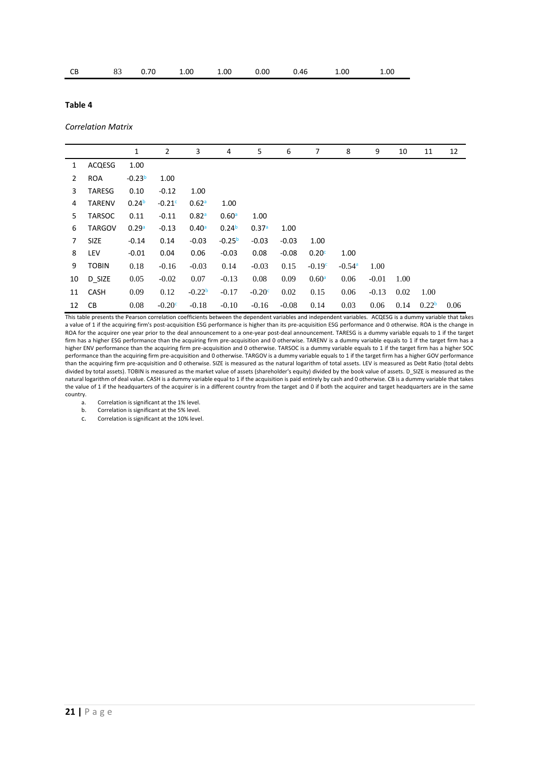| CB | 83 | 0.70 | 1.00 | 1.00 | 0.00 | 0.46 | 1.00 | 1.00 |
|---|---|---|---|---|---|---|---|---|

**Table 4**

*Correlation Matrix*

| | | 1 | 2 | 3 | 4 | 5 | 6 | 7 | 8 | 9 | 10 | 11 | 12 |
|---|---|---|---|---|---|---|---|---|---|---|---|---|---|
| 1 | ACQESG | 1.00 | | | | | | | | | | | |
| 2 | ROA | -0.23[b] | 1.00 | | | | | | | | | | |
| 3 | TARESG | 0.10 | -0.12 | 1.00 | | | | | | | | | |
| 4 | TARENV | 0.24[b] | -0.21[c] | 0.62[a] | 1.00 | | | | | | | | |
| 5 | TARSOC | 0.11 | -0.11 | 0.82[a] | 0.60[a] | 1.00 | | | | | | | |
| 6 | TARGOV | 0.29[a] | -0.13 | 0.40[a] | 0.24[b] | 0.37[a] | 1.00 | | | | | | |
| 7 | SIZE | -0.14 | 0.14 | -0.03 | -0.25[b] | -0.03 | -0.03 | 1.00 | | | | | |
| 8 | LEV | -0.01 | 0.04 | 0.06 | -0.03 | 0.08 | -0.08 | 0.20[c] | 1.00 | | | | |
| 9 | TOBIN | 0.18 | -0.16 | -0.03 | 0.14 | -0.03 | 0.15 | -0.19[c] | -0.54[a] | 1.00 | | | |
| 10 | D_SIZE | 0.05 | -0.02 | 0.07 | -0.13 | 0.08 | 0.09 | 0.60[a] | 0.06 | -0.01 | 1.00 | | |
| 11 | CASH | 0.09 | 0.12 | -0.22[b] | -0.17 | -0.20[c] | 0.02 | 0.15 | 0.06 | -0.13 | 0.02 | 1.00 | |
| 12 | CB | 0.08 | -0.20[c] | -0.18 | -0.10 | -0.16 | -0.08 | 0.14 | 0.03 | 0.06 | 0.14 | 0.22[b] | 0.06 |

This table presents the Pearson correlation coefficients between the dependent variables and independent variables. ACQESG is a dummy variable that takes a value of 1 if the acquiring firm's post-acquisition ESG performance is higher than its pre-acquisition ESG performance and 0 otherwise. ROA is the change in ROA for the acquirer one year prior to the deal announcement to a one-year post-deal announcement. TARESG is a dummy variable equals to 1 if the target firm has a higher ESG performance than the acquiring firm pre-acquisition and 0 otherwise. TARENV is a dummy variable equals to 1 if the target firm has a higher ENV performance than the acquiring firm pre-acquisition and 0 otherwise. TARSOC is a dummy variable equals to 1 if the target firm has a higher SOC performance than the acquiring firm pre-acquisition and 0 otherwise. TARGOV is a dummy variable equals to 1 if the target firm has a higher GOV performance than the acquiring firm pre-acquisition and 0 otherwise. SIZE is measured as the natural logarithm of total assets. LEV is measured as Debt Ratio (total debts divided by total assets). TOBIN is measured as the market value of assets (shareholder's equity) divided by the book value of assets. D_SIZE is measured as the natural logarithm of deal value. CASH is a dummy variable equal to 1 if the acquisition is paid entirely by cash and 0 otherwise. CB is a dummy variable that takes the value of 1 if the headquarters of the acquirer is in a different country from the target and 0 if both the acquirer and target headquarters are in the same country.

a. Correlation is significant at the 1% level.
b. Correlation is significant at the 5% level.
c. Correlation is significant at the 10% level.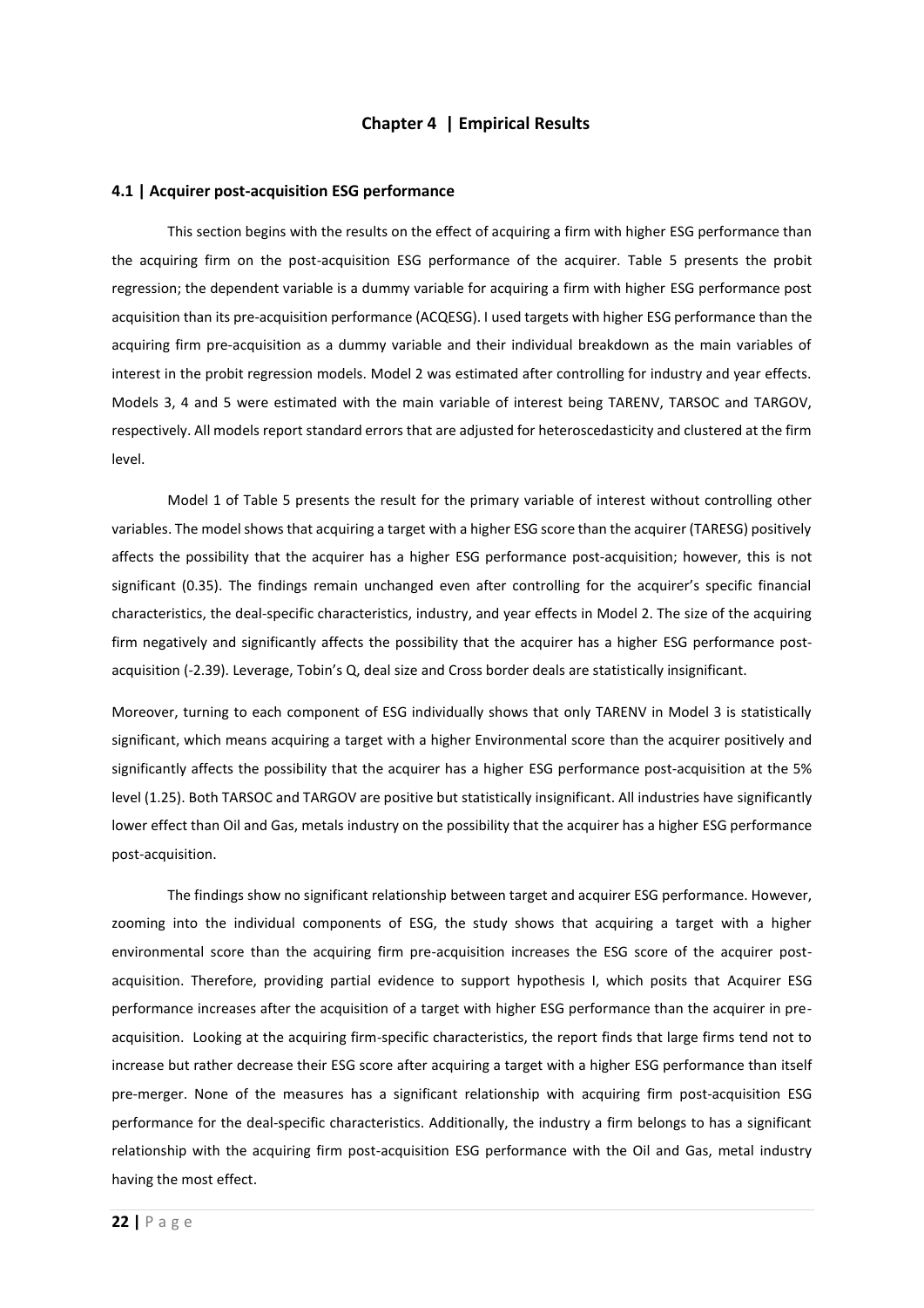# Chapter 4 | Empirical Results

## 4.1 | Acquirer post-acquisition ESG performance

This section begins with the results on the effect of acquiring a firm with higher ESG performance than the acquiring firm on the post-acquisition ESG performance of the acquirer. Table 5 presents the probit regression; the dependent variable is a dummy variable for acquiring a firm with higher ESG performance post acquisition than its pre-acquisition performance (ACQESG). I used targets with higher ESG performance than the acquiring firm pre-acquisition as a dummy variable and their individual breakdown as the main variables of interest in the probit regression models. Model 2 was estimated after controlling for industry and year effects. Models 3, 4 and 5 were estimated with the main variable of interest being TARENV, TARSOC and TARGOV, respectively. All models report standard errors that are adjusted for heteroscedasticity and clustered at the firm level.

Model 1 of Table 5 presents the result for the primary variable of interest without controlling other variables. The model shows that acquiring a target with a higher ESG score than the acquirer (TARESG) positively affects the possibility that the acquirer has a higher ESG performance post-acquisition; however, this is not significant (0.35). The findings remain unchanged even after controlling for the acquirer's specific financial characteristics, the deal-specific characteristics, industry, and year effects in Model 2. The size of the acquiring firm negatively and significantly affects the possibility that the acquirer has a higher ESG performance post-acquisition (-2.39). Leverage, Tobin's Q, deal size and Cross border deals are statistically insignificant.

Moreover, turning to each component of ESG individually shows that only TARENV in Model 3 is statistically significant, which means acquiring a target with a higher Environmental score than the acquirer positively and significantly affects the possibility that the acquirer has a higher ESG performance post-acquisition at the 5% level (1.25). Both TARSOC and TARGOV are positive but statistically insignificant. All industries have significantly lower effect than Oil and Gas, metals industry on the possibility that the acquirer has a higher ESG performance post-acquisition.

The findings show no significant relationship between target and acquirer ESG performance. However, zooming into the individual components of ESG, the study shows that acquiring a target with a higher environmental score than the acquiring firm pre-acquisition increases the ESG score of the acquirer post-acquisition. Therefore, providing partial evidence to support hypothesis I, which posits that Acquirer ESG performance increases after the acquisition of a target with higher ESG performance than the acquirer in pre-acquisition. Looking at the acquiring firm-specific characteristics, the report finds that large firms tend not to increase but rather decrease their ESG score after acquiring a target with a higher ESG performance than itself pre-merger. None of the measures has a significant relationship with acquiring firm post-acquisition ESG performance for the deal-specific characteristics. Additionally, the industry a firm belongs to has a significant relationship with the acquiring firm post-acquisition ESG performance with the Oil and Gas, metal industry having the most effect.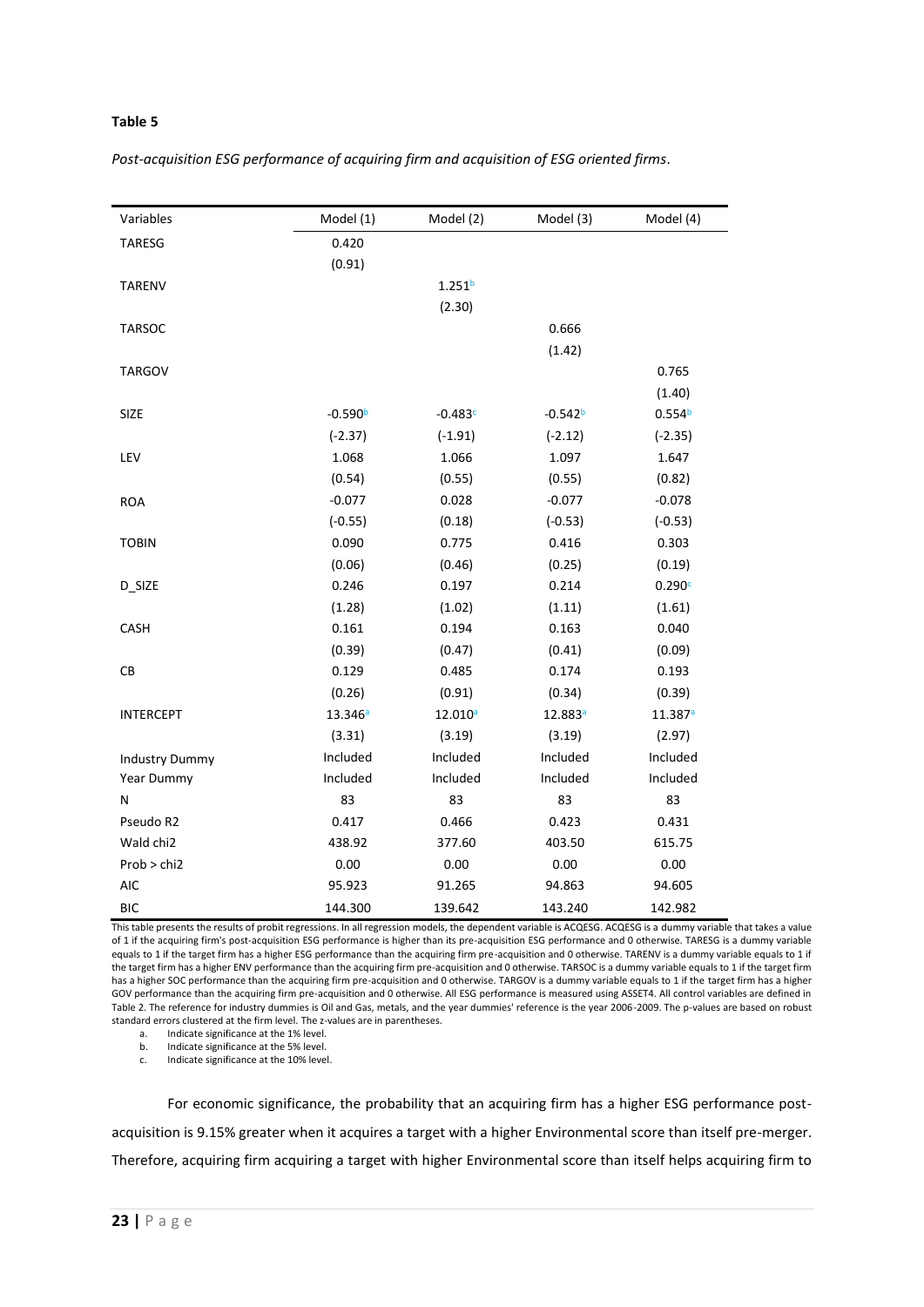**Table 5**

*Post-acquisition ESG performance of acquiring firm and acquisition of ESG oriented firms.*

| Variables | Model (1) | Model (2) | Model (3) | Model (4) |
|---|---|---|---|---|
| TARESG | 0.420 | | | |
| | (0.91) | | | |
| TARENV | | 1.251[b] | | |
| | | (2.30) | | |
| TARSOC | | | 0.666 | |
| | | | (1.42) | |
| TARGOV | | | | 0.765 |
| | | | | (1.40) |
| SIZE | -0.590[b] | -0.483[c] | -0.542[b] | 0.554[b] |
| | (-2.37) | (-1.91) | (-2.12) | (-2.35) |
| LEV | 1.068 | 1.066 | 1.097 | 1.647 |
| | (0.54) | (0.55) | (0.55) | (0.82) |
| ROA | -0.077 | 0.028 | -0.077 | -0.078 |
| | (-0.55) | (0.18) | (-0.53) | (-0.53) |
| TOBIN | 0.090 | 0.775 | 0.416 | 0.303 |
| | (0.06) | (0.46) | (0.25) | (0.19) |
| D_SIZE | 0.246 | 0.197 | 0.214 | 0.290[c] |
| | (1.28) | (1.02) | (1.11) | (1.61) |
| CASH | 0.161 | 0.194 | 0.163 | 0.040 |
| | (0.39) | (0.47) | (0.41) | (0.09) |
| CB | 0.129 | 0.485 | 0.174 | 0.193 |
| | (0.26) | (0.91) | (0.34) | (0.39) |
| INTERCEPT | 13.346[a] | 12.010[a] | 12.883[a] | 11.387[a] |
| | (3.31) | (3.19) | (3.19) | (2.97) |
| Industry Dummy | Included | Included | Included | Included |
| Year Dummy | Included | Included | Included | Included |
| N | 83 | 83 | 83 | 83 |
| Pseudo R2 | 0.417 | 0.466 | 0.423 | 0.431 |
| Wald chi2 | 438.92 | 377.60 | 403.50 | 615.75 |
| Prob > chi2 | 0.00 | 0.00 | 0.00 | 0.00 |
| AIC | 95.923 | 91.265 | 94.863 | 94.605 |
| BIC | 144.300 | 139.642 | 143.240 | 142.982 |

This table presents the results of probit regressions. In all regression models, the dependent variable is ACQESG. ACQESG is a dummy variable that takes a value of 1 if the acquiring firm's post-acquisition ESG performance is higher than its pre-acquisition ESG performance and 0 otherwise. TARESG is a dummy variable equals to 1 if the target firm has a higher ESG performance than the acquiring firm pre-acquisition and 0 otherwise. TARENV is a dummy variable equals to 1 if the target firm has a higher ENV performance than the acquiring firm pre-acquisition and 0 otherwise. TARSOC is a dummy variable equals to 1 if the target firm has a higher SOC performance than the acquiring firm pre-acquisition and 0 otherwise. TARGOV is a dummy variable equals to 1 if the target firm has a higher GOV performance than the acquiring firm pre-acquisition and 0 otherwise. All ESG performance is measured using ASSET4. All control variables are defined in Table 2. The reference for industry dummies is Oil and Gas, metals, and the year dummies' reference is the year 2006-2009. The p-values are based on robust standard errors clustered at the firm level. The z-values are in parentheses.

a. Indicate significance at the 1% level.
b. Indicate significance at the 5% level.
c. Indicate significance at the 10% level.

For economic significance, the probability that an acquiring firm has a higher ESG performance post-acquisition is 9.15% greater when it acquires a target with a higher Environmental score than itself pre-merger. Therefore, acquiring firm acquiring a target with higher Environmental score than itself helps acquiring firm to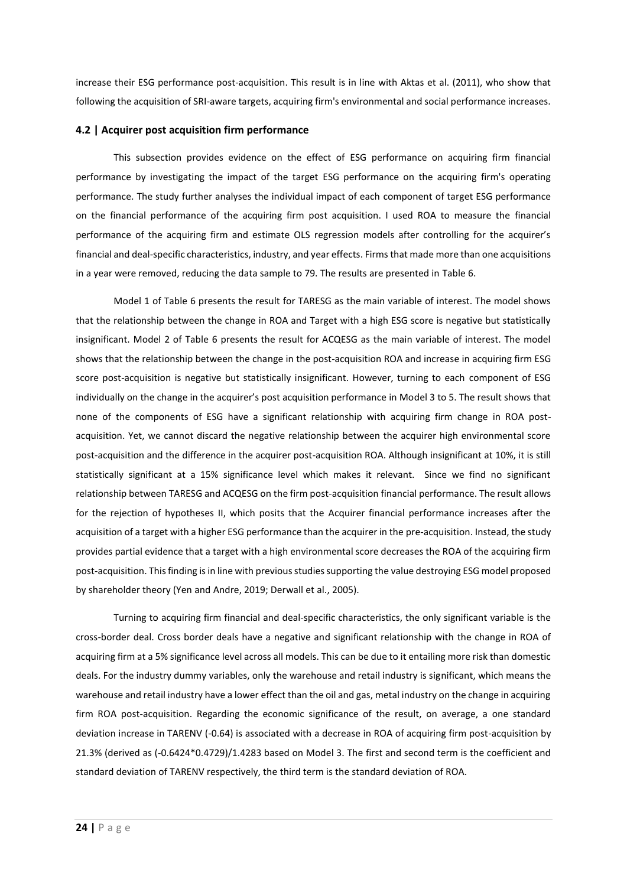increase their ESG performance post-acquisition. This result is in line with Aktas et al. (2011), who show that following the acquisition of SRI-aware targets, acquiring firm's environmental and social performance increases.

### 4.2 | Acquirer post acquisition firm performance

This subsection provides evidence on the effect of ESG performance on acquiring firm financial performance by investigating the impact of the target ESG performance on the acquiring firm's operating performance. The study further analyses the individual impact of each component of target ESG performance on the financial performance of the acquiring firm post acquisition. I used ROA to measure the financial performance of the acquiring firm and estimate OLS regression models after controlling for the acquirer's financial and deal-specific characteristics, industry, and year effects. Firms that made more than one acquisitions in a year were removed, reducing the data sample to 79. The results are presented in Table 6.

Model 1 of Table 6 presents the result for TARESG as the main variable of interest. The model shows that the relationship between the change in ROA and Target with a high ESG score is negative but statistically insignificant. Model 2 of Table 6 presents the result for ACQESG as the main variable of interest. The model shows that the relationship between the change in the post-acquisition ROA and increase in acquiring firm ESG score post-acquisition is negative but statistically insignificant. However, turning to each component of ESG individually on the change in the acquirer's post acquisition performance in Model 3 to 5. The result shows that none of the components of ESG have a significant relationship with acquiring firm change in ROA post-acquisition. Yet, we cannot discard the negative relationship between the acquirer high environmental score post-acquisition and the difference in the acquirer post-acquisition ROA. Although insignificant at 10%, it is still statistically significant at a 15% significance level which makes it relevant. Since we find no significant relationship between TARESG and ACQESG on the firm post-acquisition financial performance. The result allows for the rejection of hypotheses II, which posits that the Acquirer financial performance increases after the acquisition of a target with a higher ESG performance than the acquirer in the pre-acquisition. Instead, the study provides partial evidence that a target with a high environmental score decreases the ROA of the acquiring firm post-acquisition. This finding is in line with previous studies supporting the value destroying ESG model proposed by shareholder theory (Yen and Andre, 2019; Derwall et al., 2005).

Turning to acquiring firm financial and deal-specific characteristics, the only significant variable is the cross-border deal. Cross border deals have a negative and significant relationship with the change in ROA of acquiring firm at a 5% significance level across all models. This can be due to it entailing more risk than domestic deals. For the industry dummy variables, only the warehouse and retail industry is significant, which means the warehouse and retail industry have a lower effect than the oil and gas, metal industry on the change in acquiring firm ROA post-acquisition. Regarding the economic significance of the result, on average, a one standard deviation increase in TARENV (-0.64) is associated with a decrease in ROA of acquiring firm post-acquisition by 21.3% (derived as (-0.6424*0.4729)/1.4283 based on Model 3. The first and second term is the coefficient and standard deviation of TARENV respectively, the third term is the standard deviation of ROA.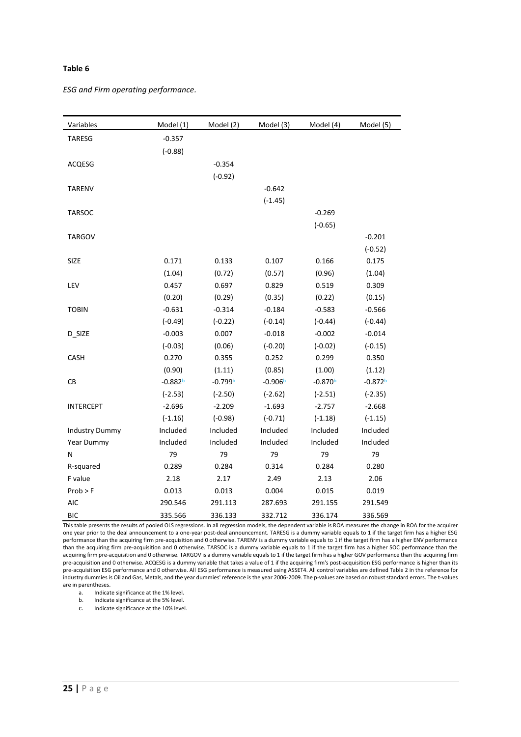**Table 6**

*ESG and Firm operating performance.*

| Variables | Model (1) | Model (2) | Model (3) | Model (4) | Model (5) |
|---|---|---|---|---|---|
| TARESG | -0.357 | | | | |
| | (-0.88) | | | | |
| ACQESG | | -0.354 | | | |
| | | (-0.92) | | | |
| TARENV | | | -0.642 | | |
| | | | (-1.45) | | |
| TARSOC | | | | -0.269 | |
| | | | | (-0.65) | |
| TARGOV | | | | | -0.201 |
| | | | | | (-0.52) |
| SIZE | 0.171 | 0.133 | 0.107 | 0.166 | 0.175 |
| | (1.04) | (0.72) | (0.57) | (0.96) | (1.04) |
| LEV | 0.457 | 0.697 | 0.829 | 0.519 | 0.309 |
| | (0.20) | (0.29) | (0.35) | (0.22) | (0.15) |
| TOBIN | -0.631 | -0.314 | -0.184 | -0.583 | -0.566 |
| | (-0.49) | (-0.22) | (-0.14) | (-0.44) | (-0.44) |
| D_SIZE | -0.003 | 0.007 | -0.018 | -0.002 | -0.014 |
| | (-0.03) | (0.06) | (-0.20) | (-0.02) | (-0.15) |
| CASH | 0.270 | 0.355 | 0.252 | 0.299 | 0.350 |
| | (0.90) | (1.11) | (0.85) | (1.00) | (1.12) |
| CB | -0.882[b] | -0.799[b] | -0.906[b] | -0.870[b] | -0.872[b] |
| | (-2.53) | (-2.50) | (-2.62) | (-2.51) | (-2.35) |
| INTERCEPT | -2.696 | -2.209 | -1.693 | -2.757 | -2.668 |
| | (-1.16) | (-0.98) | (-0.71) | (-1.18) | (-1.15) |
| Industry Dummy | Included | Included | Included | Included | Included |
| Year Dummy | Included | Included | Included | Included | Included |
| N | 79 | 79 | 79 | 79 | 79 |
| R-squared | 0.289 | 0.284 | 0.314 | 0.284 | 0.280 |
| F value | 2.18 | 2.17 | 2.49 | 2.13 | 2.06 |
| Prob > F | 0.013 | 0.013 | 0.004 | 0.015 | 0.019 |
| AIC | 290.546 | 291.113 | 287.693 | 291.155 | 291.549 |
| BIC | 335.566 | 336.133 | 332.712 | 336.174 | 336.569 |

This table presents the results of pooled OLS regressions. In all regression models, the dependent variable is ROA measures the change in ROA for the acquirer one year prior to the deal announcement to a one-year post-deal announcement. TARESG is a dummy variable equals to 1 if the target firm has a higher ESG performance than the acquiring firm pre-acquisition and 0 otherwise. TARENV is a dummy variable equals to 1 if the target firm has a higher ENV performance than the acquiring firm pre-acquisition and 0 otherwise. TARSOC is a dummy variable equals to 1 if the target firm has a higher SOC performance than the acquiring firm pre-acquisition and 0 otherwise. TARGOV is a dummy variable equals to 1 if the target firm has a higher GOV performance than the acquiring firm pre-acquisition and 0 otherwise. ACQESG is a dummy variable that takes a value of 1 if the acquiring firm's post-acquisition ESG performance is higher than its pre-acquisition ESG performance and 0 otherwise. All ESG performance is measured using ASSET4. All control variables are defined Table 2 in the reference for industry dummies is Oil and Gas, Metals, and the year dummies' reference is the year 2006-2009. The p-values are based on robust standard errors. The t-values are in parentheses.

a. Indicate significance at the 1% level.
b. Indicate significance at the 5% level.
c. Indicate significance at the 10% level.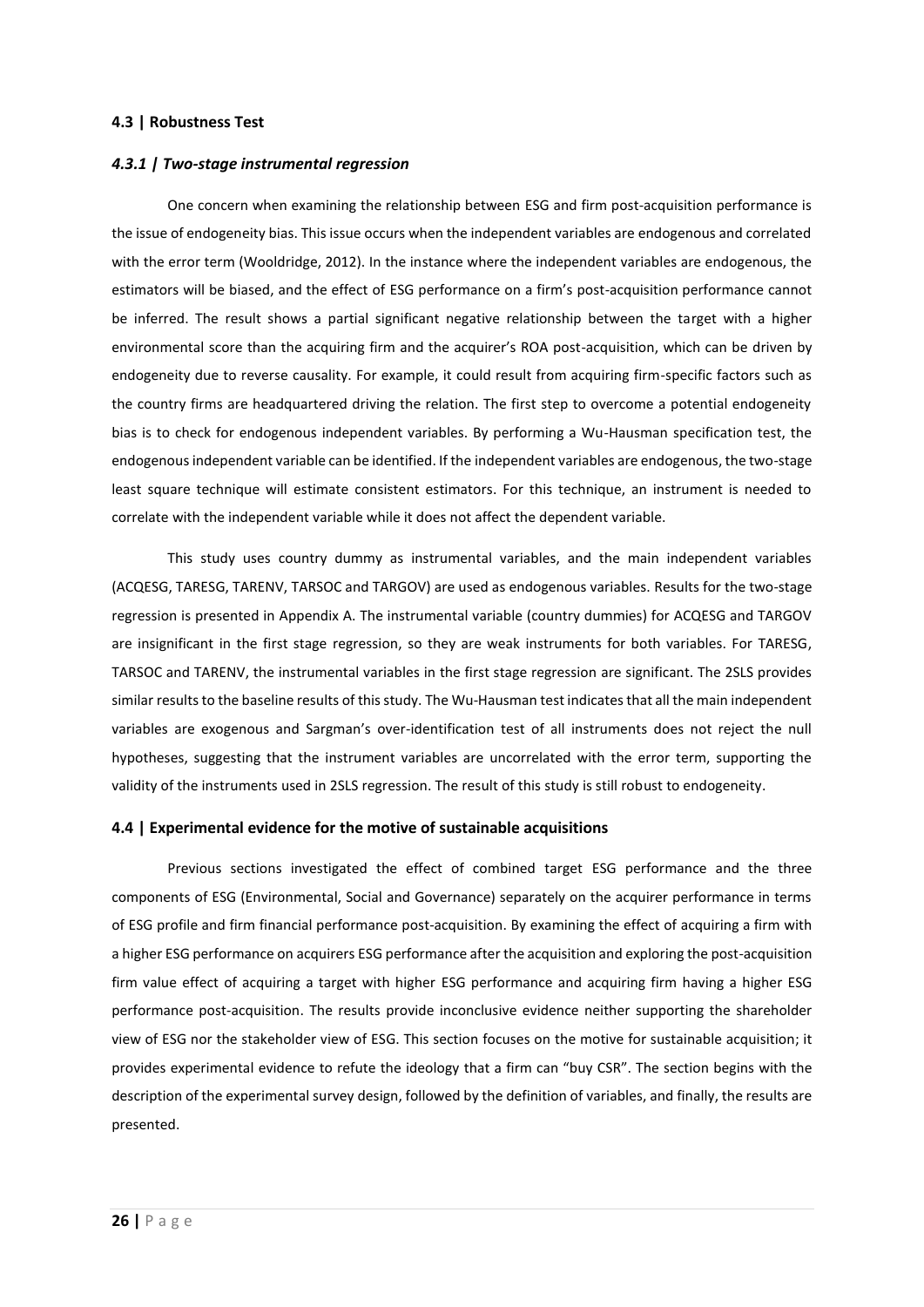### 4.3 | Robustness Test

#### *4.3.1 | Two-stage instrumental regression*

One concern when examining the relationship between ESG and firm post-acquisition performance is the issue of endogeneity bias. This issue occurs when the independent variables are endogenous and correlated with the error term (Wooldridge, 2012). In the instance where the independent variables are endogenous, the estimators will be biased, and the effect of ESG performance on a firm's post-acquisition performance cannot be inferred. The result shows a partial significant negative relationship between the target with a higher environmental score than the acquiring firm and the acquirer's ROA post-acquisition, which can be driven by endogeneity due to reverse causality. For example, it could result from acquiring firm-specific factors such as the country firms are headquartered driving the relation. The first step to overcome a potential endogeneity bias is to check for endogenous independent variables. By performing a Wu-Hausman specification test, the endogenous independent variable can be identified. If the independent variables are endogenous, the two-stage least square technique will estimate consistent estimators. For this technique, an instrument is needed to correlate with the independent variable while it does not affect the dependent variable.

This study uses country dummy as instrumental variables, and the main independent variables (ACQESG, TARESG, TARENV, TARSOC and TARGOV) are used as endogenous variables. Results for the two-stage regression is presented in Appendix A. The instrumental variable (country dummies) for ACQESG and TARGOV are insignificant in the first stage regression, so they are weak instruments for both variables. For TARESG, TARSOC and TARENV, the instrumental variables in the first stage regression are significant. The 2SLS provides similar results to the baseline results of this study. The Wu-Hausman test indicates that all the main independent variables are exogenous and Sargman's over-identification test of all instruments does not reject the null hypotheses, suggesting that the instrument variables are uncorrelated with the error term, supporting the validity of the instruments used in 2SLS regression. The result of this study is still robust to endogeneity.

### 4.4 | Experimental evidence for the motive of sustainable acquisitions

Previous sections investigated the effect of combined target ESG performance and the three components of ESG (Environmental, Social and Governance) separately on the acquirer performance in terms of ESG profile and firm financial performance post-acquisition. By examining the effect of acquiring a firm with a higher ESG performance on acquirers ESG performance after the acquisition and exploring the post-acquisition firm value effect of acquiring a target with higher ESG performance and acquiring firm having a higher ESG performance post-acquisition. The results provide inconclusive evidence neither supporting the shareholder view of ESG nor the stakeholder view of ESG. This section focuses on the motive for sustainable acquisition; it provides experimental evidence to refute the ideology that a firm can "buy CSR". The section begins with the description of the experimental survey design, followed by the definition of variables, and finally, the results are presented.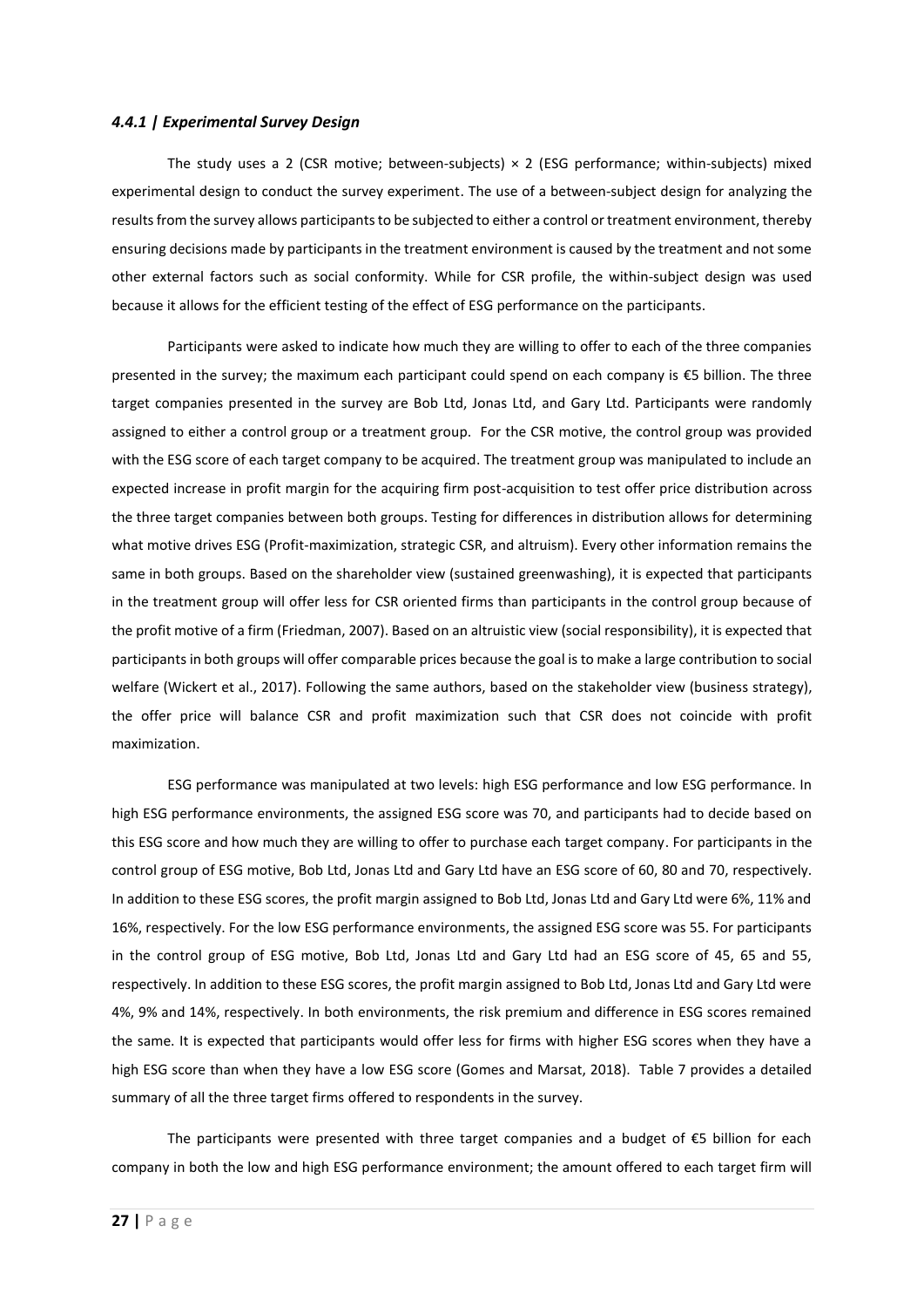#### *4.4.1 | Experimental Survey Design*

The study uses a 2 (CSR motive; between-subjects) × 2 (ESG performance; within-subjects) mixed experimental design to conduct the survey experiment. The use of a between-subject design for analyzing the results from the survey allows participants to be subjected to either a control or treatment environment, thereby ensuring decisions made by participants in the treatment environment is caused by the treatment and not some other external factors such as social conformity. While for CSR profile, the within-subject design was used because it allows for the efficient testing of the effect of ESG performance on the participants.

Participants were asked to indicate how much they are willing to offer to each of the three companies presented in the survey; the maximum each participant could spend on each company is €5 billion. The three target companies presented in the survey are Bob Ltd, Jonas Ltd, and Gary Ltd. Participants were randomly assigned to either a control group or a treatment group. For the CSR motive, the control group was provided with the ESG score of each target company to be acquired. The treatment group was manipulated to include an expected increase in profit margin for the acquiring firm post-acquisition to test offer price distribution across the three target companies between both groups. Testing for differences in distribution allows for determining what motive drives ESG (Profit-maximization, strategic CSR, and altruism). Every other information remains the same in both groups. Based on the shareholder view (sustained greenwashing), it is expected that participants in the treatment group will offer less for CSR oriented firms than participants in the control group because of the profit motive of a firm (Friedman, 2007). Based on an altruistic view (social responsibility), it is expected that participants in both groups will offer comparable prices because the goal is to make a large contribution to social welfare (Wickert et al., 2017). Following the same authors, based on the stakeholder view (business strategy), the offer price will balance CSR and profit maximization such that CSR does not coincide with profit maximization.

ESG performance was manipulated at two levels: high ESG performance and low ESG performance. In high ESG performance environments, the assigned ESG score was 70, and participants had to decide based on this ESG score and how much they are willing to offer to purchase each target company. For participants in the control group of ESG motive, Bob Ltd, Jonas Ltd and Gary Ltd have an ESG score of 60, 80 and 70, respectively. In addition to these ESG scores, the profit margin assigned to Bob Ltd, Jonas Ltd and Gary Ltd were 6%, 11% and 16%, respectively. For the low ESG performance environments, the assigned ESG score was 55. For participants in the control group of ESG motive, Bob Ltd, Jonas Ltd and Gary Ltd had an ESG score of 45, 65 and 55, respectively. In addition to these ESG scores, the profit margin assigned to Bob Ltd, Jonas Ltd and Gary Ltd were 4%, 9% and 14%, respectively. In both environments, the risk premium and difference in ESG scores remained the same. It is expected that participants would offer less for firms with higher ESG scores when they have a high ESG score than when they have a low ESG score (Gomes and Marsat, 2018). Table 7 provides a detailed summary of all the three target firms offered to respondents in the survey.

The participants were presented with three target companies and a budget of €5 billion for each company in both the low and high ESG performance environment; the amount offered to each target firm will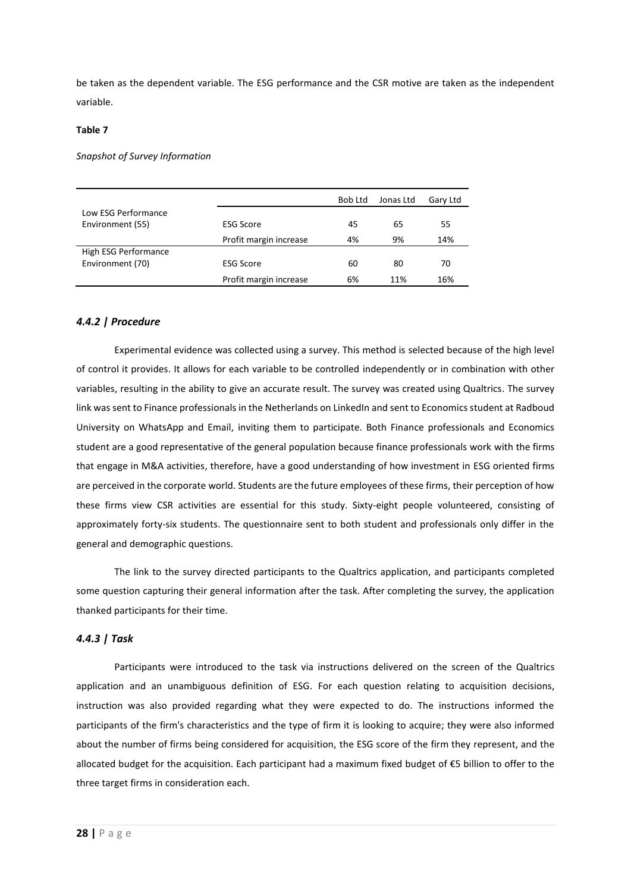be taken as the dependent variable. The ESG performance and the CSR motive are taken as the independent variable.

**Table 7**

*Snapshot of Survey Information*

| | | Bob Ltd | Jonas Ltd | Gary Ltd |
|---|---|---|---|---|
| Low ESG Performance Environment (55) | ESG Score | 45 | 65 | 55 |
| | Profit margin increase | 4% | 9% | 14% |
| High ESG Performance Environment (70) | ESG Score | 60 | 80 | 70 |
| | Profit margin increase | 6% | 11% | 16% |

### *4.4.2 | Procedure*

Experimental evidence was collected using a survey. This method is selected because of the high level of control it provides. It allows for each variable to be controlled independently or in combination with other variables, resulting in the ability to give an accurate result. The survey was created using Qualtrics. The survey link was sent to Finance professionals in the Netherlands on LinkedIn and sent to Economics student at Radboud University on WhatsApp and Email, inviting them to participate. Both Finance professionals and Economics student are a good representative of the general population because finance professionals work with the firms that engage in M&A activities, therefore, have a good understanding of how investment in ESG oriented firms are perceived in the corporate world. Students are the future employees of these firms, their perception of how these firms view CSR activities are essential for this study. Sixty-eight people volunteered, consisting of approximately forty-six students. The questionnaire sent to both student and professionals only differ in the general and demographic questions.

The link to the survey directed participants to the Qualtrics application, and participants completed some question capturing their general information after the task. After completing the survey, the application thanked participants for their time.

### *4.4.3 | Task*

Participants were introduced to the task via instructions delivered on the screen of the Qualtrics application and an unambiguous definition of ESG. For each question relating to acquisition decisions, instruction was also provided regarding what they were expected to do. The instructions informed the participants of the firm's characteristics and the type of firm it is looking to acquire; they were also informed about the number of firms being considered for acquisition, the ESG score of the firm they represent, and the allocated budget for the acquisition. Each participant had a maximum fixed budget of €5 billion to offer to the three target firms in consideration each.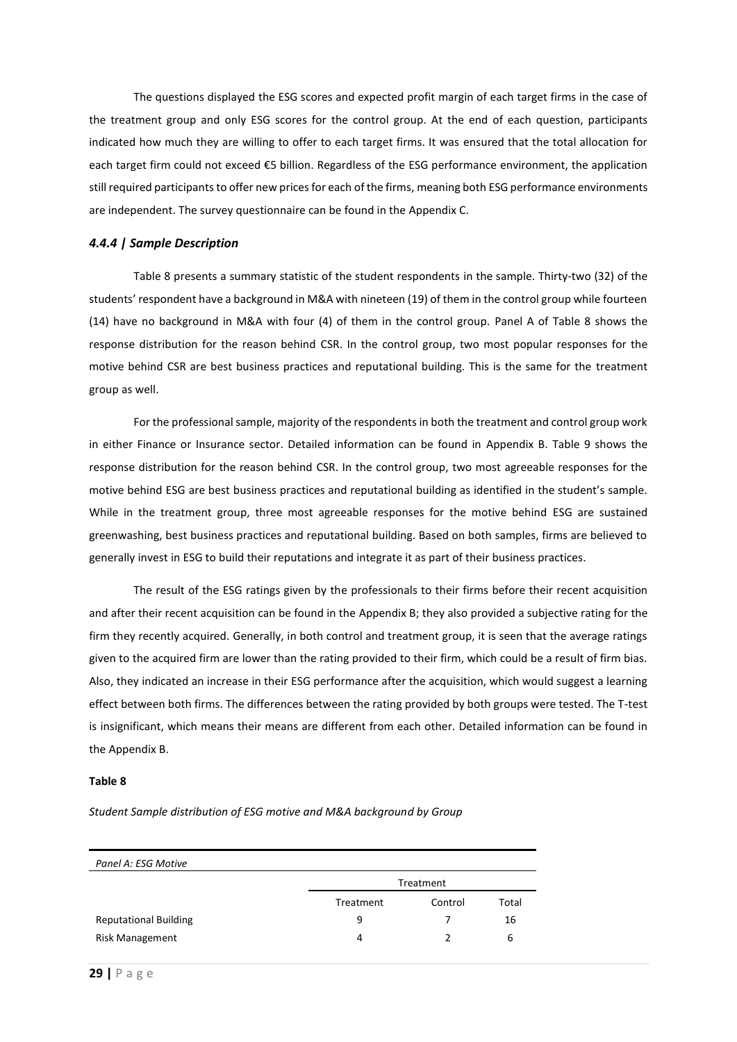The questions displayed the ESG scores and expected profit margin of each target firms in the case of the treatment group and only ESG scores for the control group. At the end of each question, participants indicated how much they are willing to offer to each target firms. It was ensured that the total allocation for each target firm could not exceed €5 billion. Regardless of the ESG performance environment, the application still required participants to offer new prices for each of the firms, meaning both ESG performance environments are independent. The survey questionnaire can be found in the Appendix C.

### *4.4.4 | Sample Description*

Table 8 presents a summary statistic of the student respondents in the sample. Thirty-two (32) of the students' respondent have a background in M&A with nineteen (19) of them in the control group while fourteen (14) have no background in M&A with four (4) of them in the control group. Panel A of Table 8 shows the response distribution for the reason behind CSR. In the control group, two most popular responses for the motive behind CSR are best business practices and reputational building. This is the same for the treatment group as well.

For the professional sample, majority of the respondents in both the treatment and control group work in either Finance or Insurance sector. Detailed information can be found in Appendix B. Table 9 shows the response distribution for the reason behind CSR. In the control group, two most agreeable responses for the motive behind ESG are best business practices and reputational building as identified in the student's sample. While in the treatment group, three most agreeable responses for the motive behind ESG are sustained greenwashing, best business practices and reputational building. Based on both samples, firms are believed to generally invest in ESG to build their reputations and integrate it as part of their business practices.

The result of the ESG ratings given by the professionals to their firms before their recent acquisition and after their recent acquisition can be found in the Appendix B; they also provided a subjective rating for the firm they recently acquired. Generally, in both control and treatment group, it is seen that the average ratings given to the acquired firm are lower than the rating provided to their firm, which could be a result of firm bias. Also, they indicated an increase in their ESG performance after the acquisition, which would suggest a learning effect between both firms. The differences between the rating provided by both groups were tested. The T-test is insignificant, which means their means are different from each other. Detailed information can be found in the Appendix B.

**Table 8**

*Student Sample distribution of ESG motive and M&A background by Group*

| *Panel A: ESG Motive* | | | |
|---|---|---|---|
| | Treatment | | |
| | Treatment | Control | Total |
| Reputational Building | 9 | 7 | 16 |
| Risk Management | 4 | 2 | 6 |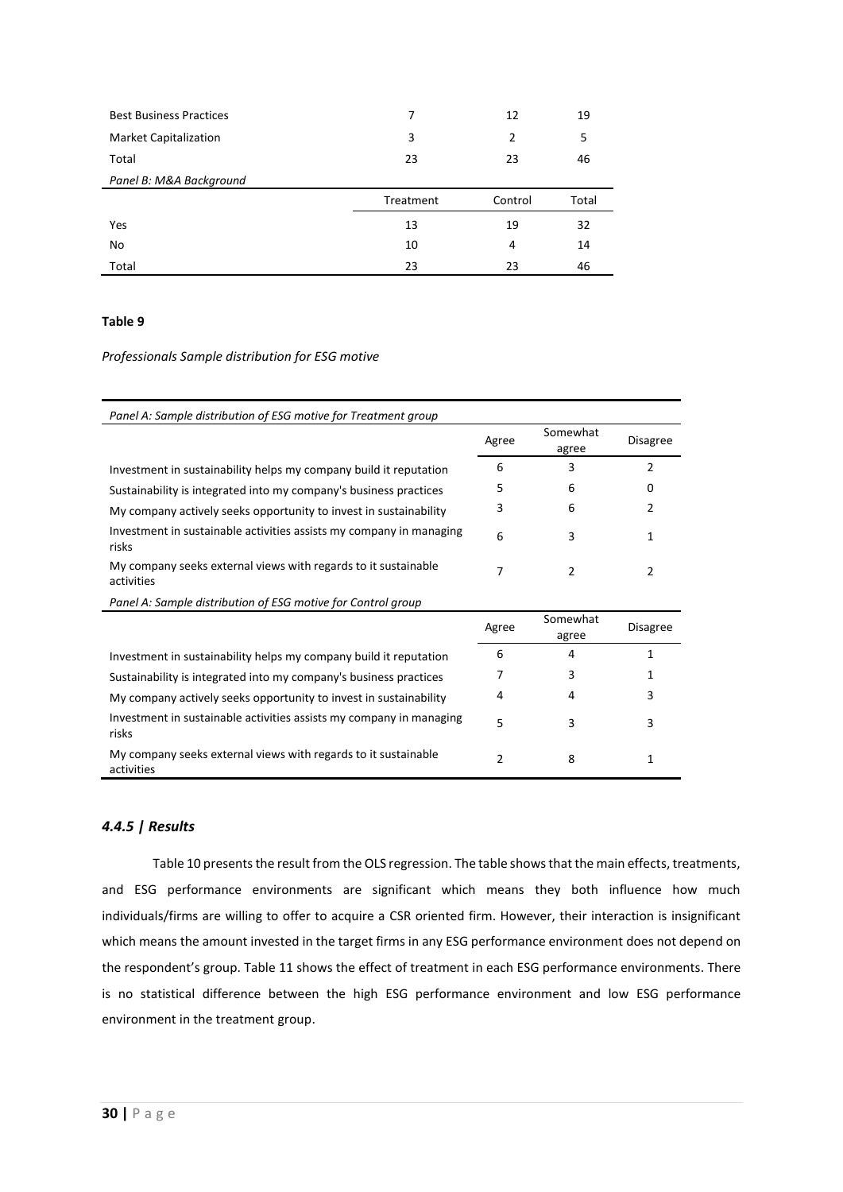| | | | |
|---|---|---|---|
| Best Business Practices | 7 | 12 | 19 |
| Market Capitalization | 3 | 2 | 5 |
| Total | 23 | 23 | 46 |
| *Panel B: M&A Background* | | | |
| | Treatment | Control | Total |
| Yes | 13 | 19 | 32 |
| No | 10 | 4 | 14 |
| Total | 23 | 23 | 46 |

**Table 9**

*Professionals Sample distribution for ESG motive*

| *Panel A: Sample distribution of ESG motive for Treatment group* | | | |
|---|---|---|---|
| | Agree | Somewhat agree | Disagree |
| Investment in sustainability helps my company build it reputation | 6 | 3 | 2 |
| Sustainability is integrated into my company's business practices | 5 | 6 | 0 |
| My company actively seeks opportunity to invest in sustainability | 3 | 6 | 2 |
| Investment in sustainable activities assists my company in managing risks | 6 | 3 | 1 |
| My company seeks external views with regards to it sustainable activities | 7 | 2 | 2 |
| *Panel A: Sample distribution of ESG motive for Control group* | | | |
| | Agree | Somewhat agree | Disagree |
| Investment in sustainability helps my company build it reputation | 6 | 4 | 1 |
| Sustainability is integrated into my company's business practices | 7 | 3 | 1 |
| My company actively seeks opportunity to invest in sustainability | 4 | 4 | 3 |
| Investment in sustainable activities assists my company in managing risks | 5 | 3 | 3 |
| My company seeks external views with regards to it sustainable activities | 2 | 8 | 1 |

### *4.4.5 | Results*

Table 10 presents the result from the OLS regression. The table shows that the main effects, treatments, and ESG performance environments are significant which means they both influence how much individuals/firms are willing to offer to acquire a CSR oriented firm. However, their interaction is insignificant which means the amount invested in the target firms in any ESG performance environment does not depend on the respondent's group. Table 11 shows the effect of treatment in each ESG performance environments. There is no statistical difference between the high ESG performance environment and low ESG performance environment in the treatment group.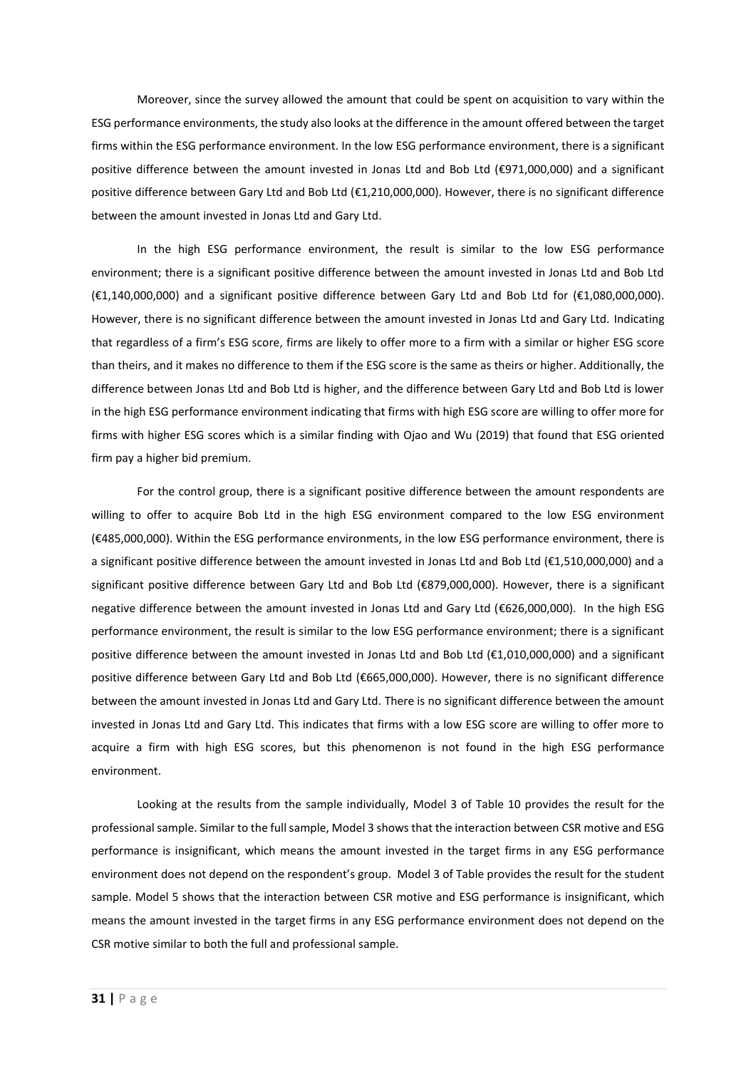Moreover, since the survey allowed the amount that could be spent on acquisition to vary within the ESG performance environments, the study also looks at the difference in the amount offered between the target firms within the ESG performance environment. In the low ESG performance environment, there is a significant positive difference between the amount invested in Jonas Ltd and Bob Ltd (€971,000,000) and a significant positive difference between Gary Ltd and Bob Ltd (€1,210,000,000). However, there is no significant difference between the amount invested in Jonas Ltd and Gary Ltd.

In the high ESG performance environment, the result is similar to the low ESG performance environment; there is a significant positive difference between the amount invested in Jonas Ltd and Bob Ltd (€1,140,000,000) and a significant positive difference between Gary Ltd and Bob Ltd for (€1,080,000,000). However, there is no significant difference between the amount invested in Jonas Ltd and Gary Ltd. Indicating that regardless of a firm's ESG score, firms are likely to offer more to a firm with a similar or higher ESG score than theirs, and it makes no difference to them if the ESG score is the same as theirs or higher. Additionally, the difference between Jonas Ltd and Bob Ltd is higher, and the difference between Gary Ltd and Bob Ltd is lower in the high ESG performance environment indicating that firms with high ESG score are willing to offer more for firms with higher ESG scores which is a similar finding with Ojao and Wu (2019) that found that ESG oriented firm pay a higher bid premium.

For the control group, there is a significant positive difference between the amount respondents are willing to offer to acquire Bob Ltd in the high ESG environment compared to the low ESG environment (€485,000,000). Within the ESG performance environments, in the low ESG performance environment, there is a significant positive difference between the amount invested in Jonas Ltd and Bob Ltd (€1,510,000,000) and a significant positive difference between Gary Ltd and Bob Ltd (€879,000,000). However, there is a significant negative difference between the amount invested in Jonas Ltd and Gary Ltd (€626,000,000). In the high ESG performance environment, the result is similar to the low ESG performance environment; there is a significant positive difference between the amount invested in Jonas Ltd and Bob Ltd (€1,010,000,000) and a significant positive difference between Gary Ltd and Bob Ltd (€665,000,000). However, there is no significant difference between the amount invested in Jonas Ltd and Gary Ltd. There is no significant difference between the amount invested in Jonas Ltd and Gary Ltd. This indicates that firms with a low ESG score are willing to offer more to acquire a firm with high ESG scores, but this phenomenon is not found in the high ESG performance environment.

Looking at the results from the sample individually, Model 3 of Table 10 provides the result for the professional sample. Similar to the full sample, Model 3 shows that the interaction between CSR motive and ESG performance is insignificant, which means the amount invested in the target firms in any ESG performance environment does not depend on the respondent's group. Model 3 of Table provides the result for the student sample. Model 5 shows that the interaction between CSR motive and ESG performance is insignificant, which means the amount invested in the target firms in any ESG performance environment does not depend on the CSR motive similar to both the full and professional sample.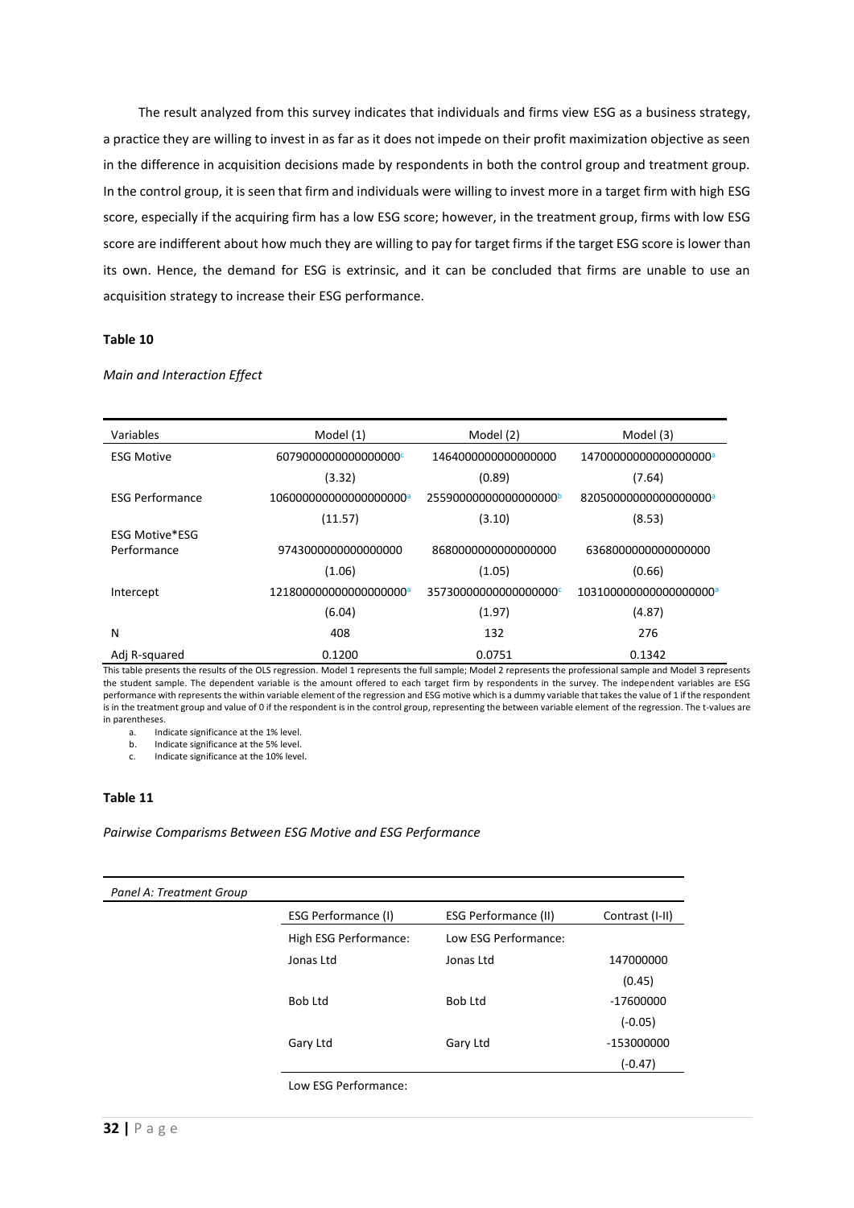The result analyzed from this survey indicates that individuals and firms view ESG as a business strategy, a practice they are willing to invest in as far as it does not impede on their profit maximization objective as seen in the difference in acquisition decisions made by respondents in both the control group and treatment group. In the control group, it is seen that firm and individuals were willing to invest more in a target firm with high ESG score, especially if the acquiring firm has a low ESG score; however, in the treatment group, firms with low ESG score are indifferent about how much they are willing to pay for target firms if the target ESG score is lower than its own. Hence, the demand for ESG is extrinsic, and it can be concluded that firms are unable to use an acquisition strategy to increase their ESG performance.

**Table 10**

*Main and Interaction Effect*

| Variables | Model (1) | Model (2) | Model (3) |
|---|---|---|---|
| ESG Motive | 6079000000000000000[c] | 1464000000000000000 | 14700000000000000000[a] |
| | (3.32) | (0.89) | (7.64) |
| ESG Performance | 106000000000000000000[a] | 25590000000000000000[b] | 82050000000000000000[a] |
| | (11.57) | (3.10) | (8.53) |
| ESG Motive*ESG Performance | 9743000000000000000 | 8680000000000000000 | 6368000000000000000 |
| | (1.06) | (1.05) | (0.66) |
| Intercept | 121800000000000000000[a] | 35730000000000000000[c] | 103100000000000000000[a] |
| | (6.04) | (1.97) | (4.87) |
| N | 408 | 132 | 276 |
| Adj R-squared | 0.1200 | 0.0751 | 0.1342 |

This table presents the results of the OLS regression. Model 1 represents the full sample; Model 2 represents the professional sample and Model 3 represents the student sample. The dependent variable is the amount offered to each target firm by respondents in the survey. The independent variables are ESG performance with represents the within variable element of the regression and ESG motive which is a dummy variable that takes the value of 1 if the respondent is in the treatment group and value of 0 if the respondent is in the control group, representing the between variable element of the regression. The t-values are in parentheses.

a. Indicate significance at the 1% level.
b. Indicate significance at the 5% level.
c. Indicate significance at the 10% level.

**Table 11**

*Pairwise Comparisms Between ESG Motive and ESG Performance*

| *Panel A: Treatment Group* | | | |
|---|---|---|---|
| | ESG Performance (I) | ESG Performance (II) | Contrast (I-II) |
| | High ESG Performance: | Low ESG Performance: | |
| | Jonas Ltd | Jonas Ltd | 147000000 |
| | | | (0.45) |
| | Bob Ltd | Bob Ltd | -17600000 |
| | | | (-0.05) |
| | Gary Ltd | Gary Ltd | -153000000 |
| | | | (-0.47) |
| | Low ESG Performance: | | |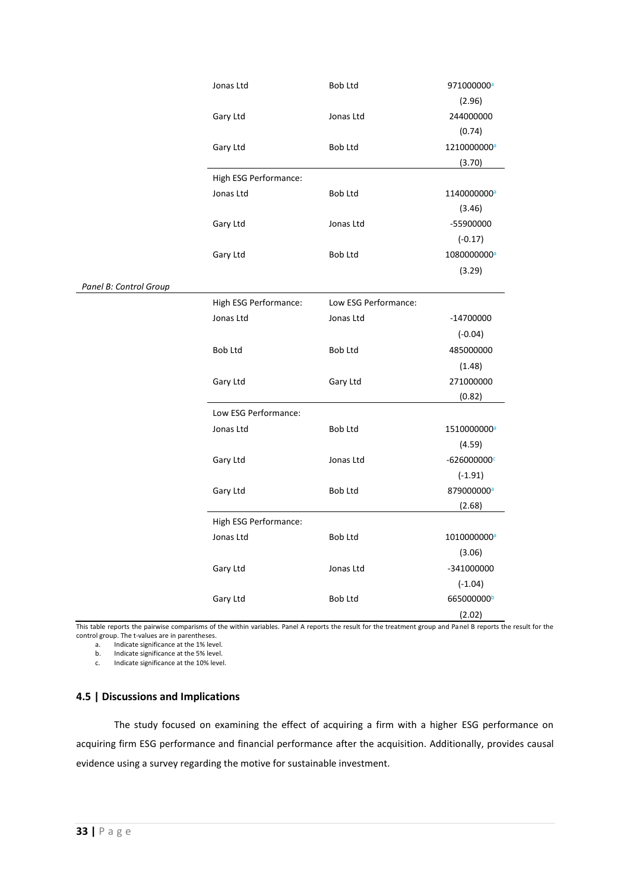| | | |
|---|---|---|
| | Jonas Ltd | Bob Ltd | 971000000[a] |
| | | | (2.96) |
| | Gary Ltd | Jonas Ltd | 244000000 |
| | | | (0.74) |
| | Gary Ltd | Bob Ltd | 1210000000[a] |
| | | | (3.70) |
| | High ESG Performance: | | |
| | Jonas Ltd | Bob Ltd | 1140000000[a] |
| | | | (3.46) |
| | Gary Ltd | Jonas Ltd | -55900000 |
| | | | (-0.17) |
| | Gary Ltd | Bob Ltd | 1080000000[a] |
| | | | (3.29) |
| *Panel B: Control Group* | | | |
| | High ESG Performance: | Low ESG Performance: | |
| | Jonas Ltd | Jonas Ltd | -14700000 |
| | | | (-0.04) |
| | Bob Ltd | Bob Ltd | 485000000 |
| | | | (1.48) |
| | Gary Ltd | Gary Ltd | 271000000 |
| | | | (0.82) |
| | Low ESG Performance: | | |
| | Jonas Ltd | Bob Ltd | 1510000000[a] |
| | | | (4.59) |
| | Gary Ltd | Jonas Ltd | -626000000[c] |
| | | | (-1.91) |
| | Gary Ltd | Bob Ltd | 879000000[a] |
| | | | (2.68) |
| | High ESG Performance: | | |
| | Jonas Ltd | Bob Ltd | 1010000000[a] |
| | | | (3.06) |
| | Gary Ltd | Jonas Ltd | -341000000 |
| | | | (-1.04) |
| | Gary Ltd | Bob Ltd | 665000000[b] |
| | | | (2.02) |

This table reports the pairwise comparisms of the within variables. Panel A reports the result for the treatment group and Panel B reports the result for the control group. The t-values are in parentheses.

a. Indicate significance at the 1% level.
b. Indicate significance at the 5% level.
c. Indicate significance at the 10% level.

## 4.5 | Discussions and Implications

The study focused on examining the effect of acquiring a firm with a higher ESG performance on acquiring firm ESG performance and financial performance after the acquisition. Additionally, provides causal evidence using a survey regarding the motive for sustainable investment.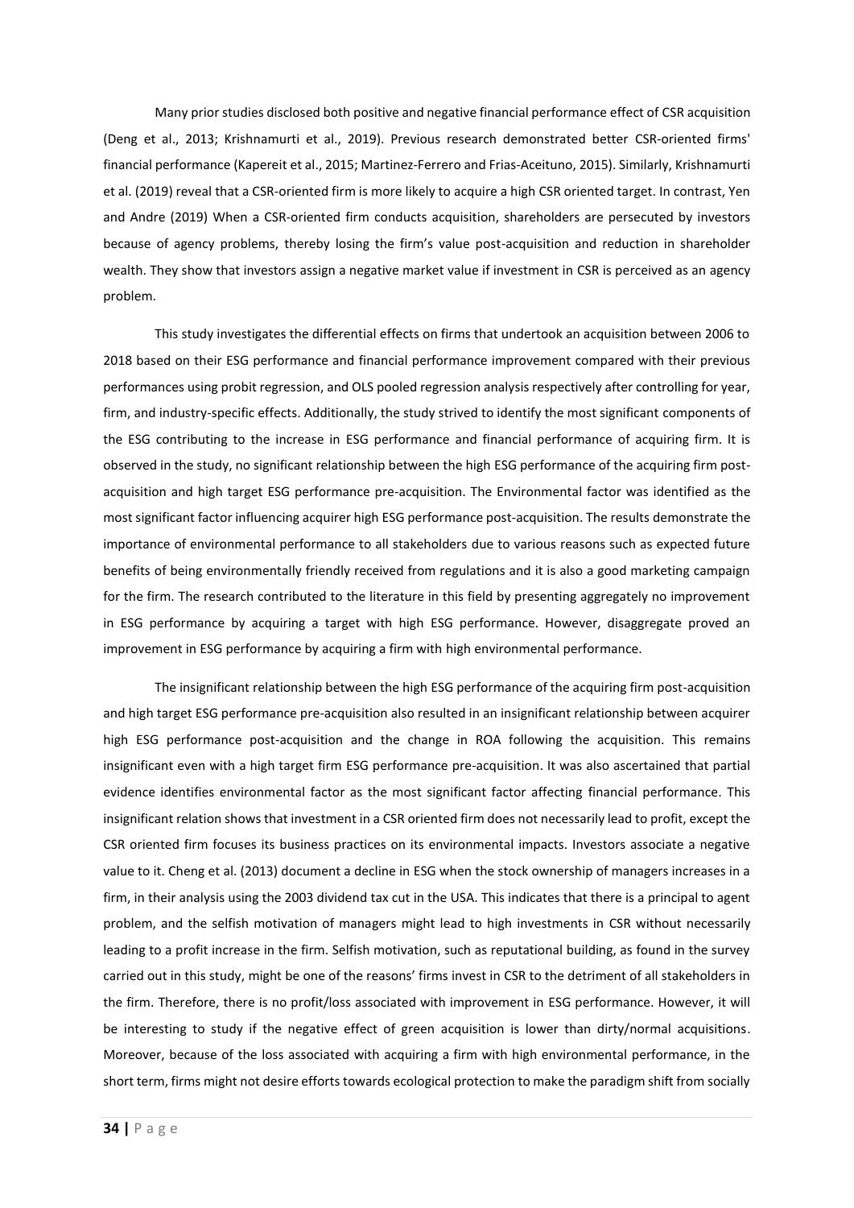Many prior studies disclosed both positive and negative financial performance effect of CSR acquisition (Deng et al., 2013; Krishnamurti et al., 2019). Previous research demonstrated better CSR-oriented firms' financial performance (Kapereit et al., 2015; Martinez-Ferrero and Frias-Aceituno, 2015). Similarly, Krishnamurti et al. (2019) reveal that a CSR-oriented firm is more likely to acquire a high CSR oriented target. In contrast, Yen and Andre (2019) When a CSR-oriented firm conducts acquisition, shareholders are persecuted by investors because of agency problems, thereby losing the firm's value post-acquisition and reduction in shareholder wealth. They show that investors assign a negative market value if investment in CSR is perceived as an agency problem.

This study investigates the differential effects on firms that undertook an acquisition between 2006 to 2018 based on their ESG performance and financial performance improvement compared with their previous performances using probit regression, and OLS pooled regression analysis respectively after controlling for year, firm, and industry-specific effects. Additionally, the study strived to identify the most significant components of the ESG contributing to the increase in ESG performance and financial performance of acquiring firm. It is observed in the study, no significant relationship between the high ESG performance of the acquiring firm post-acquisition and high target ESG performance pre-acquisition. The Environmental factor was identified as the most significant factor influencing acquirer high ESG performance post-acquisition. The results demonstrate the importance of environmental performance to all stakeholders due to various reasons such as expected future benefits of being environmentally friendly received from regulations and it is also a good marketing campaign for the firm. The research contributed to the literature in this field by presenting aggregately no improvement in ESG performance by acquiring a target with high ESG performance. However, disaggregate proved an improvement in ESG performance by acquiring a firm with high environmental performance.

The insignificant relationship between the high ESG performance of the acquiring firm post-acquisition and high target ESG performance pre-acquisition also resulted in an insignificant relationship between acquirer high ESG performance post-acquisition and the change in ROA following the acquisition. This remains insignificant even with a high target firm ESG performance pre-acquisition. It was also ascertained that partial evidence identifies environmental factor as the most significant factor affecting financial performance. This insignificant relation shows that investment in a CSR oriented firm does not necessarily lead to profit, except the CSR oriented firm focuses its business practices on its environmental impacts. Investors associate a negative value to it. Cheng et al. (2013) document a decline in ESG when the stock ownership of managers increases in a firm, in their analysis using the 2003 dividend tax cut in the USA. This indicates that there is a principal to agent problem, and the selfish motivation of managers might lead to high investments in CSR without necessarily leading to a profit increase in the firm. Selfish motivation, such as reputational building, as found in the survey carried out in this study, might be one of the reasons' firms invest in CSR to the detriment of all stakeholders in the firm. Therefore, there is no profit/loss associated with improvement in ESG performance. However, it will be interesting to study if the negative effect of green acquisition is lower than dirty/normal acquisitions. Moreover, because of the loss associated with acquiring a firm with high environmental performance, in the short term, firms might not desire efforts towards ecological protection to make the paradigm shift from socially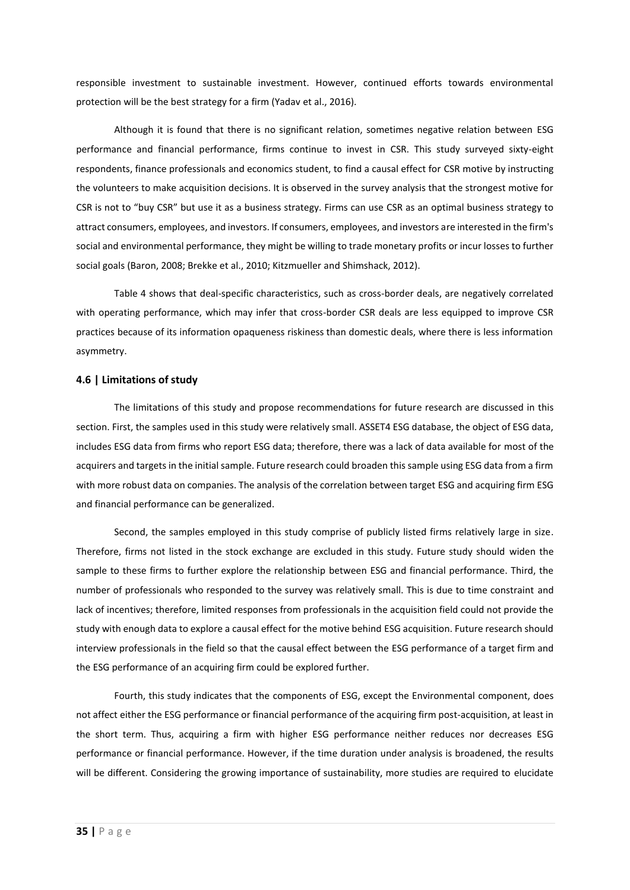responsible investment to sustainable investment. However, continued efforts towards environmental protection will be the best strategy for a firm (Yadav et al., 2016).

Although it is found that there is no significant relation, sometimes negative relation between ESG performance and financial performance, firms continue to invest in CSR. This study surveyed sixty-eight respondents, finance professionals and economics student, to find a causal effect for CSR motive by instructing the volunteers to make acquisition decisions. It is observed in the survey analysis that the strongest motive for CSR is not to "buy CSR" but use it as a business strategy. Firms can use CSR as an optimal business strategy to attract consumers, employees, and investors. If consumers, employees, and investors are interested in the firm's social and environmental performance, they might be willing to trade monetary profits or incur losses to further social goals (Baron, 2008; Brekke et al., 2010; Kitzmueller and Shimshack, 2012).

Table 4 shows that deal-specific characteristics, such as cross-border deals, are negatively correlated with operating performance, which may infer that cross-border CSR deals are less equipped to improve CSR practices because of its information opaqueness riskiness than domestic deals, where there is less information asymmetry.

### 4.6 | Limitations of study

The limitations of this study and propose recommendations for future research are discussed in this section. First, the samples used in this study were relatively small. ASSET4 ESG database, the object of ESG data, includes ESG data from firms who report ESG data; therefore, there was a lack of data available for most of the acquirers and targets in the initial sample. Future research could broaden this sample using ESG data from a firm with more robust data on companies. The analysis of the correlation between target ESG and acquiring firm ESG and financial performance can be generalized.

Second, the samples employed in this study comprise of publicly listed firms relatively large in size. Therefore, firms not listed in the stock exchange are excluded in this study. Future study should widen the sample to these firms to further explore the relationship between ESG and financial performance. Third, the number of professionals who responded to the survey was relatively small. This is due to time constraint and lack of incentives; therefore, limited responses from professionals in the acquisition field could not provide the study with enough data to explore a causal effect for the motive behind ESG acquisition. Future research should interview professionals in the field so that the causal effect between the ESG performance of a target firm and the ESG performance of an acquiring firm could be explored further.

Fourth, this study indicates that the components of ESG, except the Environmental component, does not affect either the ESG performance or financial performance of the acquiring firm post-acquisition, at least in the short term. Thus, acquiring a firm with higher ESG performance neither reduces nor decreases ESG performance or financial performance. However, if the time duration under analysis is broadened, the results will be different. Considering the growing importance of sustainability, more studies are required to elucidate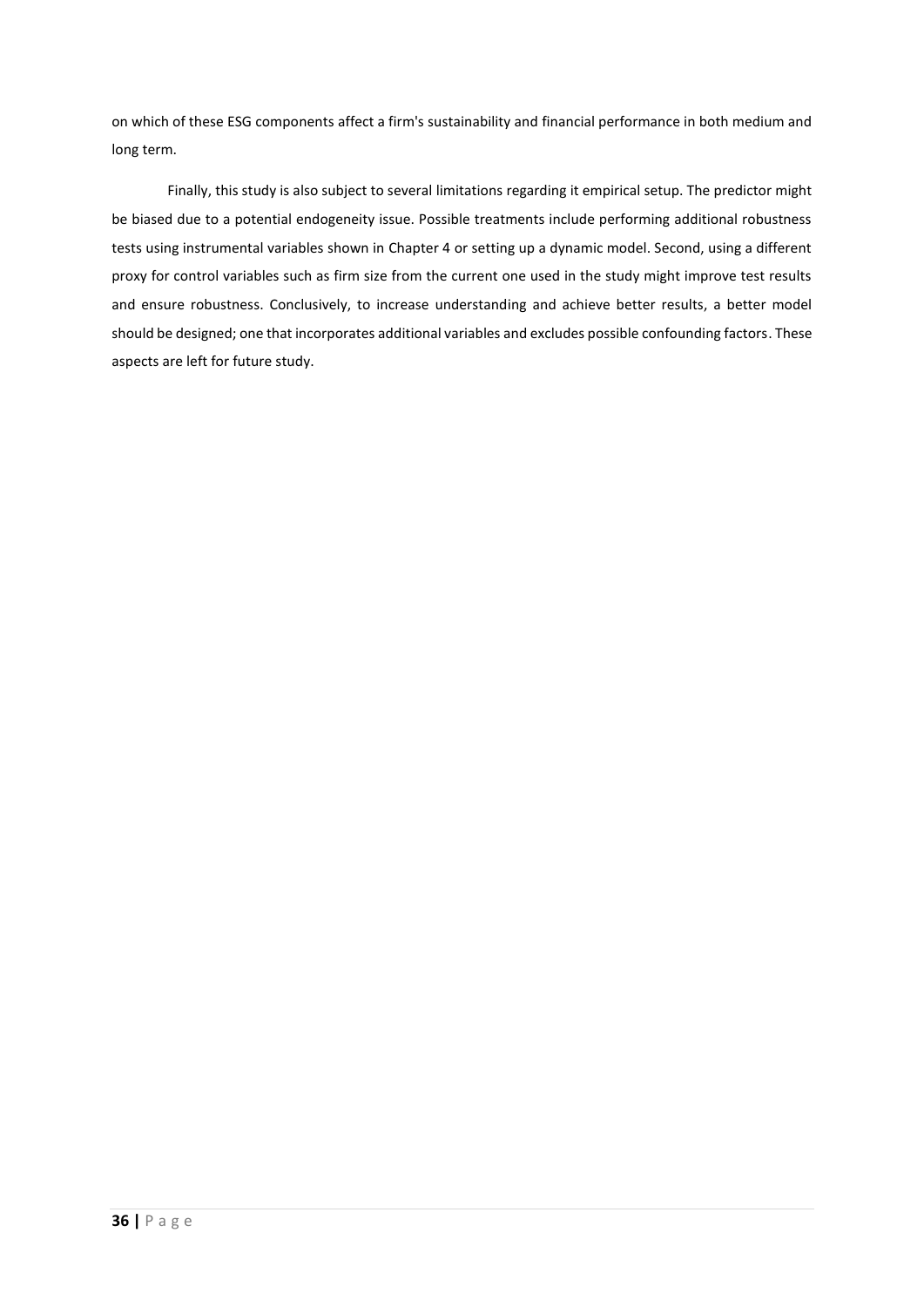on which of these ESG components affect a firm's sustainability and financial performance in both medium and long term.

Finally, this study is also subject to several limitations regarding it empirical setup. The predictor might be biased due to a potential endogeneity issue. Possible treatments include performing additional robustness tests using instrumental variables shown in Chapter 4 or setting up a dynamic model. Second, using a different proxy for control variables such as firm size from the current one used in the study might improve test results and ensure robustness. Conclusively, to increase understanding and achieve better results, a better model should be designed; one that incorporates additional variables and excludes possible confounding factors. These aspects are left for future study.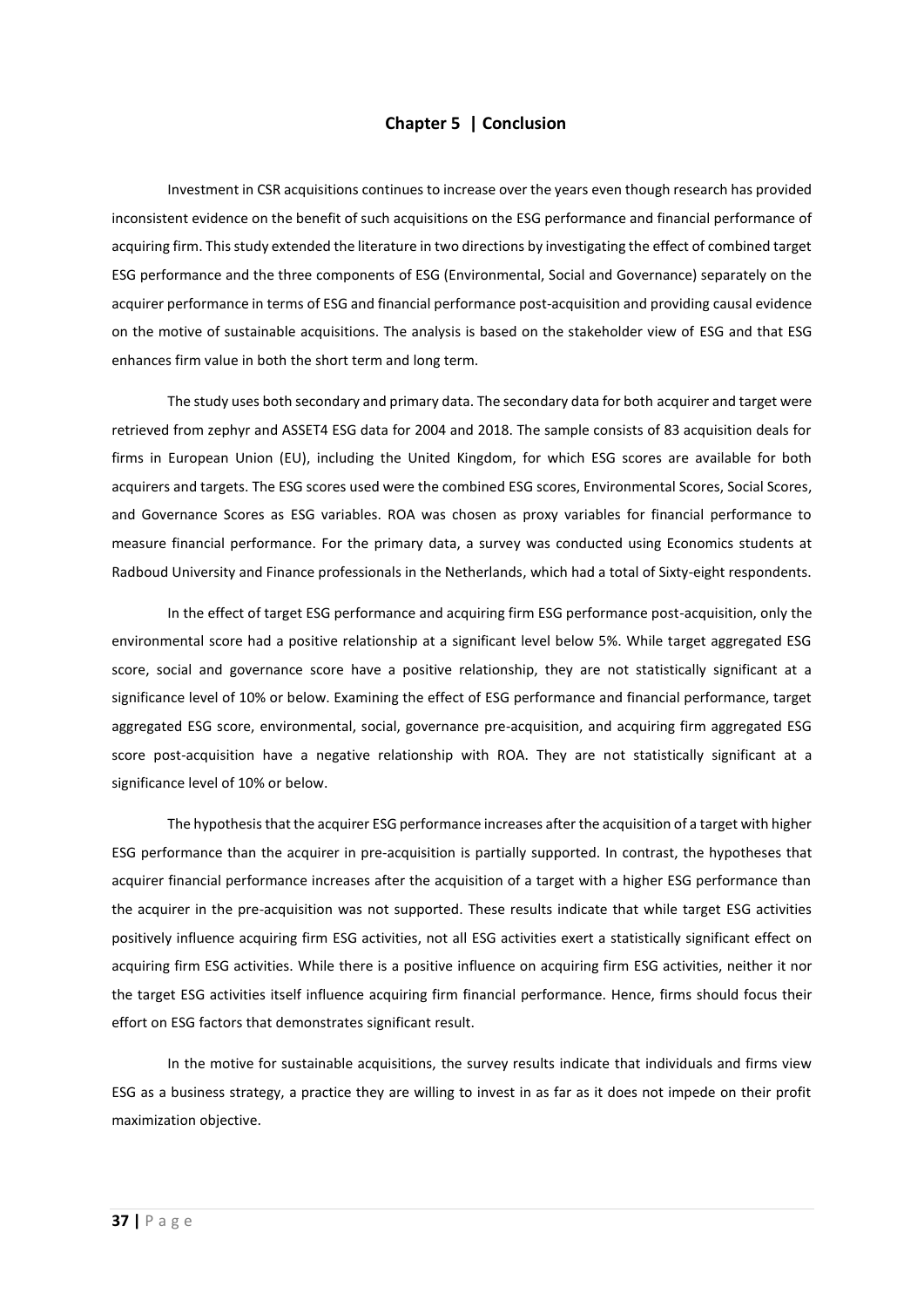# Chapter 5 | Conclusion

Investment in CSR acquisitions continues to increase over the years even though research has provided inconsistent evidence on the benefit of such acquisitions on the ESG performance and financial performance of acquiring firm. This study extended the literature in two directions by investigating the effect of combined target ESG performance and the three components of ESG (Environmental, Social and Governance) separately on the acquirer performance in terms of ESG and financial performance post-acquisition and providing causal evidence on the motive of sustainable acquisitions. The analysis is based on the stakeholder view of ESG and that ESG enhances firm value in both the short term and long term.

The study uses both secondary and primary data. The secondary data for both acquirer and target were retrieved from zephyr and ASSET4 ESG data for 2004 and 2018. The sample consists of 83 acquisition deals for firms in European Union (EU), including the United Kingdom, for which ESG scores are available for both acquirers and targets. The ESG scores used were the combined ESG scores, Environmental Scores, Social Scores, and Governance Scores as ESG variables. ROA was chosen as proxy variables for financial performance to measure financial performance. For the primary data, a survey was conducted using Economics students at Radboud University and Finance professionals in the Netherlands, which had a total of Sixty-eight respondents.

In the effect of target ESG performance and acquiring firm ESG performance post-acquisition, only the environmental score had a positive relationship at a significant level below 5%. While target aggregated ESG score, social and governance score have a positive relationship, they are not statistically significant at a significance level of 10% or below. Examining the effect of ESG performance and financial performance, target aggregated ESG score, environmental, social, governance pre-acquisition, and acquiring firm aggregated ESG score post-acquisition have a negative relationship with ROA. They are not statistically significant at a significance level of 10% or below.

The hypothesis that the acquirer ESG performance increases after the acquisition of a target with higher ESG performance than the acquirer in pre-acquisition is partially supported. In contrast, the hypotheses that acquirer financial performance increases after the acquisition of a target with a higher ESG performance than the acquirer in the pre-acquisition was not supported. These results indicate that while target ESG activities positively influence acquiring firm ESG activities, not all ESG activities exert a statistically significant effect on acquiring firm ESG activities. While there is a positive influence on acquiring firm ESG activities, neither it nor the target ESG activities itself influence acquiring firm financial performance. Hence, firms should focus their effort on ESG factors that demonstrates significant result.

In the motive for sustainable acquisitions, the survey results indicate that individuals and firms view ESG as a business strategy, a practice they are willing to invest in as far as it does not impede on their profit maximization objective.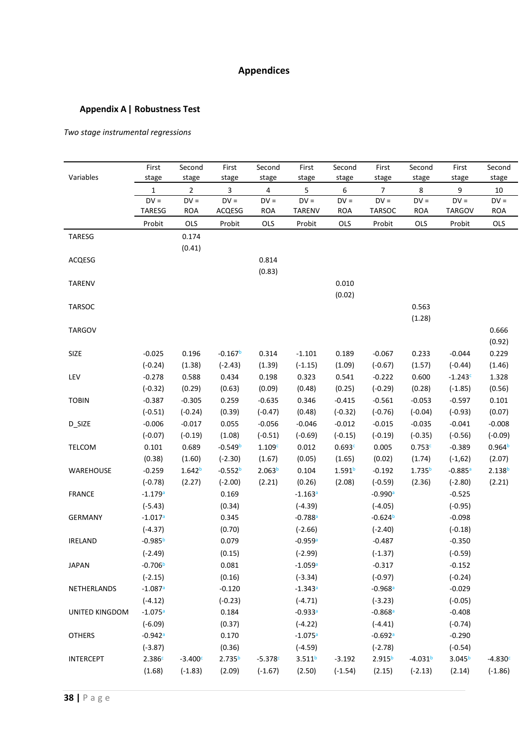# Appendices

## Appendix A | Robustness Test

*Two stage instrumental regressions*

| Variables | First stage | Second stage | First stage | Second stage | First stage | Second stage | First stage | Second stage | First stage | Second stage |
|---|---|---|---|---|---|---|---|---|---|---|
| | 1 | 2 | 3 | 4 | 5 | 6 | 7 | 8 | 9 | 10 |
| | DV = TARESG | DV = ROA | DV = ACQESG | DV = ROA | DV = TARENV | DV = ROA | DV = TARSOC | DV = ROA | DV = TARGOV | DV = ROA |
| | Probit | OLS | Probit | OLS | Probit | OLS | Probit | OLS | Probit | OLS |
| TARESG | | 0.174 | | | | | | | | |
| | | (0.41) | | | | | | | | |
| ACQESG | | | | 0.814 | | | | | | |
| | | | | (0.83) | | | | | | |
| TARENV | | | | | | 0.010 | | | | |
| | | | | | | (0.02) | | | | |
| TARSOC | | | | | | | | 0.563 | | |
| | | | | | | | | (1.28) | | |
| TARGOV | | | | | | | | | | 0.666 |
| | | | | | | | | | | (0.92) |
| SIZE | -0.025 | 0.196 | -0.167[b] | 0.314 | -1.101 | 0.189 | -0.067 | 0.233 | -0.044 | 0.229 |
| | (-0.24) | (1.38) | (-2.43) | (1.39) | (-1.15) | (1.09) | (-0.67) | (1.57) | (-0.44) | (1.46) |
| LEV | -0.278 | 0.588 | 0.434 | 0.198 | 0.323 | 0.541 | -0.222 | 0.600 | -1.243[c] | 1.328 |
| | (-0.32) | (0.29) | (0.63) | (0.09) | (0.48) | (0.25) | (-0.29) | (0.28) | (-1.85) | (0.56) |
| TOBIN | -0.387 | -0.305 | 0.259 | -0.635 | 0.346 | -0.415 | -0.561 | -0.053 | -0.597 | 0.101 |
| | (-0.51) | (-0.24) | (0.39) | (-0.47) | (0.48) | (-0.32) | (-0.76) | (-0.04) | (-0.93) | (0.07) |
| D_SIZE | -0.006 | -0.017 | 0.055 | -0.056 | -0.046 | -0.012 | -0.015 | -0.035 | -0.041 | -0.008 |
| | (-0.07) | (-0.19) | (1.08) | (-0.51) | (-0.69) | (-0.15) | (-0.19) | (-0.35) | (-0.56) | (-0.09) |
| TELCOM | 0.101 | 0.689 | -0.549[b] | 1.109[c] | 0.012 | 0.693[c] | 0.005 | 0.753[c] | -0.389 | 0.964[b] |
| | (0.38) | (1.60) | (-2.30) | (1.67) | (0.05) | (1.65) | (0.02) | (1.74) | (-1,62) | (2.07) |
| WAREHOUSE | -0.259 | 1.642[b] | -0.552[b] | 2.063[b] | 0.104 | 1.591[b] | -0.192 | 1.735[b] | -0.885[a] | 2.138[b] |
| | (-0.78) | (2.27) | (-2.00) | (2.21) | (0.26) | (2.08) | (-0.59) | (2.36) | (-2.80) | (2.21) |
| FRANCE | -1.179[a] | | 0.169 | | -1.163[a] | | -0.990[a] | | -0.525 | |
| | (-5.43) | | (0.34) | | (-4.39) | | (-4.05) | | (-0.95) | |
| GERMANY | -1.017[a] | | 0.345 | | -0.788[a] | | -0.624[b] | | -0.098 | |
| | (-4.37) | | (0.70) | | (-2.66) | | (-2.40) | | (-0.18) | |
| IRELAND | -0.985[b] | | 0.079 | | -0.959[a] | | -0.487 | | -0.350 | |
| | (-2.49) | | (0.15) | | (-2.99) | | (-1.37) | | (-0.59) | |
| JAPAN | -0.706[b] | | 0.081 | | -1.059[a] | | -0.317 | | -0.152 | |
| | (-2.15) | | (0.16) | | (-3.34) | | (-0.97) | | (-0.24) | |
| NETHERLANDS | -1.087[a] | | -0.120 | | -1.343[a] | | -0.968[a] | | -0.029 | |
| | (-4.12) | | (-0.23) | | (-4.71) | | (-3.23) | | (-0.05) | |
| UNITED KINGDOM | -1.075[a] | | 0.184 | | -0.933[a] | | -0.868[a] | | -0.408 | |
| | (-6.09) | | (0.37) | | (-4.22) | | (-4.41) | | (-0.74) | |
| OTHERS | -0.942[a] | | 0.170 | | -1.075[a] | | -0.692[a] | | -0.290 | |
| | (-3.87) | | (0.36) | | (-4.59) | | (-2.78) | | (-0.54) | |
| INTERCEPT | 2.386[c] | -3.400[c] | 2.735[b] | -5.378[c] | 3.511[b] | -3.192 | 2.915[b] | -4.031[b] | 3.045[b] | -4.830[c] |
| | (1.68) | (-1.83) | (2.09) | (-1.67) | (2.50) | (-1.54) | (2.15) | (-2.13) | (2.14) | (-1.86) |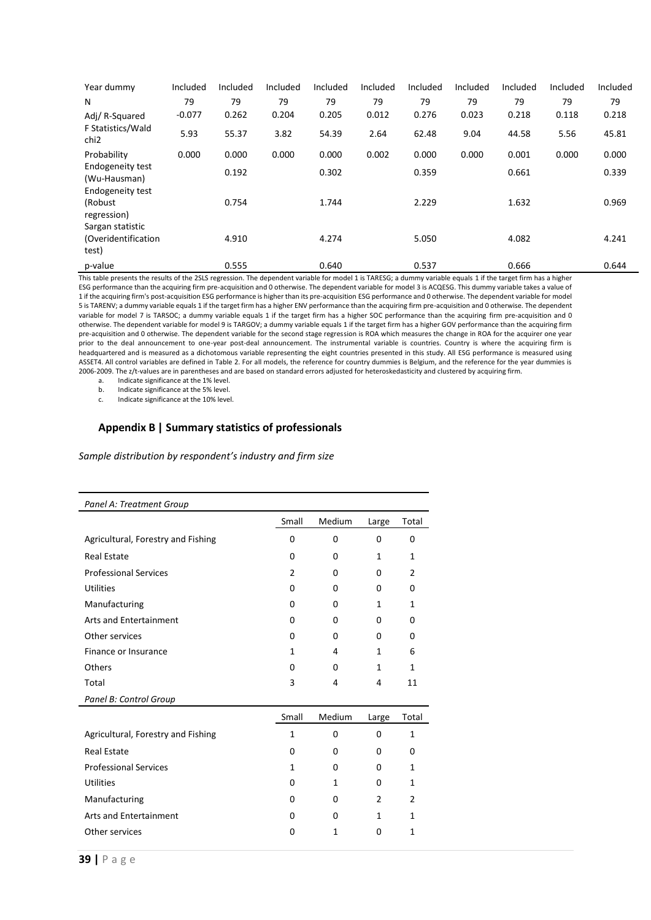| | | | | | | | | | | |
|---|---|---|---|---|---|---|---|---|---|---|
| Year dummy | Included | Included | Included | Included | Included | Included | Included | Included | Included | Included |
| N | 79 | 79 | 79 | 79 | 79 | 79 | 79 | 79 | 79 | 79 |
| Adj/ R-Squared | -0.077 | 0.262 | 0.204 | 0.205 | 0.012 | 0.276 | 0.023 | 0.218 | 0.118 | 0.218 |
| F Statistics/Wald chi2 | 5.93 | 55.37 | 3.82 | 54.39 | 2.64 | 62.48 | 9.04 | 44.58 | 5.56 | 45.81 |
| Probability | 0.000 | 0.000 | 0.000 | 0.000 | 0.002 | 0.000 | 0.000 | 0.001 | 0.000 | 0.000 |
| Endogeneity test (Wu-Hausman) | | 0.192 | | 0.302 | | 0.359 | | 0.661 | | 0.339 |
| Endogeneity test (Robust regression) | | 0.754 | | 1.744 | | 2.229 | | 1.632 | | 0.969 |
| Sargan statistic (Overidentification test) | | 4.910 | | 4.274 | | 5.050 | | 4.082 | | 4.241 |
| p-value | | 0.555 | | 0.640 | | 0.537 | | 0.666 | | 0.644 |

This table presents the results of the 2SLS regression. The dependent variable for model 1 is TARESG; a dummy variable equals 1 if the target firm has a higher ESG performance than the acquiring firm pre-acquisition and 0 otherwise. The dependent variable for model 3 is ACQESG. This dummy variable takes a value of 1 if the acquiring firm's post-acquisition ESG performance is higher than its pre-acquisition ESG performance and 0 otherwise. The dependent variable for model 5 is TARENV; a dummy variable equals 1 if the target firm has a higher ENV performance than the acquiring firm pre-acquisition and 0 otherwise. The dependent variable for model 7 is TARSOC; a dummy variable equals 1 if the target firm has a higher SOC performance than the acquiring firm pre-acquisition and 0 otherwise. The dependent variable for model 9 is TARGOV; a dummy variable equals 1 if the target firm has a higher GOV performance than the acquiring firm pre-acquisition and 0 otherwise. The dependent variable for the second stage regression is ROA which measures the change in ROA for the acquirer one year prior to the deal announcement to one-year post-deal announcement. The instrumental variable is countries. Country is where the acquiring firm is headquartered and is measured as a dichotomous variable representing the eight countries presented in this study. All ESG performance is measured using ASSET4. All control variables are defined in Table 2. For all models, the reference for country dummies is Belgium, and the reference for the year dummies is 2006-2009. The z/t-values are in parentheses and are based on standard errors adjusted for heteroskedasticity and clustered by acquiring firm.

a. Indicate significance at the 1% level.
b. Indicate significance at the 5% level.
c. Indicate significance at the 10% level.

## Appendix B | Summary statistics of professionals

*Sample distribution by respondent's industry and firm size*

| *Panel A: Treatment Group* | | | | |
|---|---|---|---|---|
| | Small | Medium | Large | Total |
| Agricultural, Forestry and Fishing | 0 | 0 | 0 | 0 |
| Real Estate | 0 | 0 | 1 | 1 |
| Professional Services | 2 | 0 | 0 | 2 |
| Utilities | 0 | 0 | 0 | 0 |
| Manufacturing | 0 | 0 | 1 | 1 |
| Arts and Entertainment | 0 | 0 | 0 | 0 |
| Other services | 0 | 0 | 0 | 0 |
| Finance or Insurance | 1 | 4 | 1 | 6 |
| Others | 0 | 0 | 1 | 1 |
| Total | 3 | 4 | 4 | 11 |
| *Panel B: Control Group* | | | | |
| | Small | Medium | Large | Total |
| Agricultural, Forestry and Fishing | 1 | 0 | 0 | 1 |
| Real Estate | 0 | 0 | 0 | 0 |
| Professional Services | 1 | 0 | 0 | 1 |
| Utilities | 0 | 1 | 0 | 1 |
| Manufacturing | 0 | 0 | 2 | 2 |
| Arts and Entertainment | 0 | 0 | 1 | 1 |
| Other services | 0 | 1 | 0 | 1 |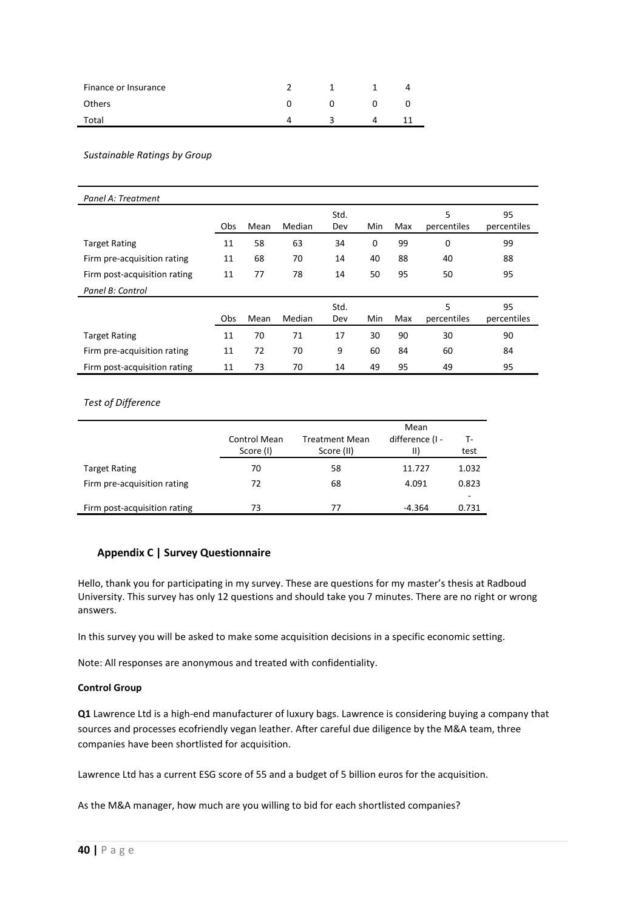| | | | | |
|---|---|---|---|---|
| Finance or Insurance | 2 | 1 | 1 | 4 |
| Others | 0 | 0 | 0 | 0 |
| Total | 4 | 3 | 4 | 11 |

*Sustainable Ratings by Group*

| *Panel A: Treatment* | | | | | | | | |
|---|---|---|---|---|---|---|---|---|
| | Obs | Mean | Median | Std. Dev | Min | Max | 5 percentiles | 95 percentiles |
| Target Rating | 11 | 58 | 63 | 34 | 0 | 99 | 0 | 99 |
| Firm pre-acquisition rating | 11 | 68 | 70 | 14 | 40 | 88 | 40 | 88 |
| Firm post-acquisition rating | 11 | 77 | 78 | 14 | 50 | 95 | 50 | 95 |
| *Panel B: Control* | | | | | | | | |
| | Obs | Mean | Median | Std. Dev | Min | Max | 5 percentiles | 95 percentiles |
| Target Rating | 11 | 70 | 71 | 17 | 30 | 90 | 30 | 90 |
| Firm pre-acquisition rating | 11 | 72 | 70 | 9 | 60 | 84 | 60 | 84 |
| Firm post-acquisition rating | 11 | 73 | 70 | 14 | 49 | 95 | 49 | 95 |

*Test of Difference*

| | Control Mean Score (I) | Treatment Mean Score (II) | Mean difference (I - II) | T-test |
|---|---|---|---|---|
| Target Rating | 70 | 58 | 11.727 | 1.032 |
| Firm pre-acquisition rating | 72 | 68 | 4.091 | 0.823 |
| Firm post-acquisition rating | 73 | 77 | -4.364 | -0.731 |

## Appendix C | Survey Questionnaire

Hello, thank you for participating in my survey. These are questions for my master's thesis at Radboud University. This survey has only 12 questions and should take you 7 minutes. There are no right or wrong answers.

In this survey you will be asked to make some acquisition decisions in a specific economic setting.

Note: All responses are anonymous and treated with confidentiality.

**Control Group**

**Q1** Lawrence Ltd is a high-end manufacturer of luxury bags. Lawrence is considering buying a company that sources and processes ecofriendly vegan leather. After careful due diligence by the M&A team, three companies have been shortlisted for acquisition.

Lawrence Ltd has a current ESG score of 55 and a budget of 5 billion euros for the acquisition.

As the M&A manager, how much are you willing to bid for each shortlisted companies?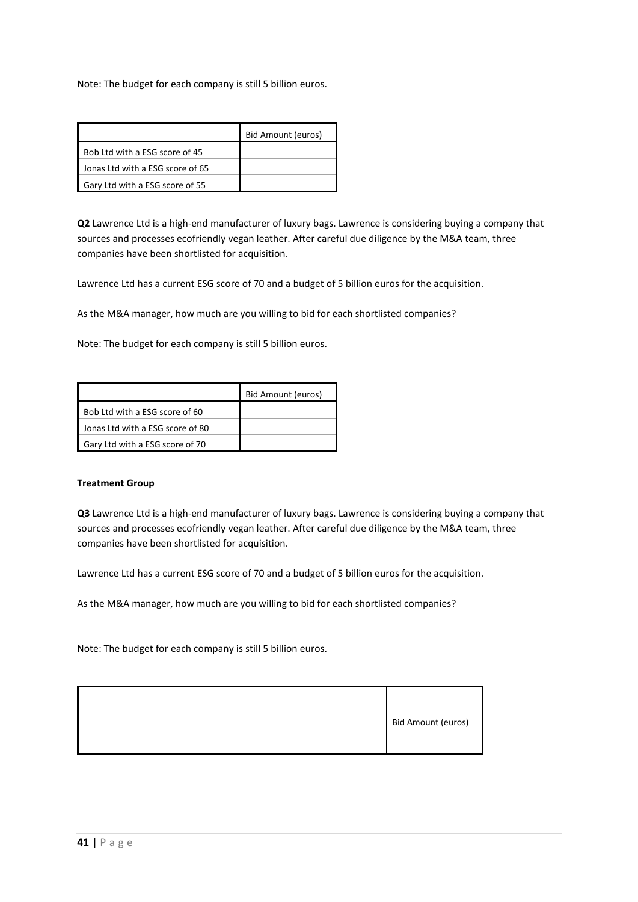Note: The budget for each company is still 5 billion euros.

| | Bid Amount (euros) |
|---|---|
| Bob Ltd with a ESG score of 45 | |
| Jonas Ltd with a ESG score of 65 | |
| Gary Ltd with a ESG score of 55 | |

**Q2** Lawrence Ltd is a high-end manufacturer of luxury bags. Lawrence is considering buying a company that sources and processes ecofriendly vegan leather. After careful due diligence by the M&A team, three companies have been shortlisted for acquisition.

Lawrence Ltd has a current ESG score of 70 and a budget of 5 billion euros for the acquisition.

As the M&A manager, how much are you willing to bid for each shortlisted companies?

Note: The budget for each company is still 5 billion euros.

| | Bid Amount (euros) |
|---|---|
| Bob Ltd with a ESG score of 60 | |
| Jonas Ltd with a ESG score of 80 | |
| Gary Ltd with a ESG score of 70 | |

**Treatment Group**

**Q3** Lawrence Ltd is a high-end manufacturer of luxury bags. Lawrence is considering buying a company that sources and processes ecofriendly vegan leather. After careful due diligence by the M&A team, three companies have been shortlisted for acquisition.

Lawrence Ltd has a current ESG score of 70 and a budget of 5 billion euros for the acquisition.

As the M&A manager, how much are you willing to bid for each shortlisted companies?

Note: The budget for each company is still 5 billion euros.

| | Bid Amount (euros) |
|---|---|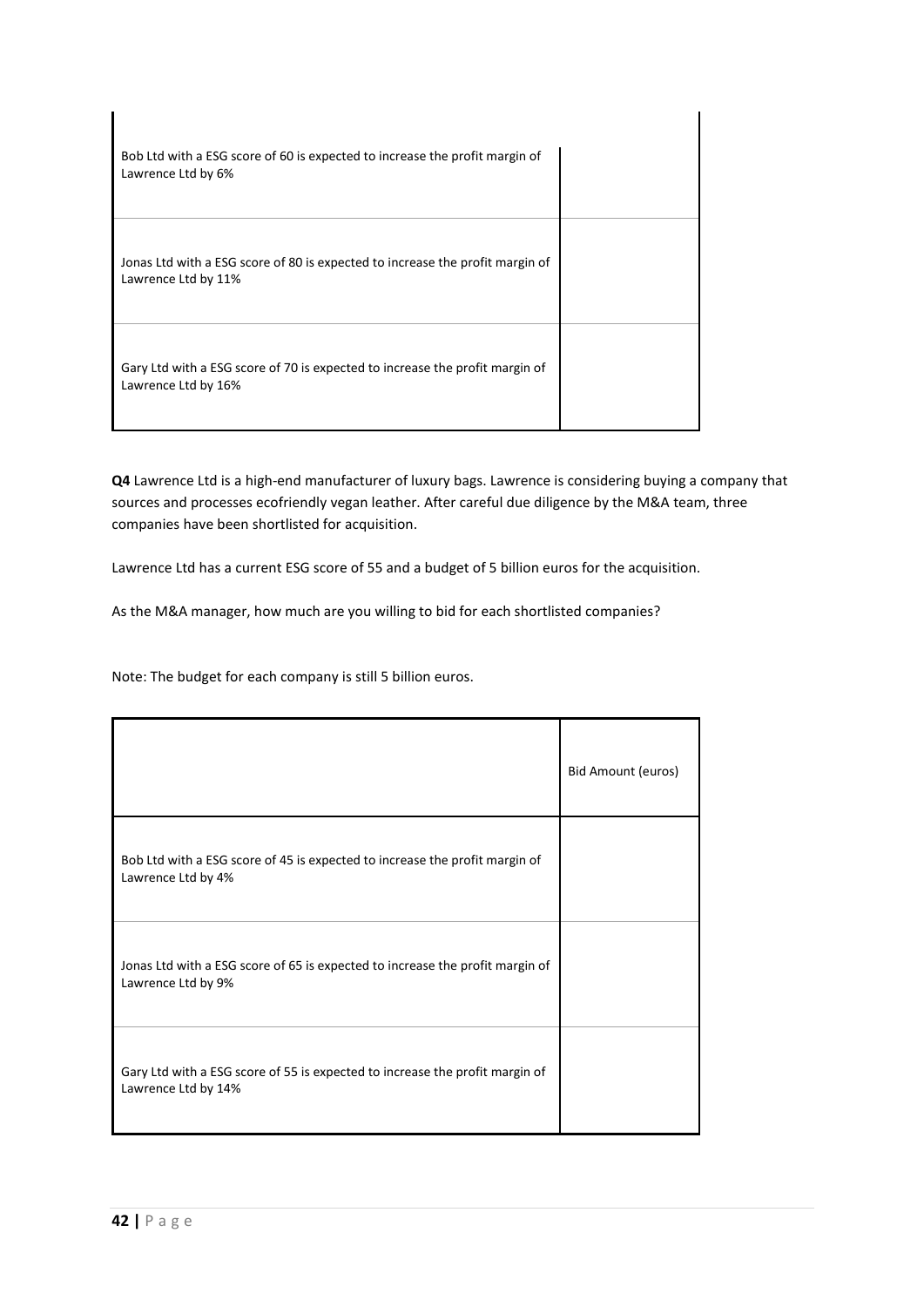| | |
|---|---|
| Bob Ltd with a ESG score of 60 is expected to increase the profit margin of Lawrence Ltd by 6% | |
| Jonas Ltd with a ESG score of 80 is expected to increase the profit margin of Lawrence Ltd by 11% | |
| Gary Ltd with a ESG score of 70 is expected to increase the profit margin of Lawrence Ltd by 16% | |

**Q4** Lawrence Ltd is a high-end manufacturer of luxury bags. Lawrence is considering buying a company that sources and processes ecofriendly vegan leather. After careful due diligence by the M&A team, three companies have been shortlisted for acquisition.

Lawrence Ltd has a current ESG score of 55 and a budget of 5 billion euros for the acquisition.

As the M&A manager, how much are you willing to bid for each shortlisted companies?

Note: The budget for each company is still 5 billion euros.

| | Bid Amount (euros) |
|---|---|
| Bob Ltd with a ESG score of 45 is expected to increase the profit margin of Lawrence Ltd by 4% | |
| Jonas Ltd with a ESG score of 65 is expected to increase the profit margin of Lawrence Ltd by 9% | |
| Gary Ltd with a ESG score of 55 is expected to increase the profit margin of Lawrence Ltd by 14% | |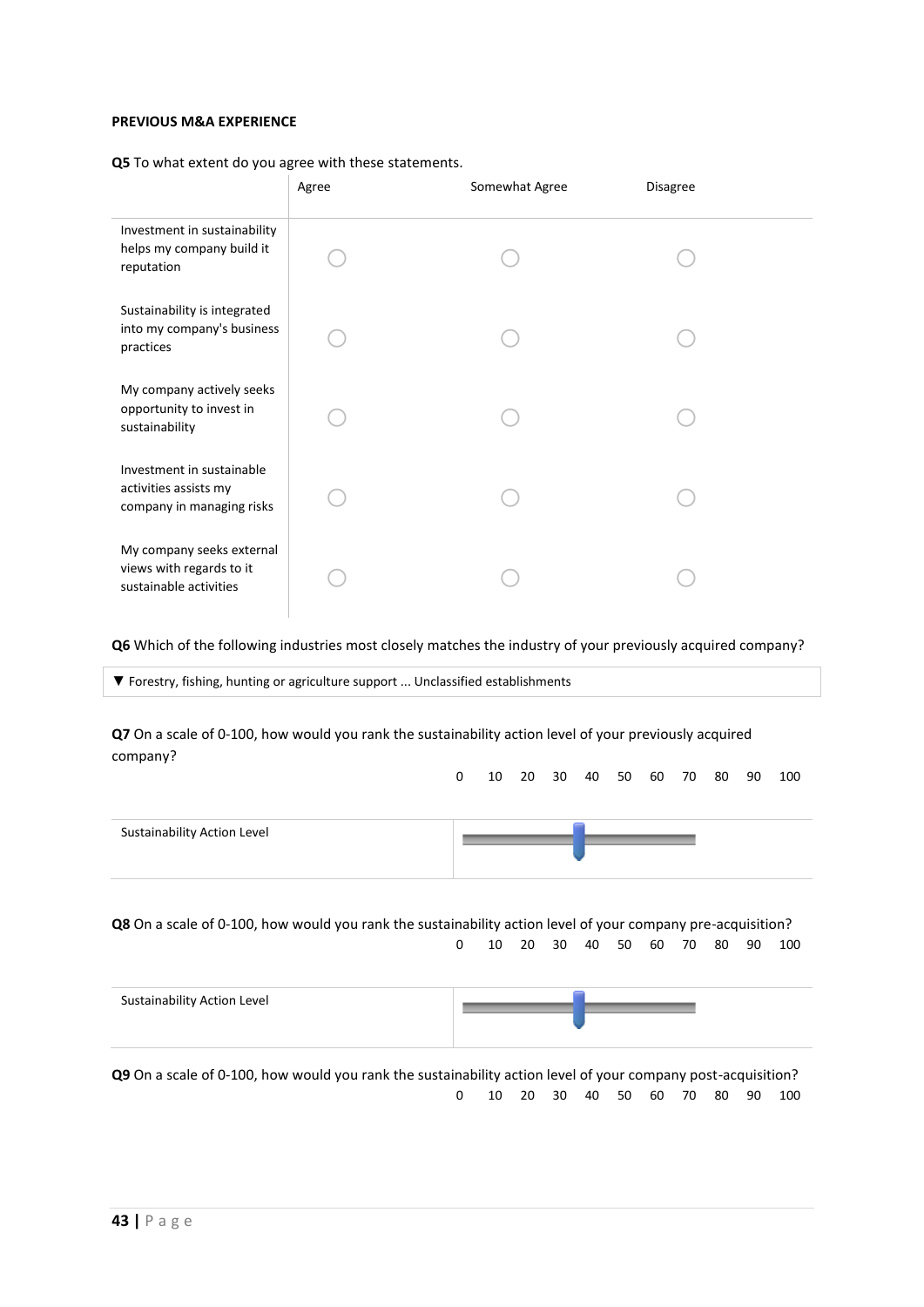**PREVIOUS M&A EXPERIENCE**

**Q5** To what extent do you agree with these statements.

| | Agree | Somewhat Agree | Disagree |
|---|---|---|---|
| Investment in sustainability helps my company build it reputation | ○ | ○ | ○ |
| Sustainability is integrated into my company's business practices | ○ | ○ | ○ |
| My company actively seeks opportunity to invest in sustainability | ○ | ○ | ○ |
| Investment in sustainable activities assists my company in managing risks | ○ | ○ | ○ |
| My company seeks external views with regards to it sustainable activities | ○ | ○ | ○ |

**Q6** Which of the following industries most closely matches the industry of your previously acquired company?

▼ Forestry, fishing, hunting or agriculture support ... Unclassified establishments

**Q7** On a scale of 0-100, how would you rank the sustainability action level of your previously acquired company?

| | 0 10 20 30 40 50 60 70 80 90 100 |
|---|---|
| Sustainability Action Level | |

**Q8** On a scale of 0-100, how would you rank the sustainability action level of your company pre-acquisition?

| | 0 10 20 30 40 50 60 70 80 90 100 |
|---|---|
| Sustainability Action Level | |

**Q9** On a scale of 0-100, how would you rank the sustainability action level of your company post-acquisition?

0 10 20 30 40 50 60 70 80 90 100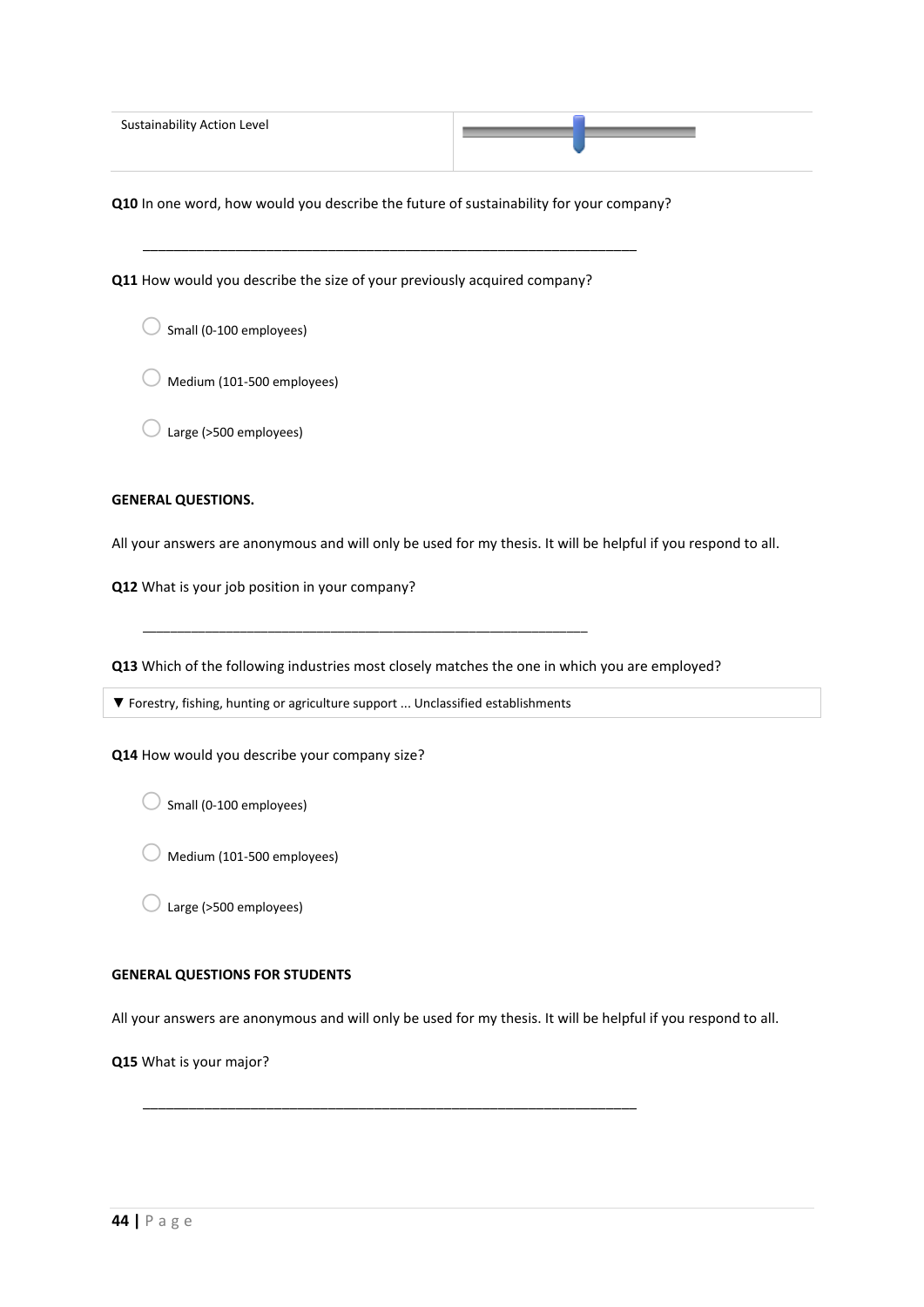| Sustainability Action Level | |
|---|---|

**Q10** In one word, how would you describe the future of sustainability for your company?

\_\_\_\_\_\_\_\_\_\_\_\_\_\_\_\_\_\_\_\_\_\_\_\_\_\_\_\_\_\_\_\_\_\_\_\_\_\_\_\_\_\_\_\_\_\_\_\_\_\_\_\_\_\_\_\_\_\_\_\_\_\_

**Q11** How would you describe the size of your previously acquired company?

- ◯ Small (0-100 employees)
- ◯ Medium (101-500 employees)
- ◯ Large (>500 employees)

**GENERAL QUESTIONS.**

All your answers are anonymous and will only be used for my thesis. It will be helpful if you respond to all.

**Q12** What is your job position in your company?

\_\_\_\_\_\_\_\_\_\_\_\_\_\_\_\_\_\_\_\_\_\_\_\_\_\_\_\_\_\_\_\_\_\_\_\_\_\_\_\_\_\_\_\_\_\_\_\_\_\_\_\_\_\_\_\_\_\_

**Q13** Which of the following industries most closely matches the one in which you are employed?

▼ Forestry, fishing, hunting or agriculture support ... Unclassified establishments

**Q14** How would you describe your company size?

- ◯ Small (0-100 employees)
- ◯ Medium (101-500 employees)
- ◯ Large (>500 employees)

**GENERAL QUESTIONS FOR STUDENTS**

All your answers are anonymous and will only be used for my thesis. It will be helpful if you respond to all.

**Q15** What is your major?

\_\_\_\_\_\_\_\_\_\_\_\_\_\_\_\_\_\_\_\_\_\_\_\_\_\_\_\_\_\_\_\_\_\_\_\_\_\_\_\_\_\_\_\_\_\_\_\_\_\_\_\_\_\_\_\_\_\_\_\_\_\_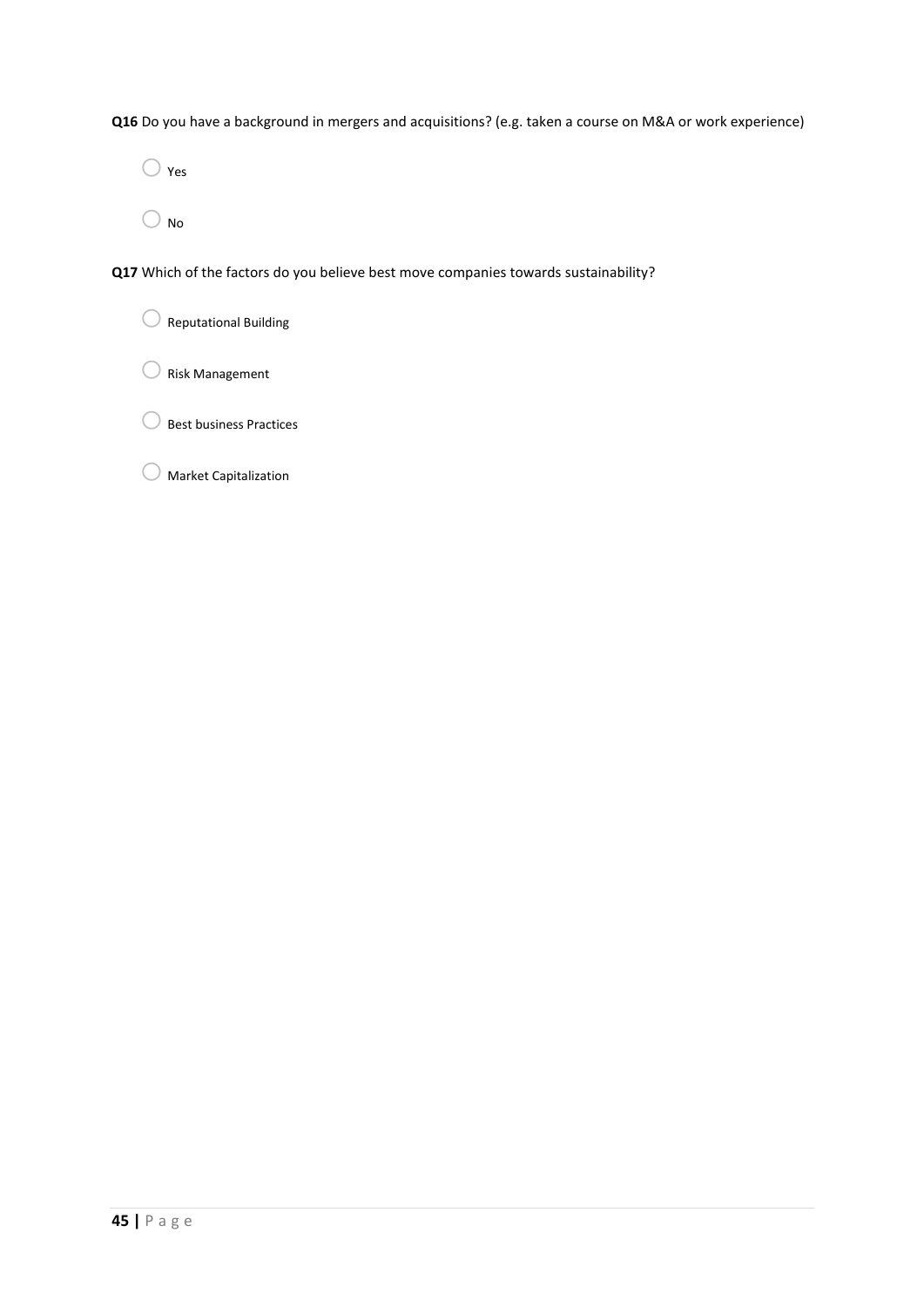**Q16** Do you have a background in mergers and acquisitions? (e.g. taken a course on M&A or work experience)

- ◯ Yes
- ◯ No

**Q17** Which of the factors do you believe best move companies towards sustainability?

- ◯ Reputational Building
- ◯ Risk Management
- ◯ Best business Practices
- ◯ Market Capitalization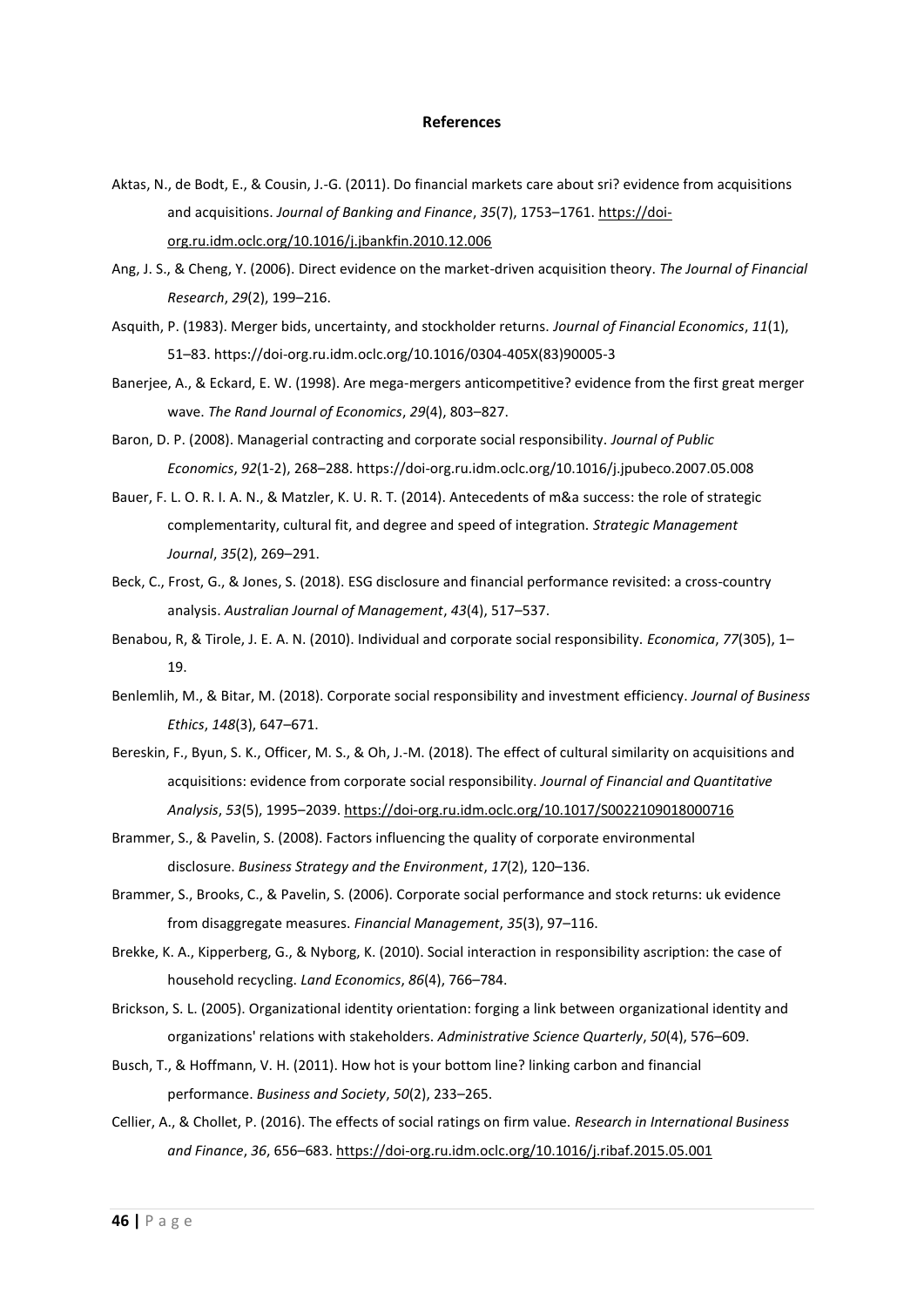**References**

Aktas, N., de Bodt, E., & Cousin, J.-G. (2011). Do financial markets care about sri? evidence from acquisitions and acquisitions. *Journal of Banking and Finance*, *35*(7), 1753–1761. https://doi-org.ru.idm.oclc.org/10.1016/j.jbankfin.2010.12.006

Ang, J. S., & Cheng, Y. (2006). Direct evidence on the market-driven acquisition theory. *The Journal of Financial Research*, *29*(2), 199–216.

Asquith, P. (1983). Merger bids, uncertainty, and stockholder returns. *Journal of Financial Economics*, *11*(1), 51–83. https://doi-org.ru.idm.oclc.org/10.1016/0304-405X(83)90005-3

Banerjee, A., & Eckard, E. W. (1998). Are mega-mergers anticompetitive? evidence from the first great merger wave. *The Rand Journal of Economics*, *29*(4), 803–827.

Baron, D. P. (2008). Managerial contracting and corporate social responsibility. *Journal of Public Economics*, *92*(1-2), 268–288. https://doi-org.ru.idm.oclc.org/10.1016/j.jpubeco.2007.05.008

Bauer, F. L. O. R. I. A. N., & Matzler, K. U. R. T. (2014). Antecedents of m&a success: the role of strategic complementarity, cultural fit, and degree and speed of integration. *Strategic Management Journal*, *35*(2), 269–291.

Beck, C., Frost, G., & Jones, S. (2018). ESG disclosure and financial performance revisited: a cross-country analysis. *Australian Journal of Management*, *43*(4), 517–537.

Benabou, R, & Tirole, J. E. A. N. (2010). Individual and corporate social responsibility. *Economica*, *77*(305), 1–19.

Benlemlih, M., & Bitar, M. (2018). Corporate social responsibility and investment efficiency. *Journal of Business Ethics*, *148*(3), 647–671.

Bereskin, F., Byun, S. K., Officer, M. S., & Oh, J.-M. (2018). The effect of cultural similarity on acquisitions and acquisitions: evidence from corporate social responsibility. *Journal of Financial and Quantitative Analysis*, *53*(5), 1995–2039. https://doi-org.ru.idm.oclc.org/10.1017/S0022109018000716

Brammer, S., & Pavelin, S. (2008). Factors influencing the quality of corporate environmental disclosure. *Business Strategy and the Environment*, *17*(2), 120–136.

Brammer, S., Brooks, C., & Pavelin, S. (2006). Corporate social performance and stock returns: uk evidence from disaggregate measures. *Financial Management*, *35*(3), 97–116.

Brekke, K. A., Kipperberg, G., & Nyborg, K. (2010). Social interaction in responsibility ascription: the case of household recycling. *Land Economics*, *86*(4), 766–784.

Brickson, S. L. (2005). Organizational identity orientation: forging a link between organizational identity and organizations' relations with stakeholders. *Administrative Science Quarterly*, *50*(4), 576–609.

Busch, T., & Hoffmann, V. H. (2011). How hot is your bottom line? linking carbon and financial performance. *Business and Society*, *50*(2), 233–265.

Cellier, A., & Chollet, P. (2016). The effects of social ratings on firm value. *Research in International Business and Finance*, *36*, 656–683. https://doi-org.ru.idm.oclc.org/10.1016/j.ribaf.2015.05.001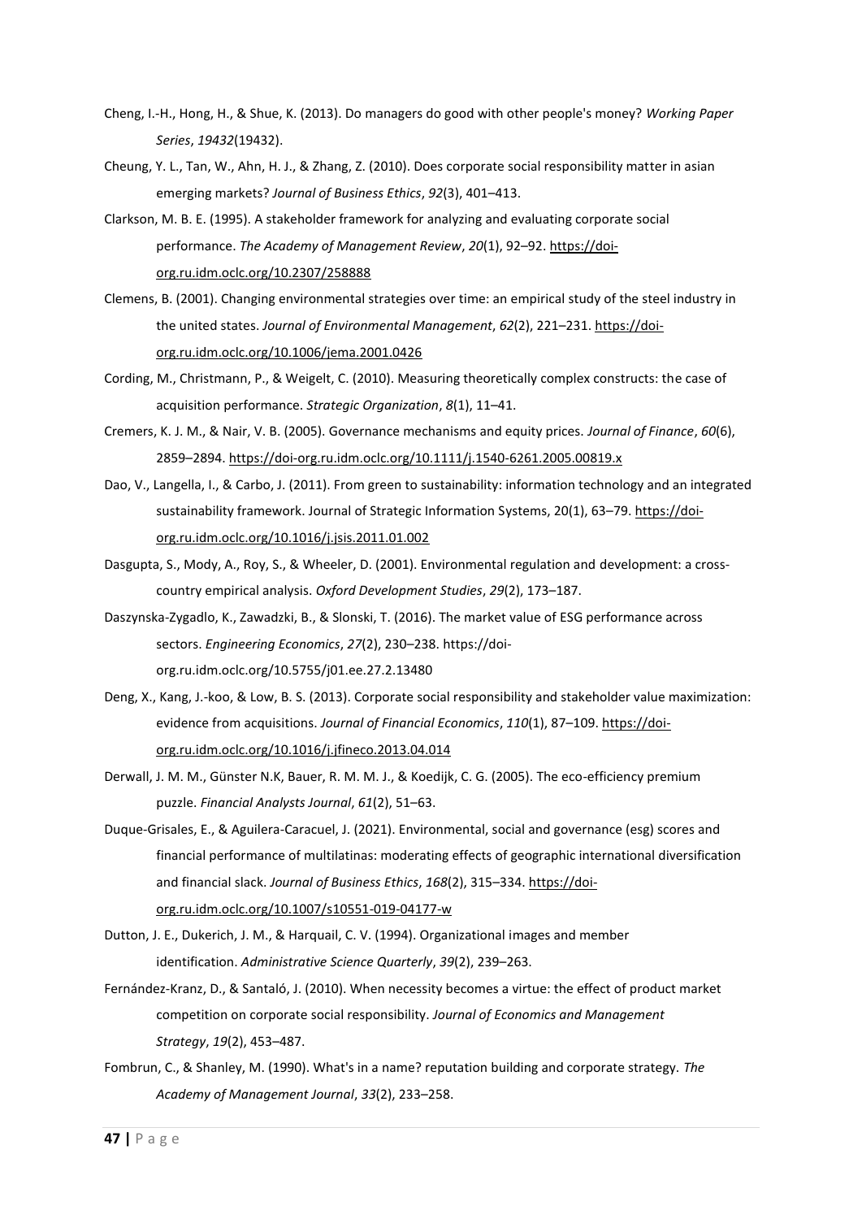Cheng, I.-H., Hong, H., & Shue, K. (2013). Do managers do good with other people's money? *Working Paper Series*, *19432*(19432).

Cheung, Y. L., Tan, W., Ahn, H. J., & Zhang, Z. (2010). Does corporate social responsibility matter in asian emerging markets? *Journal of Business Ethics*, *92*(3), 401–413.

Clarkson, M. B. E. (1995). A stakeholder framework for analyzing and evaluating corporate social performance. *The Academy of Management Review*, *20*(1), 92–92. https://doi-org.ru.idm.oclc.org/10.2307/258888

Clemens, B. (2001). Changing environmental strategies over time: an empirical study of the steel industry in the united states. *Journal of Environmental Management*, *62*(2), 221–231. https://doi-org.ru.idm.oclc.org/10.1006/jema.2001.0426

Cording, M., Christmann, P., & Weigelt, C. (2010). Measuring theoretically complex constructs: the case of acquisition performance. *Strategic Organization*, *8*(1), 11–41.

Cremers, K. J. M., & Nair, V. B. (2005). Governance mechanisms and equity prices. *Journal of Finance*, *60*(6), 2859–2894. https://doi-org.ru.idm.oclc.org/10.1111/j.1540-6261.2005.00819.x

Dao, V., Langella, I., & Carbo, J. (2011). From green to sustainability: information technology and an integrated sustainability framework. Journal of Strategic Information Systems, 20(1), 63–79. https://doi-org.ru.idm.oclc.org/10.1016/j.jsis.2011.01.002

Dasgupta, S., Mody, A., Roy, S., & Wheeler, D. (2001). Environmental regulation and development: a cross-country empirical analysis. *Oxford Development Studies*, *29*(2), 173–187.

Daszynska-Zygadlo, K., Zawadzki, B., & Slonski, T. (2016). The market value of ESG performance across sectors. *Engineering Economics*, *27*(2), 230–238. https://doi-org.ru.idm.oclc.org/10.5755/j01.ee.27.2.13480

Deng, X., Kang, J.-koo, & Low, B. S. (2013). Corporate social responsibility and stakeholder value maximization: evidence from acquisitions. *Journal of Financial Economics*, *110*(1), 87–109. https://doi-org.ru.idm.oclc.org/10.1016/j.jfineco.2013.04.014

Derwall, J. M. M., Günster N.K, Bauer, R. M. M. J., & Koedijk, C. G. (2005). The eco-efficiency premium puzzle. *Financial Analysts Journal*, *61*(2), 51–63.

Duque-Grisales, E., & Aguilera-Caracuel, J. (2021). Environmental, social and governance (esg) scores and financial performance of multilatinas: moderating effects of geographic international diversification and financial slack. *Journal of Business Ethics*, *168*(2), 315–334. https://doi-org.ru.idm.oclc.org/10.1007/s10551-019-04177-w

Dutton, J. E., Dukerich, J. M., & Harquail, C. V. (1994). Organizational images and member identification. *Administrative Science Quarterly*, *39*(2), 239–263.

Fernández-Kranz, D., & Santaló, J. (2010). When necessity becomes a virtue: the effect of product market competition on corporate social responsibility. *Journal of Economics and Management Strategy*, *19*(2), 453–487.

Fombrun, C., & Shanley, M. (1990). What's in a name? reputation building and corporate strategy. *The Academy of Management Journal*, *33*(2), 233–258.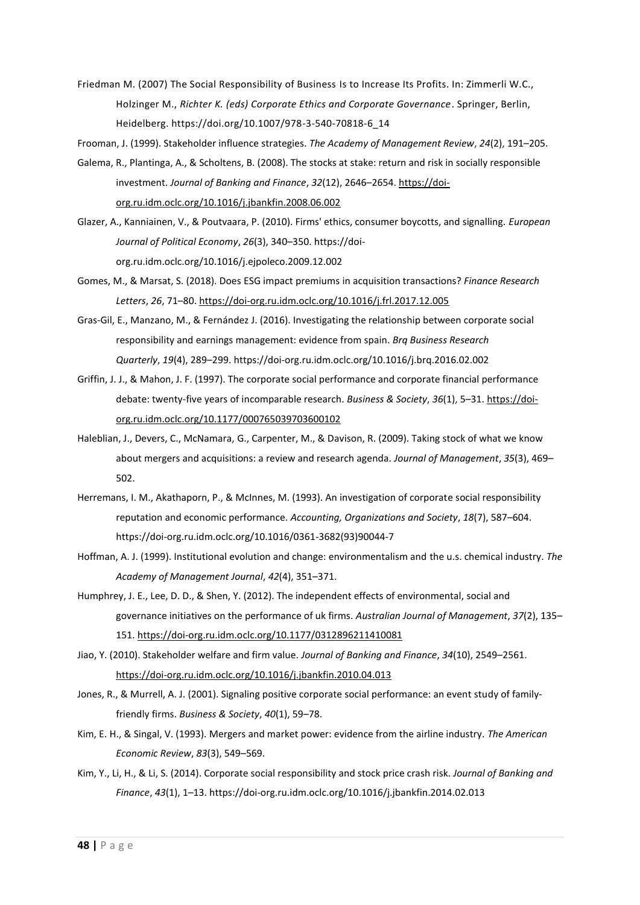Friedman M. (2007) The Social Responsibility of Business Is to Increase Its Profits. In: Zimmerli W.C., Holzinger M., *Richter K. (eds) Corporate Ethics and Corporate Governance*. Springer, Berlin, Heidelberg. https://doi.org/10.1007/978-3-540-70818-6_14

Frooman, J. (1999). Stakeholder influence strategies. *The Academy of Management Review*, *24*(2), 191–205.

Galema, R., Plantinga, A., & Scholtens, B. (2008). The stocks at stake: return and risk in socially responsible investment. *Journal of Banking and Finance*, *32*(12), 2646–2654. https://doi-org.ru.idm.oclc.org/10.1016/j.jbankfin.2008.06.002

Glazer, A., Kanniainen, V., & Poutvaara, P. (2010). Firms' ethics, consumer boycotts, and signalling. *European Journal of Political Economy*, *26*(3), 340–350. https://doi-org.ru.idm.oclc.org/10.1016/j.ejpoleco.2009.12.002

Gomes, M., & Marsat, S. (2018). Does ESG impact premiums in acquisition transactions? *Finance Research Letters*, *26*, 71–80. https://doi-org.ru.idm.oclc.org/10.1016/j.frl.2017.12.005

Gras-Gil, E., Manzano, M., & Fernández J. (2016). Investigating the relationship between corporate social responsibility and earnings management: evidence from spain. *Brq Business Research Quarterly*, *19*(4), 289–299. https://doi-org.ru.idm.oclc.org/10.1016/j.brq.2016.02.002

Griffin, J. J., & Mahon, J. F. (1997). The corporate social performance and corporate financial performance debate: twenty-five years of incomparable research. *Business & Society*, *36*(1), 5–31. https://doi-org.ru.idm.oclc.org/10.1177/000765039703600102

Haleblian, J., Devers, C., McNamara, G., Carpenter, M., & Davison, R. (2009). Taking stock of what we know about mergers and acquisitions: a review and research agenda. *Journal of Management*, *35*(3), 469–502.

Herremans, I. M., Akathaporn, P., & McInnes, M. (1993). An investigation of corporate social responsibility reputation and economic performance. *Accounting, Organizations and Society*, *18*(7), 587–604. https://doi-org.ru.idm.oclc.org/10.1016/0361-3682(93)90044-7

Hoffman, A. J. (1999). Institutional evolution and change: environmentalism and the u.s. chemical industry. *The Academy of Management Journal*, *42*(4), 351–371.

Humphrey, J. E., Lee, D. D., & Shen, Y. (2012). The independent effects of environmental, social and governance initiatives on the performance of uk firms. *Australian Journal of Management*, *37*(2), 135–151. https://doi-org.ru.idm.oclc.org/10.1177/0312896211410081

Jiao, Y. (2010). Stakeholder welfare and firm value. *Journal of Banking and Finance*, *34*(10), 2549–2561. https://doi-org.ru.idm.oclc.org/10.1016/j.jbankfin.2010.04.013

Jones, R., & Murrell, A. J. (2001). Signaling positive corporate social performance: an event study of family-friendly firms. *Business & Society*, *40*(1), 59–78.

Kim, E. H., & Singal, V. (1993). Mergers and market power: evidence from the airline industry. *The American Economic Review*, *83*(3), 549–569.

Kim, Y., Li, H., & Li, S. (2014). Corporate social responsibility and stock price crash risk. *Journal of Banking and Finance*, *43*(1), 1–13. https://doi-org.ru.idm.oclc.org/10.1016/j.jbankfin.2014.02.013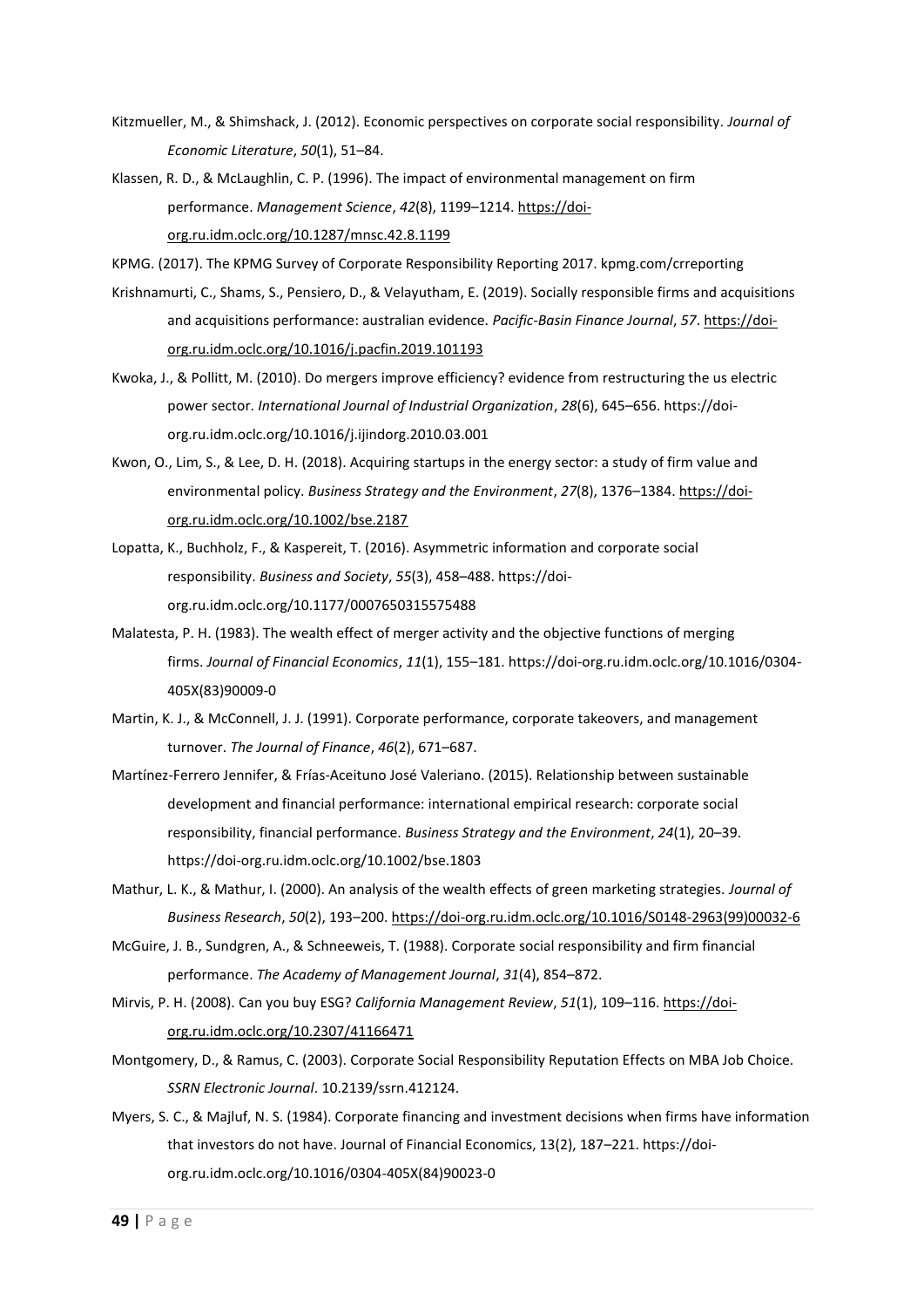Kitzmueller, M., & Shimshack, J. (2012). Economic perspectives on corporate social responsibility. *Journal of Economic Literature*, *50*(1), 51–84.

Klassen, R. D., & McLaughlin, C. P. (1996). The impact of environmental management on firm performance. *Management Science*, *42*(8), 1199–1214. https://doi-org.ru.idm.oclc.org/10.1287/mnsc.42.8.1199

KPMG. (2017). The KPMG Survey of Corporate Responsibility Reporting 2017. kpmg.com/crreporting

Krishnamurti, C., Shams, S., Pensiero, D., & Velayutham, E. (2019). Socially responsible firms and acquisitions and acquisitions performance: australian evidence. *Pacific-Basin Finance Journal*, *57*. https://doi-org.ru.idm.oclc.org/10.1016/j.pacfin.2019.101193

Kwoka, J., & Pollitt, M. (2010). Do mergers improve efficiency? evidence from restructuring the us electric power sector. *International Journal of Industrial Organization*, *28*(6), 645–656. https://doi-org.ru.idm.oclc.org/10.1016/j.ijindorg.2010.03.001

Kwon, O., Lim, S., & Lee, D. H. (2018). Acquiring startups in the energy sector: a study of firm value and environmental policy. *Business Strategy and the Environment*, *27*(8), 1376–1384. https://doi-org.ru.idm.oclc.org/10.1002/bse.2187

Lopatta, K., Buchholz, F., & Kaspereit, T. (2016). Asymmetric information and corporate social responsibility. *Business and Society*, *55*(3), 458–488. https://doi-org.ru.idm.oclc.org/10.1177/0007650315575488

Malatesta, P. H. (1983). The wealth effect of merger activity and the objective functions of merging firms. *Journal of Financial Economics*, *11*(1), 155–181. https://doi-org.ru.idm.oclc.org/10.1016/0304-405X(83)90009-0

Martin, K. J., & McConnell, J. J. (1991). Corporate performance, corporate takeovers, and management turnover. *The Journal of Finance*, *46*(2), 671–687.

Martínez-Ferrero Jennifer, & Frías-Aceituno José Valeriano. (2015). Relationship between sustainable development and financial performance: international empirical research: corporate social responsibility, financial performance. *Business Strategy and the Environment*, *24*(1), 20–39. https://doi-org.ru.idm.oclc.org/10.1002/bse.1803

Mathur, L. K., & Mathur, I. (2000). An analysis of the wealth effects of green marketing strategies. *Journal of Business Research*, *50*(2), 193–200. https://doi-org.ru.idm.oclc.org/10.1016/S0148-2963(99)00032-6

McGuire, J. B., Sundgren, A., & Schneeweis, T. (1988). Corporate social responsibility and firm financial performance. *The Academy of Management Journal*, *31*(4), 854–872.

Mirvis, P. H. (2008). Can you buy ESG? *California Management Review*, *51*(1), 109–116. https://doi-org.ru.idm.oclc.org/10.2307/41166471

Montgomery, D., & Ramus, C. (2003). Corporate Social Responsibility Reputation Effects on MBA Job Choice. *SSRN Electronic Journal*. 10.2139/ssrn.412124.

Myers, S. C., & Majluf, N. S. (1984). Corporate financing and investment decisions when firms have information that investors do not have. Journal of Financial Economics, 13(2), 187–221. https://doi-org.ru.idm.oclc.org/10.1016/0304-405X(84)90023-0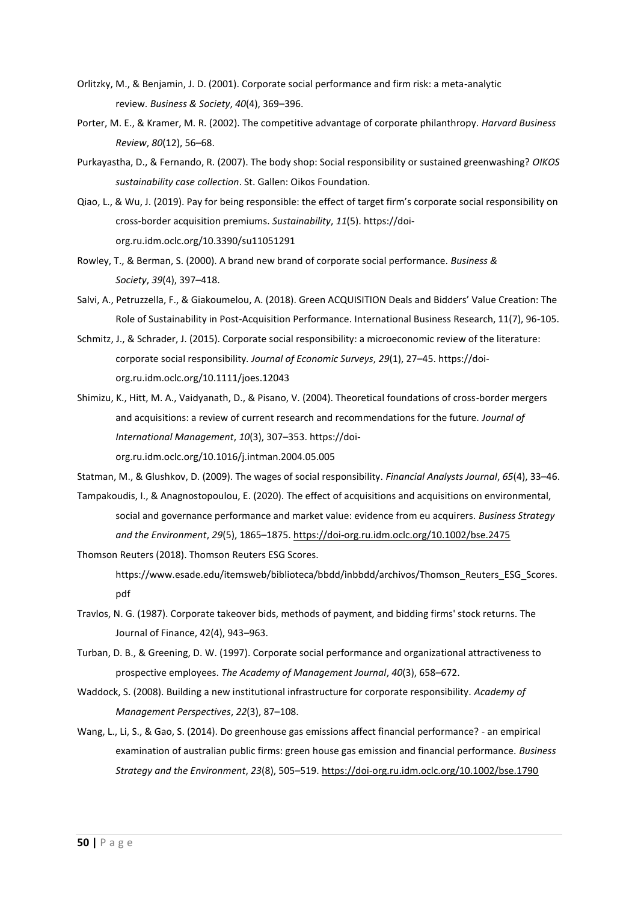Orlitzky, M., & Benjamin, J. D. (2001). Corporate social performance and firm risk: a meta-analytic review. *Business & Society*, *40*(4), 369–396.

Porter, M. E., & Kramer, M. R. (2002). The competitive advantage of corporate philanthropy. *Harvard Business Review*, *80*(12), 56–68.

Purkayastha, D., & Fernando, R. (2007). The body shop: Social responsibility or sustained greenwashing? *OIKOS sustainability case collection*. St. Gallen: Oikos Foundation.

Qiao, L., & Wu, J. (2019). Pay for being responsible: the effect of target firm's corporate social responsibility on cross-border acquisition premiums. *Sustainability*, *11*(5). https://doi-org.ru.idm.oclc.org/10.3390/su11051291

Rowley, T., & Berman, S. (2000). A brand new brand of corporate social performance. *Business & Society*, *39*(4), 397–418.

Salvi, A., Petruzzella, F., & Giakoumelou, A. (2018). Green ACQUISITION Deals and Bidders' Value Creation: The Role of Sustainability in Post-Acquisition Performance. International Business Research, 11(7), 96-105.

Schmitz, J., & Schrader, J. (2015). Corporate social responsibility: a microeconomic review of the literature: corporate social responsibility. *Journal of Economic Surveys*, *29*(1), 27–45. https://doi-org.ru.idm.oclc.org/10.1111/joes.12043

Shimizu, K., Hitt, M. A., Vaidyanath, D., & Pisano, V. (2004). Theoretical foundations of cross-border mergers and acquisitions: a review of current research and recommendations for the future. *Journal of International Management*, *10*(3), 307–353. https://doi-org.ru.idm.oclc.org/10.1016/j.intman.2004.05.005

Statman, M., & Glushkov, D. (2009). The wages of social responsibility. *Financial Analysts Journal*, *65*(4), 33–46.

Tampakoudis, I., & Anagnostopoulou, E. (2020). The effect of acquisitions and acquisitions on environmental, social and governance performance and market value: evidence from eu acquirers. *Business Strategy and the Environment*, *29*(5), 1865–1875. https://doi-org.ru.idm.oclc.org/10.1002/bse.2475

Thomson Reuters (2018). Thomson Reuters ESG Scores. https://www.esade.edu/itemsweb/biblioteca/bbdd/inbbdd/archivos/Thomson_Reuters_ESG_Scores.pdf

Travlos, N. G. (1987). Corporate takeover bids, methods of payment, and bidding firms' stock returns. The Journal of Finance, 42(4), 943–963.

Turban, D. B., & Greening, D. W. (1997). Corporate social performance and organizational attractiveness to prospective employees. *The Academy of Management Journal*, *40*(3), 658–672.

Waddock, S. (2008). Building a new institutional infrastructure for corporate responsibility. *Academy of Management Perspectives*, *22*(3), 87–108.

Wang, L., Li, S., & Gao, S. (2014). Do greenhouse gas emissions affect financial performance? - an empirical examination of australian public firms: green house gas emission and financial performance. *Business Strategy and the Environment*, *23*(8), 505–519. https://doi-org.ru.idm.oclc.org/10.1002/bse.1790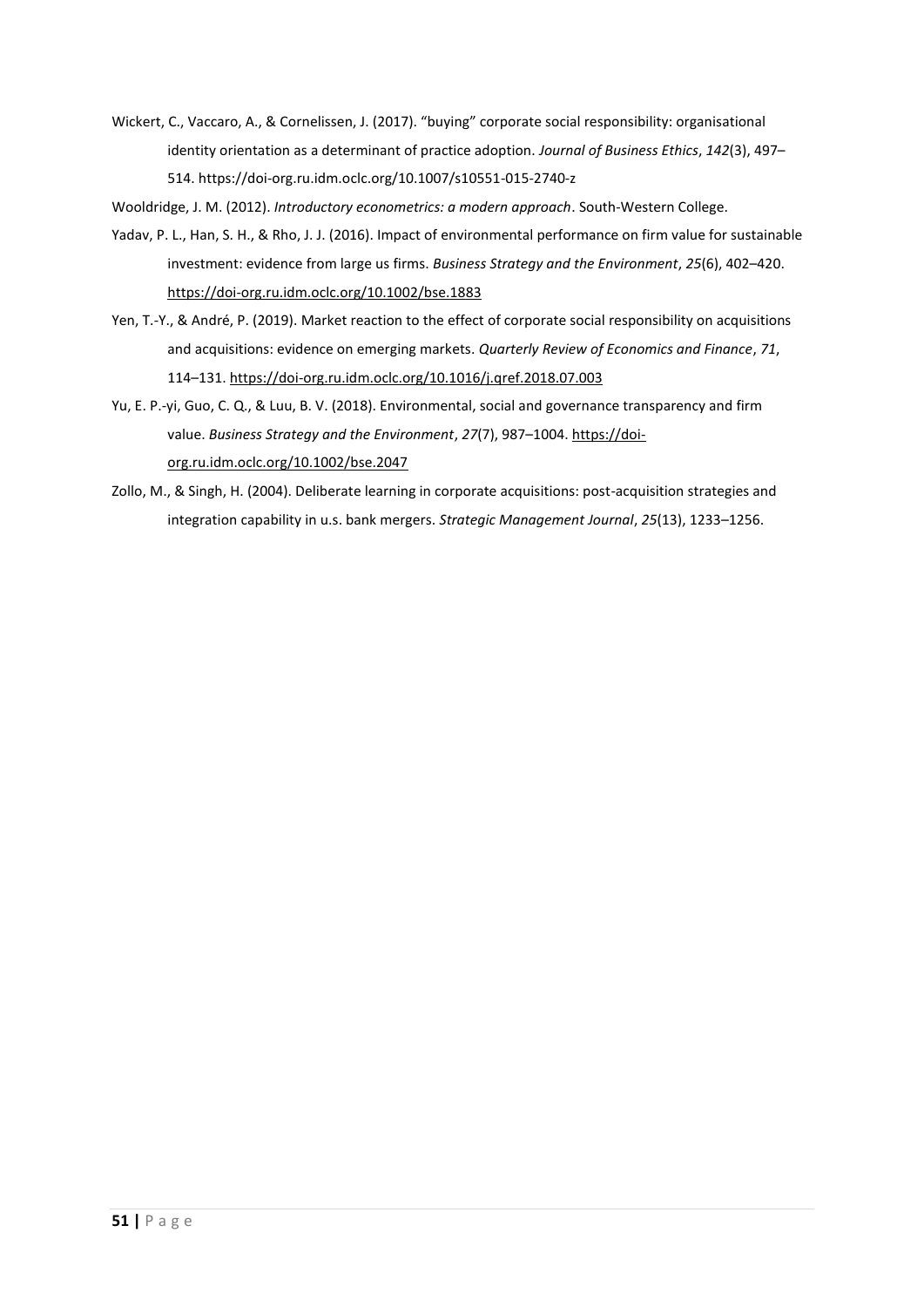Wickert, C., Vaccaro, A., & Cornelissen, J. (2017). “buying” corporate social responsibility: organisational identity orientation as a determinant of practice adoption. *Journal of Business Ethics*, *142*(3), 497–514. https://doi-org.ru.idm.oclc.org/10.1007/s10551-015-2740-z

Wooldridge, J. M. (2012). *Introductory econometrics: a modern approach*. South-Western College.

Yadav, P. L., Han, S. H., & Rho, J. J. (2016). Impact of environmental performance on firm value for sustainable investment: evidence from large us firms. *Business Strategy and the Environment*, *25*(6), 402–420. https://doi-org.ru.idm.oclc.org/10.1002/bse.1883

Yen, T.-Y., & André, P. (2019). Market reaction to the effect of corporate social responsibility on acquisitions and acquisitions: evidence on emerging markets. *Quarterly Review of Economics and Finance*, *71*, 114–131. https://doi-org.ru.idm.oclc.org/10.1016/j.qref.2018.07.003

Yu, E. P.-yi, Guo, C. Q., & Luu, B. V. (2018). Environmental, social and governance transparency and firm value. *Business Strategy and the Environment*, *27*(7), 987–1004. https://doi-org.ru.idm.oclc.org/10.1002/bse.2047

Zollo, M., & Singh, H. (2004). Deliberate learning in corporate acquisitions: post-acquisition strategies and integration capability in u.s. bank mergers. *Strategic Management Journal*, *25*(13), 1233–1256.